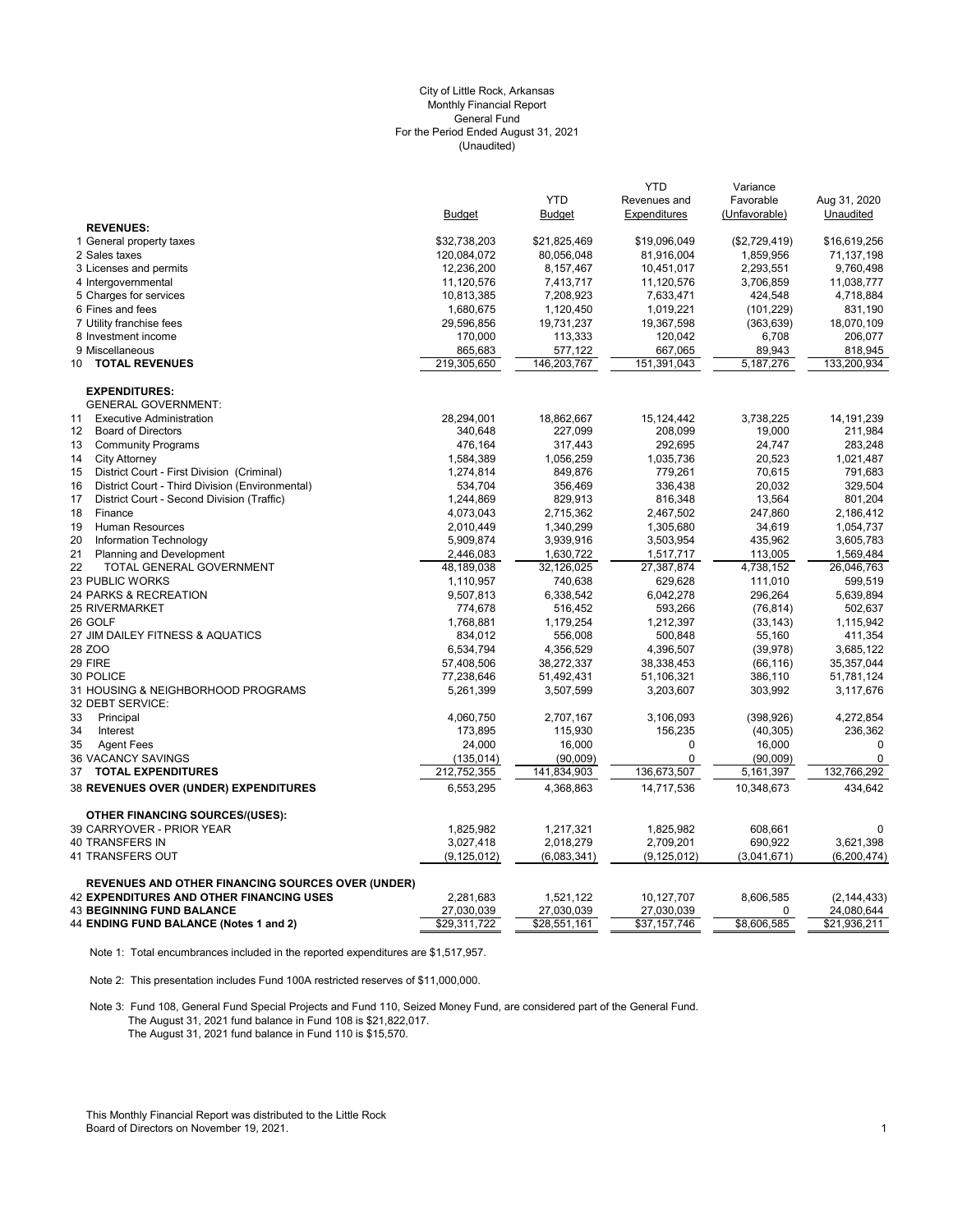City of Little Rock, Arkansas
Monthly Financial Report
General Fund
For the Period Ended August 31, 2021
(Unaudited)

| | Budget | YTD Budget | YTD Revenues and Expenditures | Variance Favorable (Unfavorable) | Aug 31, 2020 Unaudited |
|---|---|---|---|---|---|
| **REVENUES:** | | | | | |
| 1 General property taxes | $32,738,203 | $21,825,469 | $19,096,049 | ($2,729,419) | $16,619,256 |
| 2 Sales taxes | 120,084,072 | 80,056,048 | 81,916,004 | 1,859,956 | 71,137,198 |
| 3 Licenses and permits | 12,236,200 | 8,157,467 | 10,451,017 | 2,293,551 | 9,760,498 |
| 4 Intergovernmental | 11,120,576 | 7,413,717 | 11,120,576 | 3,706,859 | 11,038,777 |
| 5 Charges for services | 10,813,385 | 7,208,923 | 7,633,471 | 424,548 | 4,718,884 |
| 6 Fines and fees | 1,680,675 | 1,120,450 | 1,019,221 | (101,229) | 831,190 |
| 7 Utility franchise fees | 29,596,856 | 19,731,237 | 19,367,598 | (363,639) | 18,070,109 |
| 8 Investment income | 170,000 | 113,333 | 120,042 | 6,708 | 206,077 |
| 9 Miscellaneous | 865,683 | 577,122 | 667,065 | 89,943 | 818,945 |
| 10 **TOTAL REVENUES** | 219,305,650 | 146,203,767 | 151,391,043 | 5,187,276 | 133,200,934 |
| **EXPENDITURES:** | | | | | |
| GENERAL GOVERNMENT: | | | | | |
| 11 Executive Administration | 28,294,001 | 18,862,667 | 15,124,442 | 3,738,225 | 14,191,239 |
| 12 Board of Directors | 340,648 | 227,099 | 208,099 | 19,000 | 211,984 |
| 13 Community Programs | 476,164 | 317,443 | 292,695 | 24,747 | 283,248 |
| 14 City Attorney | 1,584,389 | 1,056,259 | 1,035,736 | 20,523 | 1,021,487 |
| 15 District Court - First Division (Criminal) | 1,274,814 | 849,876 | 779,261 | 70,615 | 791,683 |
| 16 District Court - Third Division (Environmental) | 534,704 | 356,469 | 336,438 | 20,032 | 329,504 |
| 17 District Court - Second Division (Traffic) | 1,244,869 | 829,913 | 816,348 | 13,564 | 801,204 |
| 18 Finance | 4,073,043 | 2,715,362 | 2,467,502 | 247,860 | 2,186,412 |
| 19 Human Resources | 2,010,449 | 1,340,299 | 1,305,680 | 34,619 | 1,054,737 |
| 20 Information Technology | 5,909,874 | 3,939,916 | 3,503,954 | 435,962 | 3,605,783 |
| 21 Planning and Development | 2,446,083 | 1,630,722 | 1,517,717 | 113,005 | 1,569,484 |
| 22 TOTAL GENERAL GOVERNMENT | 48,189,038 | 32,126,025 | 27,387,874 | 4,738,152 | 26,046,763 |
| 23 PUBLIC WORKS | 1,110,957 | 740,638 | 629,628 | 111,010 | 599,519 |
| 24 PARKS & RECREATION | 9,507,813 | 6,338,542 | 6,042,278 | 296,264 | 5,639,894 |
| 25 RIVERMARKET | 774,678 | 516,452 | 593,266 | (76,814) | 502,637 |
| 26 GOLF | 1,768,881 | 1,179,254 | 1,212,397 | (33,143) | 1,115,942 |
| 27 JIM DAILEY FITNESS & AQUATICS | 834,012 | 556,008 | 500,848 | 55,160 | 411,354 |
| 28 ZOO | 6,534,794 | 4,356,529 | 4,396,507 | (39,978) | 3,685,122 |
| 29 FIRE | 57,408,506 | 38,272,337 | 38,338,453 | (66,116) | 35,357,044 |
| 30 POLICE | 77,238,646 | 51,492,431 | 51,106,321 | 386,110 | 51,781,124 |
| 31 HOUSING & NEIGHBORHOOD PROGRAMS | 5,261,399 | 3,507,599 | 3,203,607 | 303,992 | 3,117,676 |
| 32 DEBT SERVICE: | | | | | |
| 33 Principal | 4,060,750 | 2,707,167 | 3,106,093 | (398,926) | 4,272,854 |
| 34 Interest | 173,895 | 115,930 | 156,235 | (40,305) | 236,362 |
| 35 Agent Fees | 24,000 | 16,000 | 0 | 16,000 | 0 |
| 36 VACANCY SAVINGS | (135,014) | (90,009) | 0 | (90,009) | 0 |
| 37 **TOTAL EXPENDITURES** | 212,752,355 | 141,834,903 | 136,673,507 | 5,161,397 | 132,766,292 |
| 38 **REVENUES OVER (UNDER) EXPENDITURES** | 6,553,295 | 4,368,863 | 14,717,536 | 10,348,673 | 434,642 |
| **OTHER FINANCING SOURCES/(USES):** | | | | | |
| 39 CARRYOVER - PRIOR YEAR | 1,825,982 | 1,217,321 | 1,825,982 | 608,661 | 0 |
| 40 TRANSFERS IN | 3,027,418 | 2,018,279 | 2,709,201 | 690,922 | 3,621,398 |
| 41 TRANSFERS OUT | (9,125,012) | (6,083,341) | (9,125,012) | (3,041,671) | (6,200,474) |
| **REVENUES AND OTHER FINANCING SOURCES OVER (UNDER)** | | | | | |
| 42 **EXPENDITURES AND OTHER FINANCING USES** | 2,281,683 | 1,521,122 | 10,127,707 | 8,606,585 | (2,144,433) |
| 43 **BEGINNING FUND BALANCE** | 27,030,039 | 27,030,039 | 27,030,039 | 0 | 24,080,644 |
| 44 **ENDING FUND BALANCE (Notes 1 and 2)** | $29,311,722 | $28,551,161 | $37,157,746 | $8,606,585 | $21,936,211 |

Note 1: Total encumbrances included in the reported expenditures are $1,517,957.

Note 2: This presentation includes Fund 100A restricted reserves of $11,000,000.

Note 3: Fund 108, General Fund Special Projects and Fund 110, Seized Money Fund, are considered part of the General Fund.
The August 31, 2021 fund balance in Fund 108 is $21,822,017.
The August 31, 2021 fund balance in Fund 110 is $15,570.

This Monthly Financial Report was distributed to the Little Rock Board of Directors on November 19, 2021.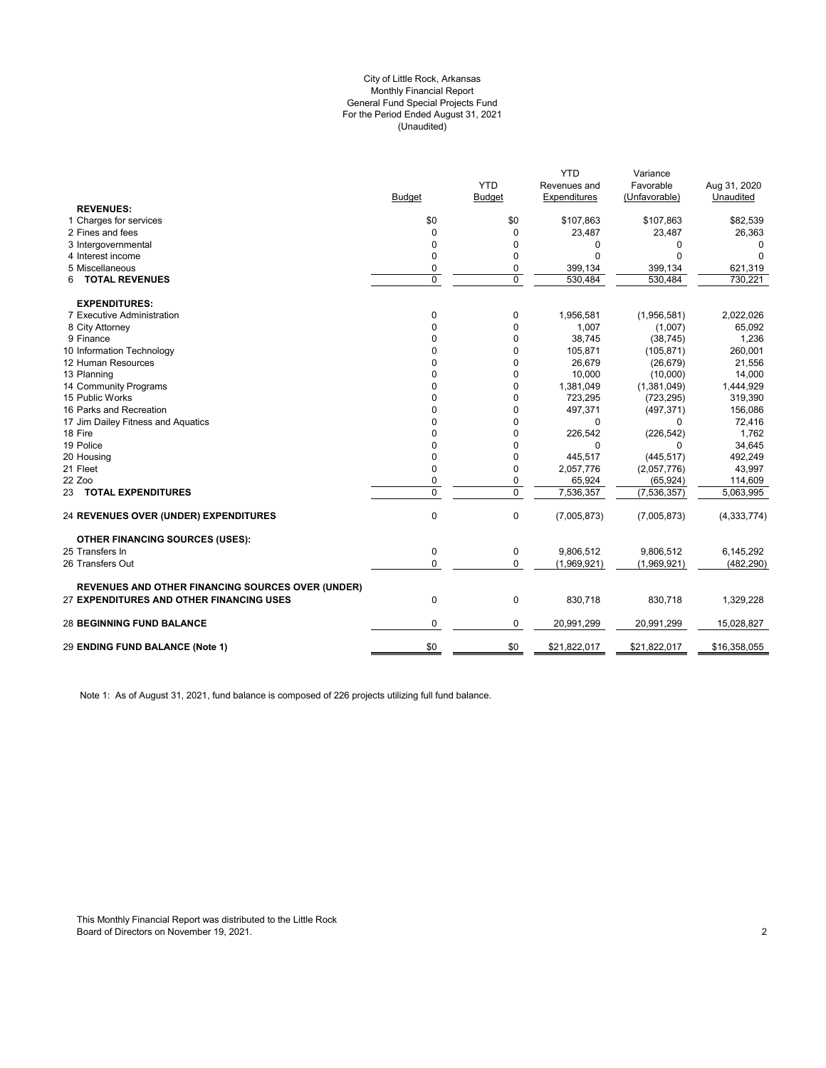City of Little Rock, Arkansas
Monthly Financial Report
General Fund Special Projects Fund
For the Period Ended August 31, 2021
(Unaudited)

| | Budget | YTD Budget | YTD Revenues and Expenditures | Variance Favorable (Unfavorable) | Aug 31, 2020 Unaudited |
|---|---|---|---|---|---|
| **REVENUES:** | | | | | |
| 1 Charges for services | $0 | $0 | $107,863 | $107,863 | $82,539 |
| 2 Fines and fees | 0 | 0 | 23,487 | 23,487 | 26,363 |
| 3 Intergovernmental | 0 | 0 | 0 | 0 | 0 |
| 4 Interest income | 0 | 0 | 0 | 0 | 0 |
| 5 Miscellaneous | 0 | 0 | 399,134 | 399,134 | 621,319 |
| 6 **TOTAL REVENUES** | 0 | 0 | 530,484 | 530,484 | 730,221 |
| **EXPENDITURES:** | | | | | |
| 7 Executive Administration | 0 | 0 | 1,956,581 | (1,956,581) | 2,022,026 |
| 8 City Attorney | 0 | 0 | 1,007 | (1,007) | 65,092 |
| 9 Finance | 0 | 0 | 38,745 | (38,745) | 1,236 |
| 10 Information Technology | 0 | 0 | 105,871 | (105,871) | 260,001 |
| 12 Human Resources | 0 | 0 | 26,679 | (26,679) | 21,556 |
| 13 Planning | 0 | 0 | 10,000 | (10,000) | 14,000 |
| 14 Community Programs | 0 | 0 | 1,381,049 | (1,381,049) | 1,444,929 |
| 15 Public Works | 0 | 0 | 723,295 | (723,295) | 319,390 |
| 16 Parks and Recreation | 0 | 0 | 497,371 | (497,371) | 156,086 |
| 17 Jim Dailey Fitness and Aquatics | 0 | 0 | 0 | 0 | 72,416 |
| 18 Fire | 0 | 0 | 226,542 | (226,542) | 1,762 |
| 19 Police | 0 | 0 | 0 | 0 | 34,645 |
| 20 Housing | 0 | 0 | 445,517 | (445,517) | 492,249 |
| 21 Fleet | 0 | 0 | 2,057,776 | (2,057,776) | 43,997 |
| 22 Zoo | 0 | 0 | 65,924 | (65,924) | 114,609 |
| 23 **TOTAL EXPENDITURES** | 0 | 0 | 7,536,357 | (7,536,357) | 5,063,995 |
| 24 **REVENUES OVER (UNDER) EXPENDITURES** | 0 | 0 | (7,005,873) | (7,005,873) | (4,333,774) |
| **OTHER FINANCING SOURCES (USES):** | | | | | |
| 25 Transfers In | 0 | 0 | 9,806,512 | 9,806,512 | 6,145,292 |
| 26 Transfers Out | 0 | 0 | (1,969,921) | (1,969,921) | (482,290) |
| **REVENUES AND OTHER FINANCING SOURCES OVER (UNDER)** | | | | | |
| 27 **EXPENDITURES AND OTHER FINANCING USES** | 0 | 0 | 830,718 | 830,718 | 1,329,228 |
| 28 **BEGINNING FUND BALANCE** | 0 | 0 | 20,991,299 | 20,991,299 | 15,028,827 |
| 29 **ENDING FUND BALANCE (Note 1)** | $0 | $0 | $21,822,017 | $21,822,017 | $16,358,055 |

Note 1: As of August 31, 2021, fund balance is composed of 226 projects utilizing full fund balance.

This Monthly Financial Report was distributed to the Little Rock Board of Directors on November 19, 2021.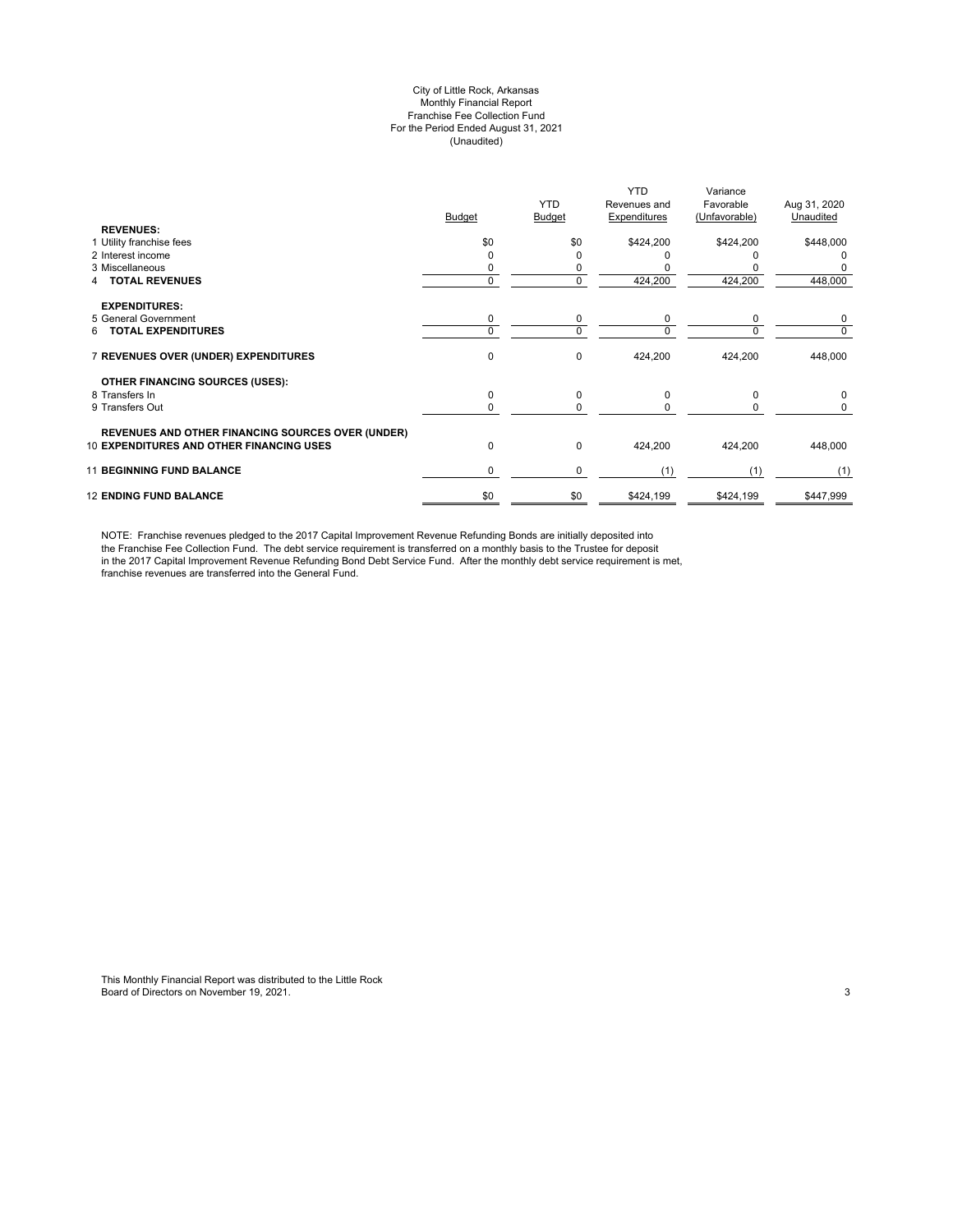City of Little Rock, Arkansas
Monthly Financial Report
Franchise Fee Collection Fund
For the Period Ended August 31, 2021
(Unaudited)

| | Budget | YTD Budget | YTD Revenues and Expenditures | Variance Favorable (Unfavorable) | Aug 31, 2020 Unaudited |
|---|---|---|---|---|---|
| **REVENUES:** | | | | | |
| 1 Utility franchise fees | $0 | $0 | $424,200 | $424,200 | $448,000 |
| 2 Interest income | 0 | 0 | 0 | 0 | 0 |
| 3 Miscellaneous | 0 | 0 | 0 | 0 | 0 |
| 4 **TOTAL REVENUES** | 0 | 0 | 424,200 | 424,200 | 448,000 |
| **EXPENDITURES:** | | | | | |
| 5 General Government | 0 | 0 | 0 | 0 | 0 |
| 6 **TOTAL EXPENDITURES** | 0 | 0 | 0 | 0 | 0 |
| 7 **REVENUES OVER (UNDER) EXPENDITURES** | 0 | 0 | 424,200 | 424,200 | 448,000 |
| **OTHER FINANCING SOURCES (USES):** | | | | | |
| 8 Transfers In | 0 | 0 | 0 | 0 | 0 |
| 9 Transfers Out | 0 | 0 | 0 | 0 | 0 |
| **REVENUES AND OTHER FINANCING SOURCES OVER (UNDER)** 10 **EXPENDITURES AND OTHER FINANCING USES** | 0 | 0 | 424,200 | 424,200 | 448,000 |
| 11 **BEGINNING FUND BALANCE** | 0 | 0 | (1) | (1) | (1) |
| 12 **ENDING FUND BALANCE** | $0 | $0 | $424,199 | $424,199 | $447,999 |

NOTE: Franchise revenues pledged to the 2017 Capital Improvement Revenue Refunding Bonds are initially deposited into the Franchise Fee Collection Fund. The debt service requirement is transferred on a monthly basis to the Trustee for deposit in the 2017 Capital Improvement Revenue Refunding Bond Debt Service Fund. After the monthly debt service requirement is met, franchise revenues are transferred into the General Fund.

This Monthly Financial Report was distributed to the Little Rock Board of Directors on November 19, 2021.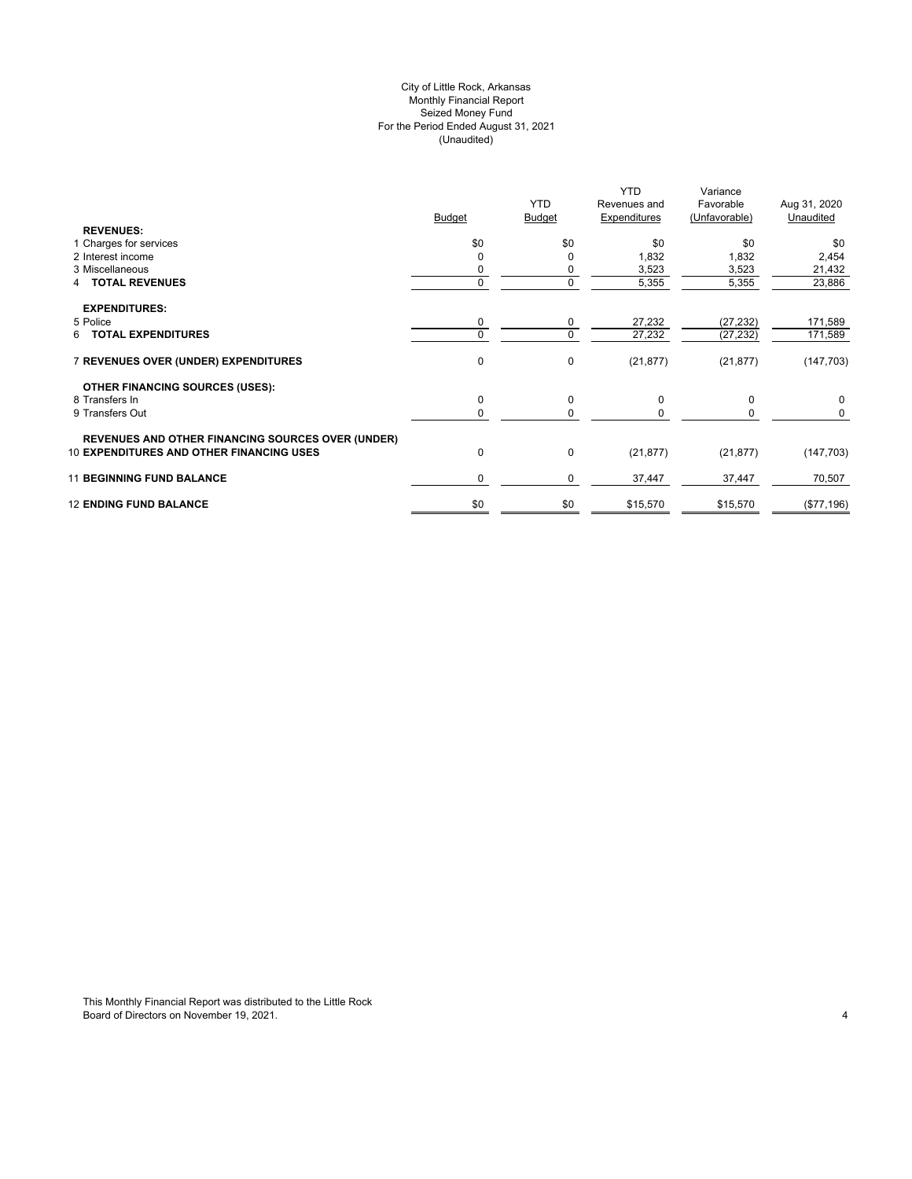City of Little Rock, Arkansas
Monthly Financial Report
Seized Money Fund
For the Period Ended August 31, 2021
(Unaudited)

| | Budget | YTD Budget | YTD Revenues and Expenditures | Variance Favorable (Unfavorable) | Aug 31, 2020 Unaudited |
|---|---|---|---|---|---|
| **REVENUES:** | | | | | |
| 1 Charges for services | $0 | $0 | $0 | $0 | $0 |
| 2 Interest income | 0 | 0 | 1,832 | 1,832 | 2,454 |
| 3 Miscellaneous | 0 | 0 | 3,523 | 3,523 | 21,432 |
| 4 **TOTAL REVENUES** | 0 | 0 | 5,355 | 5,355 | 23,886 |
| **EXPENDITURES:** | | | | | |
| 5 Police | 0 | 0 | 27,232 | (27,232) | 171,589 |
| 6 **TOTAL EXPENDITURES** | 0 | 0 | 27,232 | (27,232) | 171,589 |
| 7 **REVENUES OVER (UNDER) EXPENDITURES** | 0 | 0 | (21,877) | (21,877) | (147,703) |
| **OTHER FINANCING SOURCES (USES):** | | | | | |
| 8 Transfers In | 0 | 0 | 0 | 0 | 0 |
| 9 Transfers Out | 0 | 0 | 0 | 0 | 0 |
| **REVENUES AND OTHER FINANCING SOURCES OVER (UNDER)** | | | | | |
| 10 **EXPENDITURES AND OTHER FINANCING USES** | 0 | 0 | (21,877) | (21,877) | (147,703) |
| 11 **BEGINNING FUND BALANCE** | 0 | 0 | 37,447 | 37,447 | 70,507 |
| 12 **ENDING FUND BALANCE** | $0 | $0 | $15,570 | $15,570 | ($77,196) |

This Monthly Financial Report was distributed to the Little Rock Board of Directors on November 19, 2021.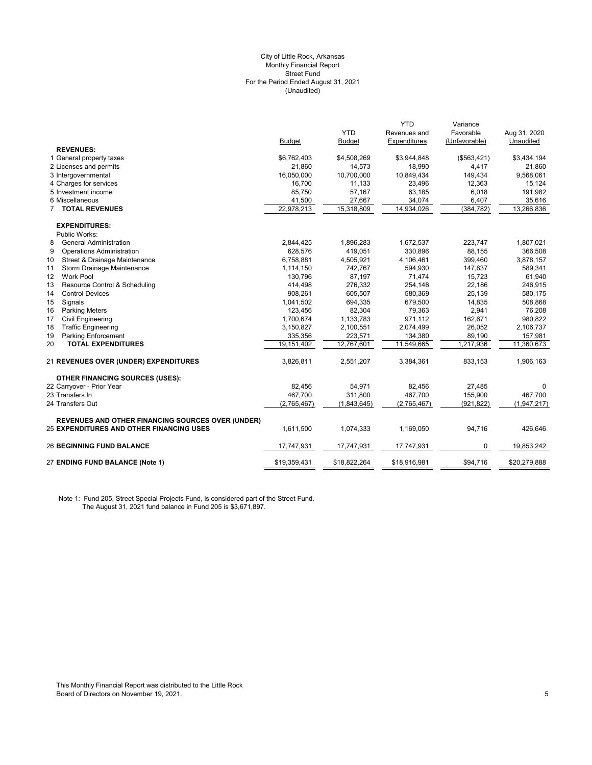City of Little Rock, Arkansas
Monthly Financial Report
Street Fund
For the Period Ended August 31, 2021
(Unaudited)

| | Budget | YTD Budget | YTD Revenues and Expenditures | Variance Favorable (Unfavorable) | Aug 31, 2020 Unaudited |
|---|---|---|---|---|---|
| **REVENUES:** | | | | | |
| 1 General property taxes | $6,762,403 | $4,508,269 | $3,944,848 | ($563,421) | $3,434,194 |
| 2 Licenses and permits | 21,860 | 14,573 | 18,990 | 4,417 | 21,860 |
| 3 Intergovernmental | 16,050,000 | 10,700,000 | 10,849,434 | 149,434 | 9,568,061 |
| 4 Charges for services | 16,700 | 11,133 | 23,496 | 12,363 | 15,124 |
| 5 Investment income | 85,750 | 57,167 | 63,185 | 6,018 | 191,982 |
| 6 Miscellaneous | 41,500 | 27,667 | 34,074 | 6,407 | 35,616 |
| 7 **TOTAL REVENUES** | 22,978,213 | 15,318,809 | 14,934,026 | (384,782) | 13,266,836 |
| **EXPENDITURES:** | | | | | |
| Public Works: | | | | | |
| 8 General Administration | 2,844,425 | 1,896,283 | 1,672,537 | 223,747 | 1,807,021 |
| 9 Operations Administration | 628,576 | 419,051 | 330,896 | 88,155 | 366,508 |
| 10 Street & Drainage Maintenance | 6,758,881 | 4,505,921 | 4,106,461 | 399,460 | 3,878,157 |
| 11 Storm Drainage Maintenance | 1,114,150 | 742,767 | 594,930 | 147,837 | 589,341 |
| 12 Work Pool | 130,796 | 87,197 | 71,474 | 15,723 | 61,940 |
| 13 Resource Control & Scheduling | 414,498 | 276,332 | 254,146 | 22,186 | 246,915 |
| 14 Control Devices | 908,261 | 605,507 | 580,369 | 25,139 | 580,175 |
| 15 Signals | 1,041,502 | 694,335 | 679,500 | 14,835 | 508,868 |
| 16 Parking Meters | 123,456 | 82,304 | 79,363 | 2,941 | 76,208 |
| 17 Civil Engineering | 1,700,674 | 1,133,783 | 971,112 | 162,671 | 980,822 |
| 18 Traffic Engineering | 3,150,827 | 2,100,551 | 2,074,499 | 26,052 | 2,106,737 |
| 19 Parking Enforcement | 335,356 | 223,571 | 134,380 | 89,190 | 157,981 |
| 20 **TOTAL EXPENDITURES** | 19,151,402 | 12,767,601 | 11,549,665 | 1,217,936 | 11,360,673 |
| 21 **REVENUES OVER (UNDER) EXPENDITURES** | 3,826,811 | 2,551,207 | 3,384,361 | 833,153 | 1,906,163 |
| **OTHER FINANCING SOURCES (USES):** | | | | | |
| 22 Carryover - Prior Year | 82,456 | 54,971 | 82,456 | 27,485 | 0 |
| 23 Transfers In | 467,700 | 311,800 | 467,700 | 155,900 | 467,700 |
| 24 Transfers Out | (2,765,467) | (1,843,645) | (2,765,467) | (921,822) | (1,947,217) |
| **REVENUES AND OTHER FINANCING SOURCES OVER (UNDER)** 25 **EXPENDITURES AND OTHER FINANCING USES** | 1,611,500 | 1,074,333 | 1,169,050 | 94,716 | 426,646 |
| 26 **BEGINNING FUND BALANCE** | 17,747,931 | 17,747,931 | 17,747,931 | 0 | 19,853,242 |
| 27 **ENDING FUND BALANCE (Note 1)** | $19,359,431 | $18,822,264 | $18,916,981 | $94,716 | $20,279,888 |

Note 1: Fund 205, Street Special Projects Fund, is considered part of the Street Fund. The August 31, 2021 fund balance in Fund 205 is $3,671,897.

This Monthly Financial Report was distributed to the Little Rock Board of Directors on November 19, 2021.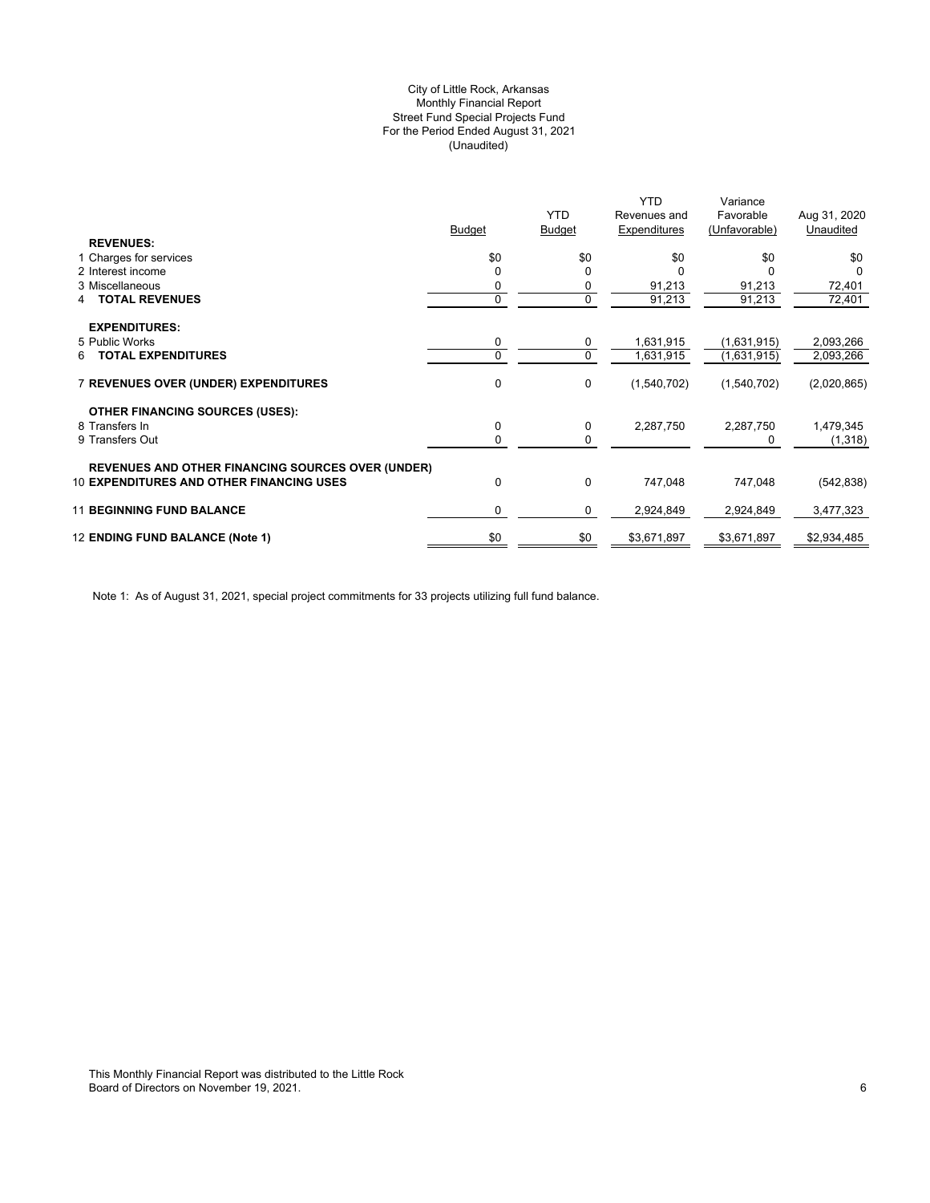City of Little Rock, Arkansas
Monthly Financial Report
Street Fund Special Projects Fund
For the Period Ended August 31, 2021
(Unaudited)

| | Budget | YTD Budget | YTD Revenues and Expenditures | Variance Favorable (Unfavorable) | Aug 31, 2020 Unaudited |
|---|---|---|---|---|---|
| **REVENUES:** | | | | | |
| 1 Charges for services | $0 | $0 | $0 | $0 | $0 |
| 2 Interest income | 0 | 0 | 0 | 0 | 0 |
| 3 Miscellaneous | 0 | 0 | 91,213 | 91,213 | 72,401 |
| 4 **TOTAL REVENUES** | 0 | 0 | 91,213 | 91,213 | 72,401 |
| **EXPENDITURES:** | | | | | |
| 5 Public Works | 0 | 0 | 1,631,915 | (1,631,915) | 2,093,266 |
| 6 **TOTAL EXPENDITURES** | 0 | 0 | 1,631,915 | (1,631,915) | 2,093,266 |
| 7 **REVENUES OVER (UNDER) EXPENDITURES** | 0 | 0 | (1,540,702) | (1,540,702) | (2,020,865) |
| **OTHER FINANCING SOURCES (USES):** | | | | | |
| 8 Transfers In | 0 | 0 | 2,287,750 | 2,287,750 | 1,479,345 |
| 9 Transfers Out | 0 | 0 | | 0 | (1,318) |
| **REVENUES AND OTHER FINANCING SOURCES OVER (UNDER)** 10 **EXPENDITURES AND OTHER FINANCING USES** | 0 | 0 | 747,048 | 747,048 | (542,838) |
| 11 **BEGINNING FUND BALANCE** | 0 | 0 | 2,924,849 | 2,924,849 | 3,477,323 |
| 12 **ENDING FUND BALANCE (Note 1)** | $0 | $0 | $3,671,897 | $3,671,897 | $2,934,485 |

Note 1: As of August 31, 2021, special project commitments for 33 projects utilizing full fund balance.

This Monthly Financial Report was distributed to the Little Rock Board of Directors on November 19, 2021.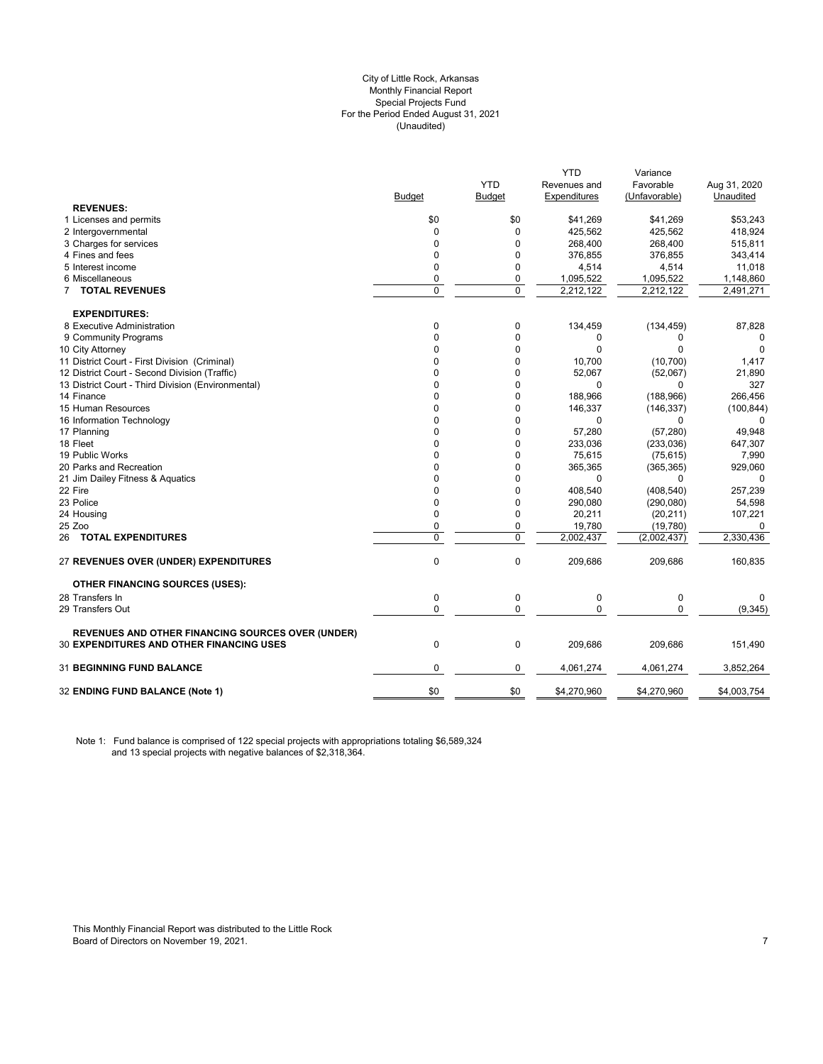# City of Little Rock, Arkansas
## Monthly Financial Report
## Special Projects Fund
## For the Period Ended August 31, 2021
## (Unaudited)

| | Budget | YTD Budget | YTD Revenues and Expenditures | Variance Favorable (Unfavorable) | Aug 31, 2020 Unaudited |
|---|---|---|---|---|---|
| **REVENUES:** | | | | | |
| 1 Licenses and permits | $0 | $0 | $41,269 | $41,269 | $53,243 |
| 2 Intergovernmental | 0 | 0 | 425,562 | 425,562 | 418,924 |
| 3 Charges for services | 0 | 0 | 268,400 | 268,400 | 515,811 |
| 4 Fines and fees | 0 | 0 | 376,855 | 376,855 | 343,414 |
| 5 Interest income | 0 | 0 | 4,514 | 4,514 | 11,018 |
| 6 Miscellaneous | 0 | 0 | 1,095,522 | 1,095,522 | 1,148,860 |
| 7 **TOTAL REVENUES** | 0 | 0 | 2,212,122 | 2,212,122 | 2,491,271 |
| **EXPENDITURES:** | | | | | |
| 8 Executive Administration | 0 | 0 | 134,459 | (134,459) | 87,828 |
| 9 Community Programs | 0 | 0 | 0 | 0 | 0 |
| 10 City Attorney | 0 | 0 | 0 | 0 | 0 |
| 11 District Court - First Division (Criminal) | 0 | 0 | 10,700 | (10,700) | 1,417 |
| 12 District Court - Second Division (Traffic) | 0 | 0 | 52,067 | (52,067) | 21,890 |
| 13 District Court - Third Division (Environmental) | 0 | 0 | 0 | 0 | 327 |
| 14 Finance | 0 | 0 | 188,966 | (188,966) | 266,456 |
| 15 Human Resources | 0 | 0 | 146,337 | (146,337) | (100,844) |
| 16 Information Technology | 0 | 0 | 0 | 0 | 0 |
| 17 Planning | 0 | 0 | 57,280 | (57,280) | 49,948 |
| 18 Fleet | 0 | 0 | 233,036 | (233,036) | 647,307 |
| 19 Public Works | 0 | 0 | 75,615 | (75,615) | 7,990 |
| 20 Parks and Recreation | 0 | 0 | 365,365 | (365,365) | 929,060 |
| 21 Jim Dailey Fitness & Aquatics | 0 | 0 | 0 | 0 | 0 |
| 22 Fire | 0 | 0 | 408,540 | (408,540) | 257,239 |
| 23 Police | 0 | 0 | 290,080 | (290,080) | 54,598 |
| 24 Housing | 0 | 0 | 20,211 | (20,211) | 107,221 |
| 25 Zoo | 0 | 0 | 19,780 | (19,780) | 0 |
| 26 **TOTAL EXPENDITURES** | 0 | 0 | 2,002,437 | (2,002,437) | 2,330,436 |
| 27 **REVENUES OVER (UNDER) EXPENDITURES** | 0 | 0 | 209,686 | 209,686 | 160,835 |
| **OTHER FINANCING SOURCES (USES):** | | | | | |
| 28 Transfers In | 0 | 0 | 0 | 0 | 0 |
| 29 Transfers Out | 0 | 0 | 0 | 0 | (9,345) |
| 30 **REVENUES AND OTHER FINANCING SOURCES OVER (UNDER) EXPENDITURES AND OTHER FINANCING USES** | 0 | 0 | 209,686 | 209,686 | 151,490 |
| 31 **BEGINNING FUND BALANCE** | 0 | 0 | 4,061,274 | 4,061,274 | 3,852,264 |
| 32 **ENDING FUND BALANCE (Note 1)** | $0 | $0 | $4,270,960 | $4,270,960 | $4,003,754 |

Note 1: Fund balance is comprised of 122 special projects with appropriations totaling $6,589,324 and 13 special projects with negative balances of $2,318,364.

This Monthly Financial Report was distributed to the Little Rock Board of Directors on November 19, 2021.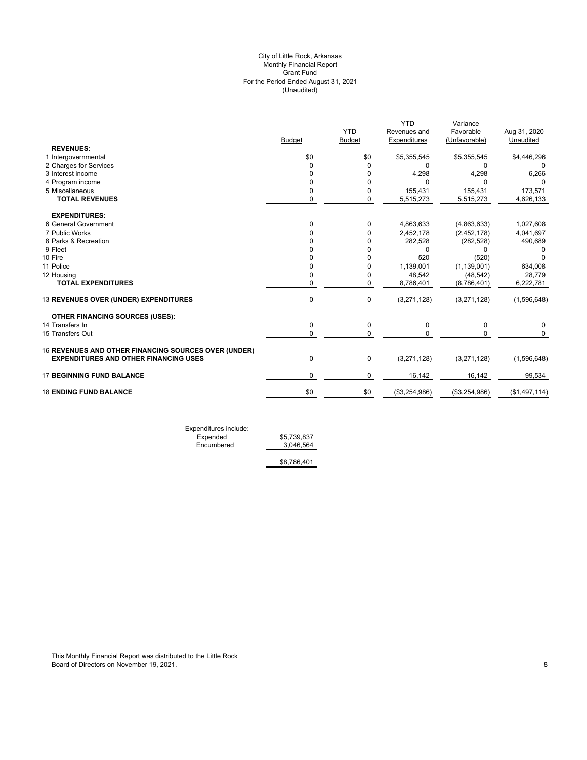City of Little Rock, Arkansas
Monthly Financial Report
Grant Fund
For the Period Ended August 31, 2021
(Unaudited)

| | Budget | YTD Budget | YTD Revenues and Expenditures | Variance Favorable (Unfavorable) | Aug 31, 2020 Unaudited |
|---|---|---|---|---|---|
| **REVENUES:** | | | | | |
| 1 Intergovernmental | $0 | $0 | $5,355,545 | $5,355,545 | $4,446,296 |
| 2 Charges for Services | 0 | 0 | 0 | 0 | 0 |
| 3 Interest income | 0 | 0 | 4,298 | 4,298 | 6,266 |
| 4 Program income | 0 | 0 | 0 | 0 | 0 |
| 5 Miscellaneous | 0 | 0 | 155,431 | 155,431 | 173,571 |
| **TOTAL REVENUES** | 0 | 0 | 5,515,273 | 5,515,273 | 4,626,133 |
| **EXPENDITURES:** | | | | | |
| 6 General Government | 0 | 0 | 4,863,633 | (4,863,633) | 1,027,608 |
| 7 Public Works | 0 | 0 | 2,452,178 | (2,452,178) | 4,041,697 |
| 8 Parks & Recreation | 0 | 0 | 282,528 | (282,528) | 490,689 |
| 9 Fleet | 0 | 0 | 0 | 0 | 0 |
| 10 Fire | 0 | 0 | 520 | (520) | 0 |
| 11 Police | 0 | 0 | 1,139,001 | (1,139,001) | 634,008 |
| 12 Housing | 0 | 0 | 48,542 | (48,542) | 28,779 |
| **TOTAL EXPENDITURES** | 0 | 0 | 8,786,401 | (8,786,401) | 6,222,781 |
| 13 **REVENUES OVER (UNDER) EXPENDITURES** | 0 | 0 | (3,271,128) | (3,271,128) | (1,596,648) |
| **OTHER FINANCING SOURCES (USES):** | | | | | |
| 14 Transfers In | 0 | 0 | 0 | 0 | 0 |
| 15 Transfers Out | 0 | 0 | 0 | 0 | 0 |
| 16 **REVENUES AND OTHER FINANCING SOURCES OVER (UNDER) EXPENDITURES AND OTHER FINANCING USES** | 0 | 0 | (3,271,128) | (3,271,128) | (1,596,648) |
| 17 **BEGINNING FUND BALANCE** | 0 | 0 | 16,142 | 16,142 | 99,534 |
| 18 **ENDING FUND BALANCE** | $0 | $0 | ($3,254,986) | ($3,254,986) | ($1,497,114) |

| Expenditures include: | |
|---|---|
| Expended | $5,739,837 |
| Encumbered | 3,046,564 |
| | $8,786,401 |

This Monthly Financial Report was distributed to the Little Rock Board of Directors on November 19, 2021.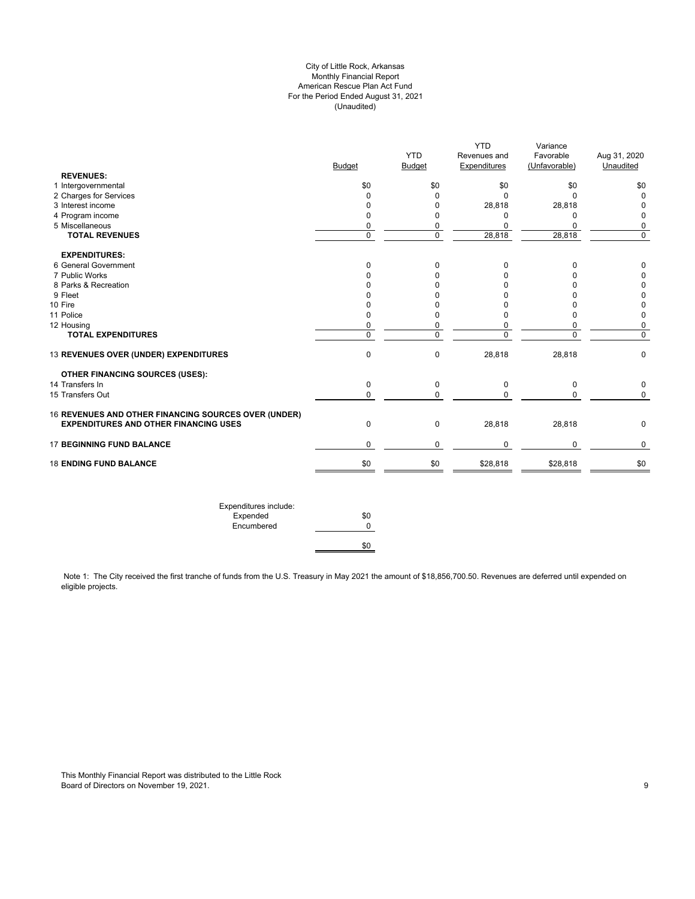# City of Little Rock, Arkansas
## Monthly Financial Report
## American Rescue Plan Act Fund
## For the Period Ended August 31, 2021
## (Unaudited)

| | Budget | YTD Budget | YTD Revenues and Expenditures | Variance Favorable (Unfavorable) | Aug 31, 2020 Unaudited |
|---|---|---|---|---|---|
| **REVENUES:** | | | | | |
| 1 Intergovernmental | $0 | $0 | $0 | $0 | $0 |
| 2 Charges for Services | 0 | 0 | 0 | 0 | 0 |
| 3 Interest income | 0 | 0 | 28,818 | 28,818 | 0 |
| 4 Program income | 0 | 0 | 0 | 0 | 0 |
| 5 Miscellaneous | 0 | 0 | 0 | 0 | 0 |
| **TOTAL REVENUES** | 0 | 0 | 28,818 | 28,818 | 0 |
| **EXPENDITURES:** | | | | | |
| 6 General Government | 0 | 0 | 0 | 0 | 0 |
| 7 Public Works | 0 | 0 | 0 | 0 | 0 |
| 8 Parks & Recreation | 0 | 0 | 0 | 0 | 0 |
| 9 Fleet | 0 | 0 | 0 | 0 | 0 |
| 10 Fire | 0 | 0 | 0 | 0 | 0 |
| 11 Police | 0 | 0 | 0 | 0 | 0 |
| 12 Housing | 0 | 0 | 0 | 0 | 0 |
| **TOTAL EXPENDITURES** | 0 | 0 | 0 | 0 | 0 |
| 13 **REVENUES OVER (UNDER) EXPENDITURES** | 0 | 0 | 28,818 | 28,818 | 0 |
| **OTHER FINANCING SOURCES (USES):** | | | | | |
| 14 Transfers In | 0 | 0 | 0 | 0 | 0 |
| 15 Transfers Out | 0 | 0 | 0 | 0 | 0 |
| 16 **REVENUES AND OTHER FINANCING SOURCES OVER (UNDER) EXPENDITURES AND OTHER FINANCING USES** | 0 | 0 | 28,818 | 28,818 | 0 |
| 17 **BEGINNING FUND BALANCE** | 0 | 0 | 0 | 0 | 0 |
| 18 **ENDING FUND BALANCE** | $0 | $0 | $28,818 | $28,818 | $0 |

| Expenditures include: | |
|---|---|
| Expended | $0 |
| Encumbered | 0 |
| | $0 |

Note 1: The City received the first tranche of funds from the U.S. Treasury in May 2021 the amount of $18,856,700.50. Revenues are deferred until expended on eligible projects.

This Monthly Financial Report was distributed to the Little Rock Board of Directors on November 19, 2021.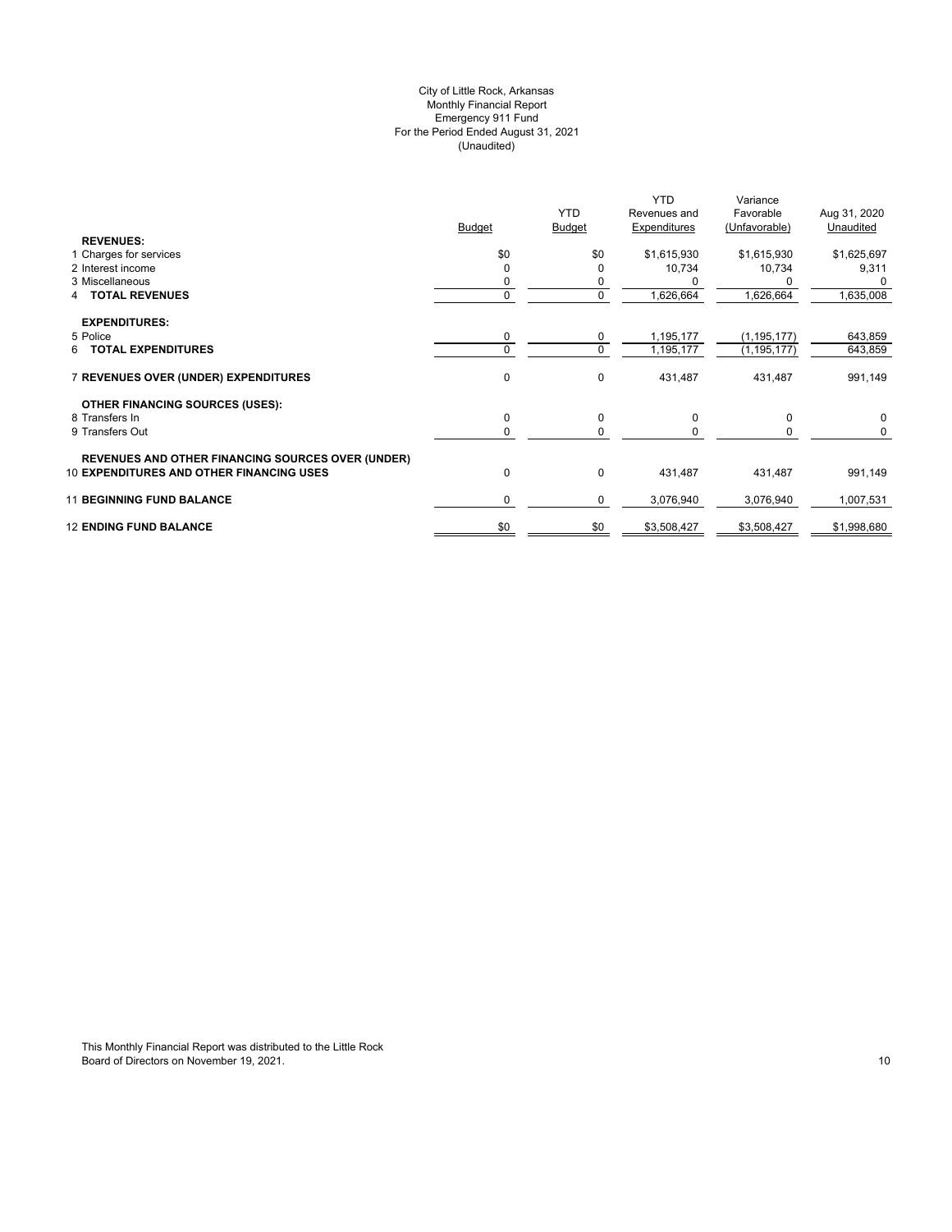City of Little Rock, Arkansas
Monthly Financial Report
Emergency 911 Fund
For the Period Ended August 31, 2021
(Unaudited)

| | Budget | YTD Budget | YTD Revenues and Expenditures | Variance Favorable (Unfavorable) | Aug 31, 2020 Unaudited |
|---|---|---|---|---|---|
| **REVENUES:** | | | | | |
| 1 Charges for services | $0 | $0 | $1,615,930 | $1,615,930 | $1,625,697 |
| 2 Interest income | 0 | 0 | 10,734 | 10,734 | 9,311 |
| 3 Miscellaneous | 0 | 0 | 0 | 0 | 0 |
| 4 **TOTAL REVENUES** | 0 | 0 | 1,626,664 | 1,626,664 | 1,635,008 |
| **EXPENDITURES:** | | | | | |
| 5 Police | 0 | 0 | 1,195,177 | (1,195,177) | 643,859 |
| 6 **TOTAL EXPENDITURES** | 0 | 0 | 1,195,177 | (1,195,177) | 643,859 |
| 7 **REVENUES OVER (UNDER) EXPENDITURES** | 0 | 0 | 431,487 | 431,487 | 991,149 |
| **OTHER FINANCING SOURCES (USES):** | | | | | |
| 8 Transfers In | 0 | 0 | 0 | 0 | 0 |
| 9 Transfers Out | 0 | 0 | 0 | 0 | 0 |
| **REVENUES AND OTHER FINANCING SOURCES OVER (UNDER)** | | | | | |
| 10 **EXPENDITURES AND OTHER FINANCING USES** | 0 | 0 | 431,487 | 431,487 | 991,149 |
| 11 **BEGINNING FUND BALANCE** | 0 | 0 | 3,076,940 | 3,076,940 | 1,007,531 |
| 12 **ENDING FUND BALANCE** | $0 | $0 | $3,508,427 | $3,508,427 | $1,998,680 |

This Monthly Financial Report was distributed to the Little Rock Board of Directors on November 19, 2021.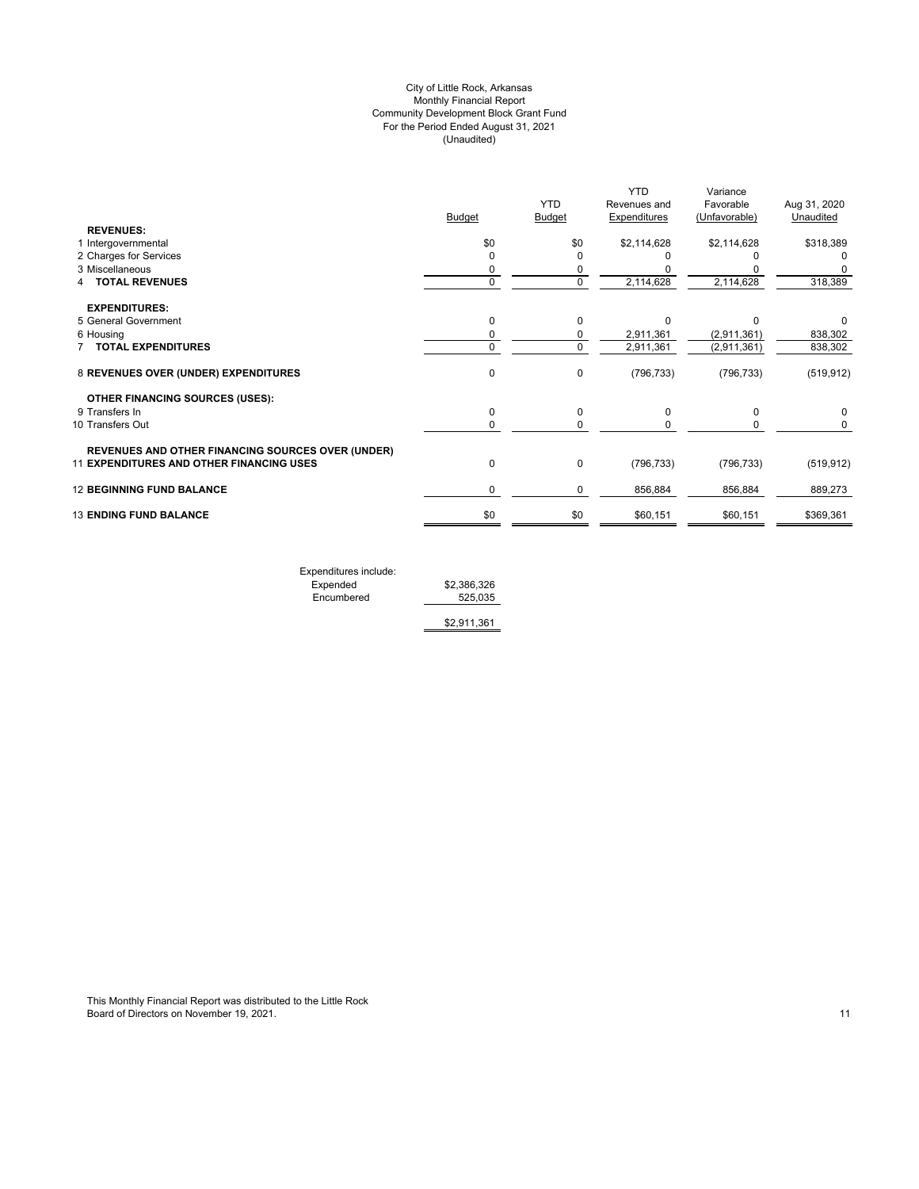# City of Little Rock, Arkansas
## Monthly Financial Report
## Community Development Block Grant Fund
## For the Period Ended August 31, 2021
## (Unaudited)

| | Budget | YTD Budget | YTD Revenues and Expenditures | Variance Favorable (Unfavorable) | Aug 31, 2020 Unaudited |
|---|---|---|---|---|---|
| **REVENUES:** | | | | | |
| 1 Intergovernmental | $0 | $0 | $2,114,628 | $2,114,628 | $318,389 |
| 2 Charges for Services | 0 | 0 | 0 | 0 | 0 |
| 3 Miscellaneous | 0 | 0 | 0 | 0 | 0 |
| 4 **TOTAL REVENUES** | 0 | 0 | 2,114,628 | 2,114,628 | 318,389 |
| **EXPENDITURES:** | | | | | |
| 5 General Government | 0 | 0 | 0 | 0 | 0 |
| 6 Housing | 0 | 0 | 2,911,361 | (2,911,361) | 838,302 |
| 7 **TOTAL EXPENDITURES** | 0 | 0 | 2,911,361 | (2,911,361) | 838,302 |
| 8 **REVENUES OVER (UNDER) EXPENDITURES** | 0 | 0 | (796,733) | (796,733) | (519,912) |
| **OTHER FINANCING SOURCES (USES):** | | | | | |
| 9 Transfers In | 0 | 0 | 0 | 0 | 0 |
| 10 Transfers Out | 0 | 0 | 0 | 0 | 0 |
| **REVENUES AND OTHER FINANCING SOURCES OVER (UNDER)** 11 **EXPENDITURES AND OTHER FINANCING USES** | 0 | 0 | (796,733) | (796,733) | (519,912) |
| 12 **BEGINNING FUND BALANCE** | 0 | 0 | 856,884 | 856,884 | 889,273 |
| 13 **ENDING FUND BALANCE** | $0 | $0 | $60,151 | $60,151 | $369,361 |

| Expenditures include: | |
|---|---|
| Expended | $2,386,326 |
| Encumbered | 525,035 |
| | $2,911,361 |

This Monthly Financial Report was distributed to the Little Rock Board of Directors on November 19, 2021.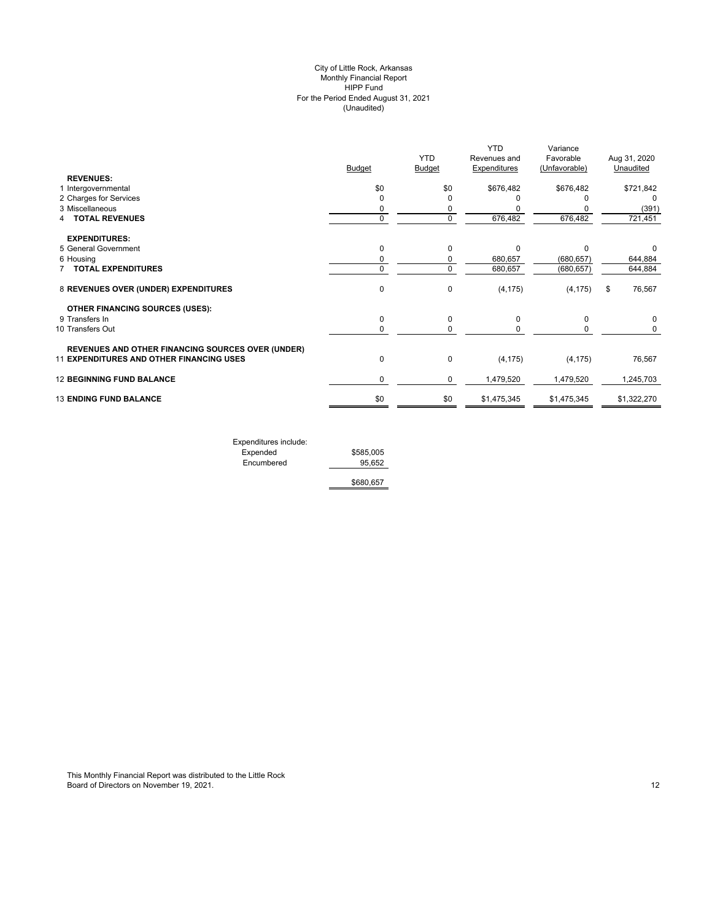City of Little Rock, Arkansas
Monthly Financial Report
HIPP Fund
For the Period Ended August 31, 2021
(Unaudited)

| | Budget | YTD Budget | YTD Revenues and Expenditures | Variance Favorable (Unfavorable) | Aug 31, 2020 Unaudited |
|---|---|---|---|---|---|
| **REVENUES:** | | | | | |
| 1 Intergovernmental | $0 | $0 | $676,482 | $676,482 | $721,842 |
| 2 Charges for Services | 0 | 0 | 0 | 0 | 0 |
| 3 Miscellaneous | 0 | 0 | 0 | 0 | (391) |
| 4 **TOTAL REVENUES** | 0 | 0 | 676,482 | 676,482 | 721,451 |
| **EXPENDITURES:** | | | | | |
| 5 General Government | 0 | 0 | 0 | 0 | 0 |
| 6 Housing | 0 | 0 | 680,657 | (680,657) | 644,884 |
| 7 **TOTAL EXPENDITURES** | 0 | 0 | 680,657 | (680,657) | 644,884 |
| 8 **REVENUES OVER (UNDER) EXPENDITURES** | 0 | 0 | (4,175) | (4,175) | $ 76,567 |
| **OTHER FINANCING SOURCES (USES):** | | | | | |
| 9 Transfers In | 0 | 0 | 0 | 0 | 0 |
| 10 Transfers Out | 0 | 0 | 0 | 0 | 0 |
| **REVENUES AND OTHER FINANCING SOURCES OVER (UNDER)** 11 **EXPENDITURES AND OTHER FINANCING USES** | 0 | 0 | (4,175) | (4,175) | 76,567 |
| 12 **BEGINNING FUND BALANCE** | 0 | 0 | 1,479,520 | 1,479,520 | 1,245,703 |
| 13 **ENDING FUND BALANCE** | $0 | $0 | $1,475,345 | $1,475,345 | $1,322,270 |

| Expenditures include: | |
|---|---|
| Expended | $585,005 |
| Encumbered | 95,652 |
| | $680,657 |

This Monthly Financial Report was distributed to the Little Rock Board of Directors on November 19, 2021.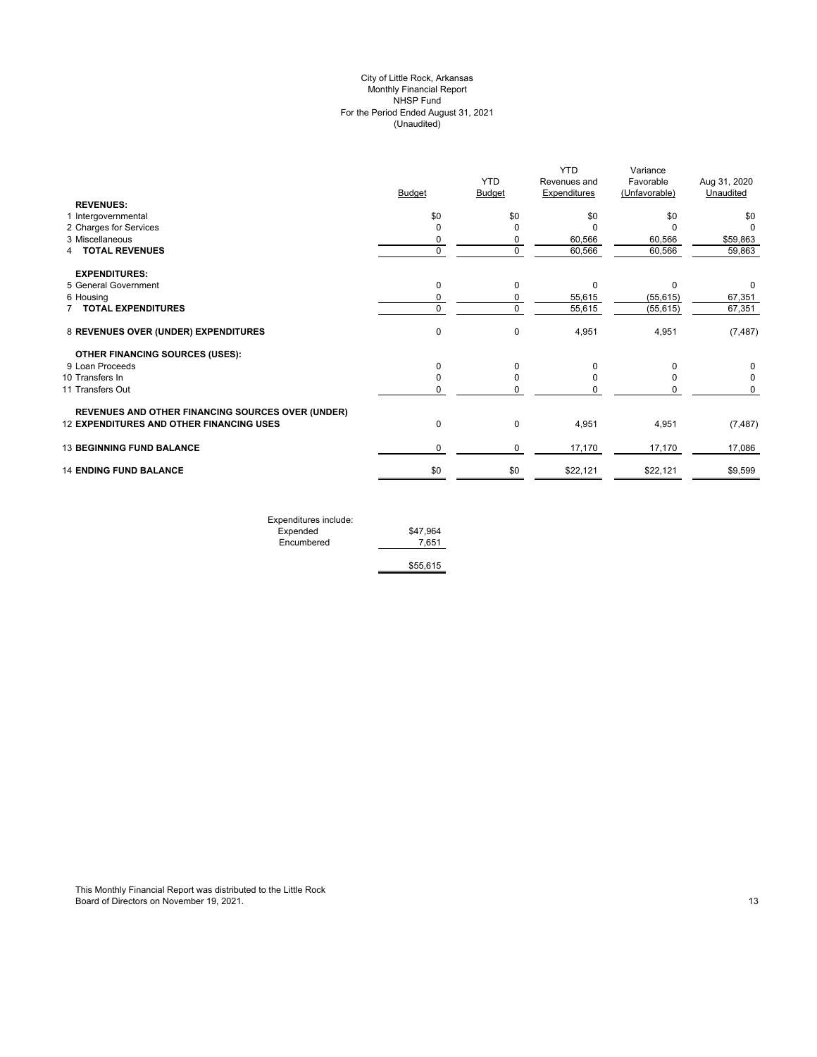City of Little Rock, Arkansas
Monthly Financial Report
NHSP Fund
For the Period Ended August 31, 2021
(Unaudited)

| | Budget | YTD Budget | YTD Revenues and Expenditures | Variance Favorable (Unfavorable) | Aug 31, 2020 Unaudited |
|---|---|---|---|---|---|
| **REVENUES:** | | | | | |
| 1 Intergovernmental | $0 | $0 | $0 | $0 | $0 |
| 2 Charges for Services | 0 | 0 | 0 | 0 | 0 |
| 3 Miscellaneous | 0 | 0 | 60,566 | 60,566 | $59,863 |
| 4 **TOTAL REVENUES** | 0 | 0 | 60,566 | 60,566 | 59,863 |
| **EXPENDITURES:** | | | | | |
| 5 General Government | 0 | 0 | 0 | 0 | 0 |
| 6 Housing | 0 | 0 | 55,615 | (55,615) | 67,351 |
| 7 **TOTAL EXPENDITURES** | 0 | 0 | 55,615 | (55,615) | 67,351 |
| 8 **REVENUES OVER (UNDER) EXPENDITURES** | 0 | 0 | 4,951 | 4,951 | (7,487) |
| **OTHER FINANCING SOURCES (USES):** | | | | | |
| 9 Loan Proceeds | 0 | 0 | 0 | 0 | 0 |
| 10 Transfers In | 0 | 0 | 0 | 0 | 0 |
| 11 Transfers Out | 0 | 0 | 0 | 0 | 0 |
| **REVENUES AND OTHER FINANCING SOURCES OVER (UNDER)** | | | | | |
| 12 **EXPENDITURES AND OTHER FINANCING USES** | 0 | 0 | 4,951 | 4,951 | (7,487) |
| 13 **BEGINNING FUND BALANCE** | 0 | 0 | 17,170 | 17,170 | 17,086 |
| 14 **ENDING FUND BALANCE** | $0 | $0 | $22,121 | $22,121 | $9,599 |

| Expenditures include: | |
|---|---|
| Expended | $47,964 |
| Encumbered | 7,651 |
| | $55,615 |

This Monthly Financial Report was distributed to the Little Rock Board of Directors on November 19, 2021.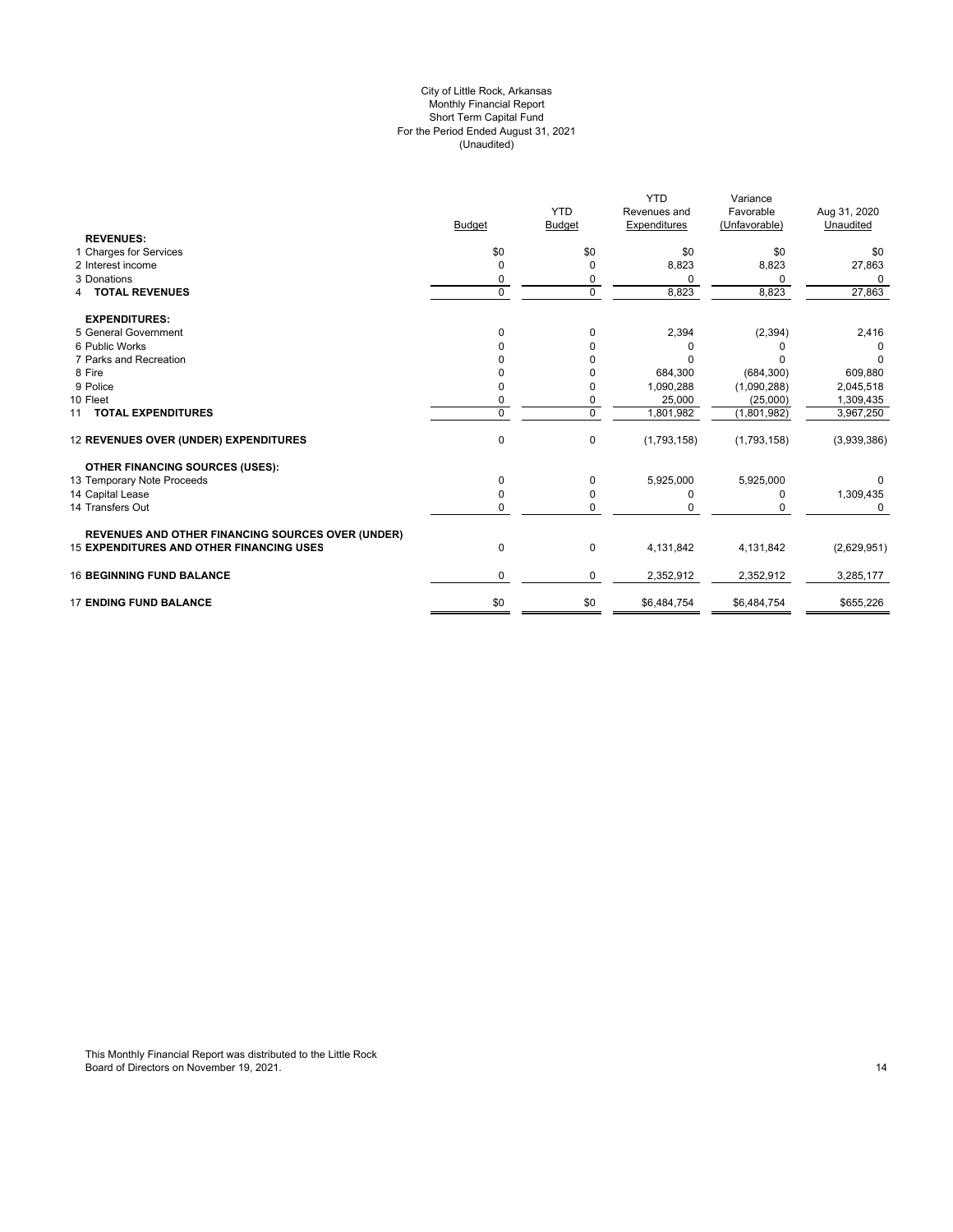City of Little Rock, Arkansas
Monthly Financial Report
Short Term Capital Fund
For the Period Ended August 31, 2021
(Unaudited)

| | Budget | YTD Budget | YTD Revenues and Expenditures | Variance Favorable (Unfavorable) | Aug 31, 2020 Unaudited |
|---|---|---|---|---|---|
| **REVENUES:** | | | | | |
| 1 Charges for Services | $0 | $0 | $0 | $0 | $0 |
| 2 Interest income | 0 | 0 | 8,823 | 8,823 | 27,863 |
| 3 Donations | 0 | 0 | 0 | 0 | 0 |
| 4 **TOTAL REVENUES** | 0 | 0 | 8,823 | 8,823 | 27,863 |
| **EXPENDITURES:** | | | | | |
| 5 General Government | 0 | 0 | 2,394 | (2,394) | 2,416 |
| 6 Public Works | 0 | 0 | 0 | 0 | 0 |
| 7 Parks and Recreation | 0 | 0 | 0 | 0 | 0 |
| 8 Fire | 0 | 0 | 684,300 | (684,300) | 609,880 |
| 9 Police | 0 | 0 | 1,090,288 | (1,090,288) | 2,045,518 |
| 10 Fleet | 0 | 0 | 25,000 | (25,000) | 1,309,435 |
| 11 **TOTAL EXPENDITURES** | 0 | 0 | 1,801,982 | (1,801,982) | 3,967,250 |
| 12 **REVENUES OVER (UNDER) EXPENDITURES** | 0 | 0 | (1,793,158) | (1,793,158) | (3,939,386) |
| **OTHER FINANCING SOURCES (USES):** | | | | | |
| 13 Temporary Note Proceeds | 0 | 0 | 5,925,000 | 5,925,000 | 0 |
| 14 Capital Lease | 0 | 0 | 0 | 0 | 1,309,435 |
| 14 Transfers Out | 0 | 0 | 0 | 0 | 0 |
| **REVENUES AND OTHER FINANCING SOURCES OVER (UNDER)** | | | | | |
| 15 **EXPENDITURES AND OTHER FINANCING USES** | 0 | 0 | 4,131,842 | 4,131,842 | (2,629,951) |
| 16 **BEGINNING FUND BALANCE** | 0 | 0 | 2,352,912 | 2,352,912 | 3,285,177 |
| 17 **ENDING FUND BALANCE** | $0 | $0 | $6,484,754 | $6,484,754 | $655,226 |

This Monthly Financial Report was distributed to the Little Rock Board of Directors on November 19, 2021.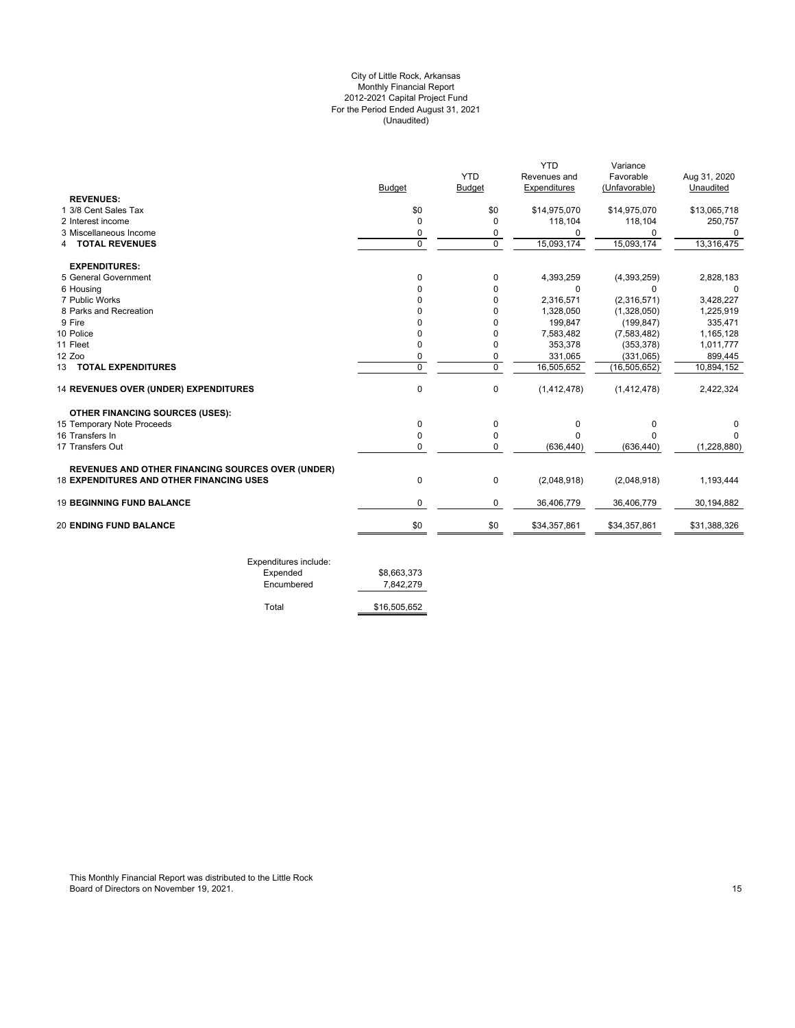City of Little Rock, Arkansas
Monthly Financial Report
2012-2021 Capital Project Fund
For the Period Ended August 31, 2021
(Unaudited)

| | Budget | YTD Budget | YTD Revenues and Expenditures | Variance Favorable (Unfavorable) | Aug 31, 2020 Unaudited |
|---|---|---|---|---|---|
| **REVENUES:** | | | | | |
| 1 3/8 Cent Sales Tax | $0 | $0 | $14,975,070 | $14,975,070 | $13,065,718 |
| 2 Interest income | 0 | 0 | 118,104 | 118,104 | 250,757 |
| 3 Miscellaneous Income | 0 | 0 | 0 | 0 | 0 |
| 4 **TOTAL REVENUES** | 0 | 0 | 15,093,174 | 15,093,174 | 13,316,475 |
| **EXPENDITURES:** | | | | | |
| 5 General Government | 0 | 0 | 4,393,259 | (4,393,259) | 2,828,183 |
| 6 Housing | 0 | 0 | 0 | 0 | 0 |
| 7 Public Works | 0 | 0 | 2,316,571 | (2,316,571) | 3,428,227 |
| 8 Parks and Recreation | 0 | 0 | 1,328,050 | (1,328,050) | 1,225,919 |
| 9 Fire | 0 | 0 | 199,847 | (199,847) | 335,471 |
| 10 Police | 0 | 0 | 7,583,482 | (7,583,482) | 1,165,128 |
| 11 Fleet | 0 | 0 | 353,378 | (353,378) | 1,011,777 |
| 12 Zoo | 0 | 0 | 331,065 | (331,065) | 899,445 |
| 13 **TOTAL EXPENDITURES** | 0 | 0 | 16,505,652 | (16,505,652) | 10,894,152 |
| 14 **REVENUES OVER (UNDER) EXPENDITURES** | 0 | 0 | (1,412,478) | (1,412,478) | 2,422,324 |
| **OTHER FINANCING SOURCES (USES):** | | | | | |
| 15 Temporary Note Proceeds | 0 | 0 | 0 | 0 | 0 |
| 16 Transfers In | 0 | 0 | 0 | 0 | 0 |
| 17 Transfers Out | 0 | 0 | (636,440) | (636,440) | (1,228,880) |
| **REVENUES AND OTHER FINANCING SOURCES OVER (UNDER)** | | | | | |
| 18 **EXPENDITURES AND OTHER FINANCING USES** | 0 | 0 | (2,048,918) | (2,048,918) | 1,193,444 |
| 19 **BEGINNING FUND BALANCE** | 0 | 0 | 36,406,779 | 36,406,779 | 30,194,882 |
| 20 **ENDING FUND BALANCE** | $0 | $0 | $34,357,861 | $34,357,861 | $31,388,326 |

| Expenditures include: | |
|---|---|
| Expended | $8,663,373 |
| Encumbered | 7,842,279 |
| Total | $16,505,652 |

This Monthly Financial Report was distributed to the Little Rock Board of Directors on November 19, 2021.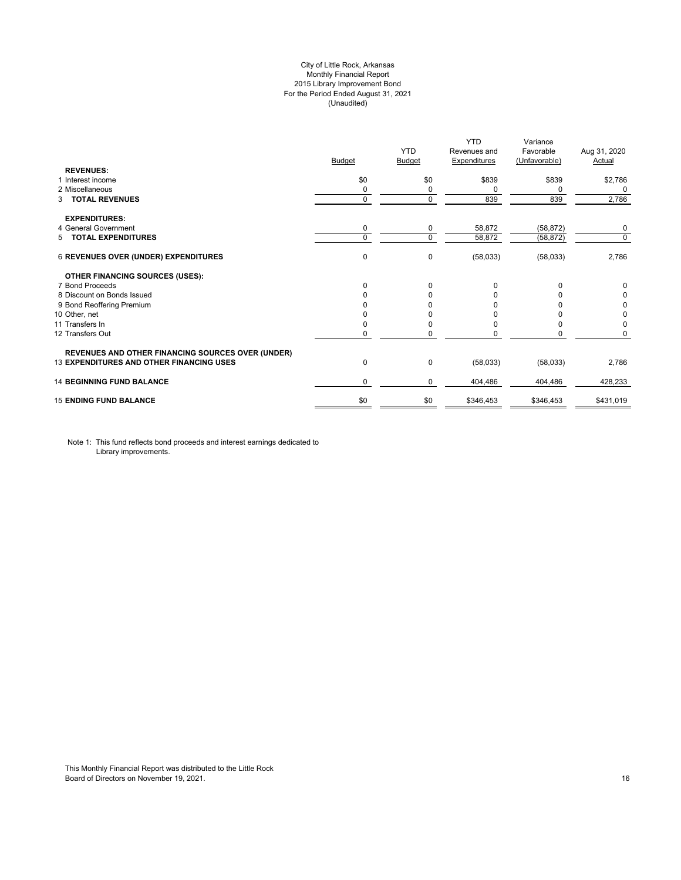City of Little Rock, Arkansas
Monthly Financial Report
2015 Library Improvement Bond
For the Period Ended August 31, 2021
(Unaudited)

| | Budget | YTD Budget | YTD Revenues and Expenditures | Variance Favorable (Unfavorable) | Aug 31, 2020 Actual |
|---|---|---|---|---|---|
| **REVENUES:** | | | | | |
| 1 Interest income | $0 | $0 | $839 | $839 | $2,786 |
| 2 Miscellaneous | 0 | 0 | 0 | 0 | 0 |
| 3 **TOTAL REVENUES** | 0 | 0 | 839 | 839 | 2,786 |
| **EXPENDITURES:** | | | | | |
| 4 General Government | 0 | 0 | 58,872 | (58,872) | 0 |
| 5 **TOTAL EXPENDITURES** | 0 | 0 | 58,872 | (58,872) | 0 |
| 6 **REVENUES OVER (UNDER) EXPENDITURES** | 0 | 0 | (58,033) | (58,033) | 2,786 |
| **OTHER FINANCING SOURCES (USES):** | | | | | |
| 7 Bond Proceeds | 0 | 0 | 0 | 0 | 0 |
| 8 Discount on Bonds Issued | 0 | 0 | 0 | 0 | 0 |
| 9 Bond Reoffering Premium | 0 | 0 | 0 | 0 | 0 |
| 10 Other, net | 0 | 0 | 0 | 0 | 0 |
| 11 Transfers In | 0 | 0 | 0 | 0 | 0 |
| 12 Transfers Out | 0 | 0 | 0 | 0 | 0 |
| **REVENUES AND OTHER FINANCING SOURCES OVER (UNDER)** 13 **EXPENDITURES AND OTHER FINANCING USES** | 0 | 0 | (58,033) | (58,033) | 2,786 |
| 14 **BEGINNING FUND BALANCE** | 0 | 0 | 404,486 | 404,486 | 428,233 |
| 15 **ENDING FUND BALANCE** | $0 | $0 | $346,453 | $346,453 | $431,019 |

Note 1: This fund reflects bond proceeds and interest earnings dedicated to Library improvements.

This Monthly Financial Report was distributed to the Little Rock Board of Directors on November 19, 2021.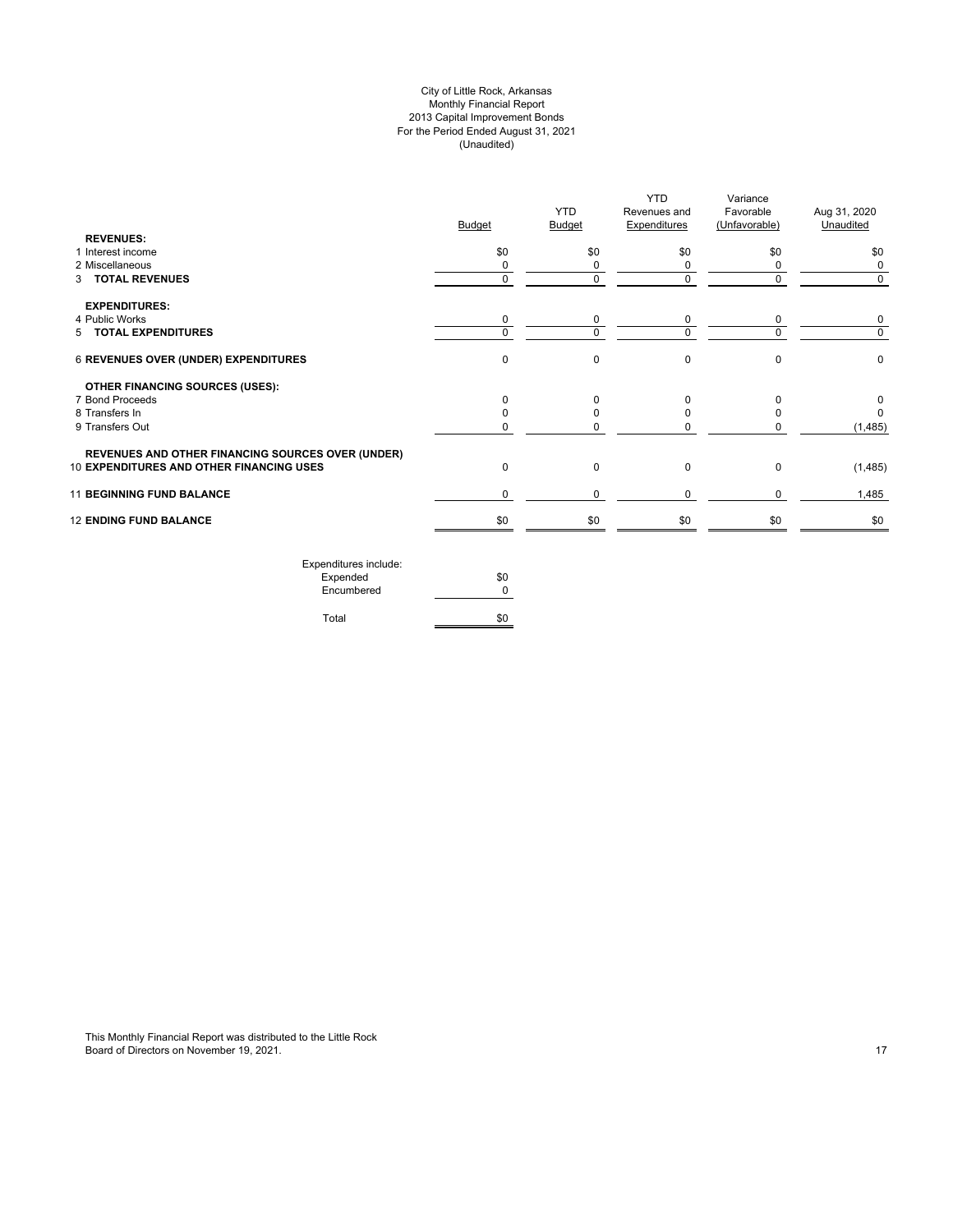# City of Little Rock, Arkansas
## Monthly Financial Report
## 2013 Capital Improvement Bonds
## For the Period Ended August 31, 2021
## (Unaudited)

| | Budget | YTD Budget | YTD Revenues and Expenditures | Variance Favorable (Unfavorable) | Aug 31, 2020 Unaudited |
|---|---|---|---|---|---|
| **REVENUES:** | | | | | |
| 1 Interest income | $0 | $0 | $0 | $0 | $0 |
| 2 Miscellaneous | 0 | 0 | 0 | 0 | 0 |
| 3 **TOTAL REVENUES** | 0 | 0 | 0 | 0 | 0 |
| **EXPENDITURES:** | | | | | |
| 4 Public Works | 0 | 0 | 0 | 0 | 0 |
| 5 **TOTAL EXPENDITURES** | 0 | 0 | 0 | 0 | 0 |
| 6 **REVENUES OVER (UNDER) EXPENDITURES** | 0 | 0 | 0 | 0 | 0 |
| **OTHER FINANCING SOURCES (USES):** | | | | | |
| 7 Bond Proceeds | 0 | 0 | 0 | 0 | 0 |
| 8 Transfers In | 0 | 0 | 0 | 0 | 0 |
| 9 Transfers Out | 0 | 0 | 0 | 0 | (1,485) |
| 10 **REVENUES AND OTHER FINANCING SOURCES OVER (UNDER) EXPENDITURES AND OTHER FINANCING USES** | 0 | 0 | 0 | 0 | (1,485) |
| 11 **BEGINNING FUND BALANCE** | 0 | 0 | 0 | 0 | 1,485 |
| 12 **ENDING FUND BALANCE** | $0 | $0 | $0 | $0 | $0 |

| Expenditures include: | |
|---|---|
| Expended | $0 |
| Encumbered | 0 |
| Total | $0 |

This Monthly Financial Report was distributed to the Little Rock Board of Directors on November 19, 2021.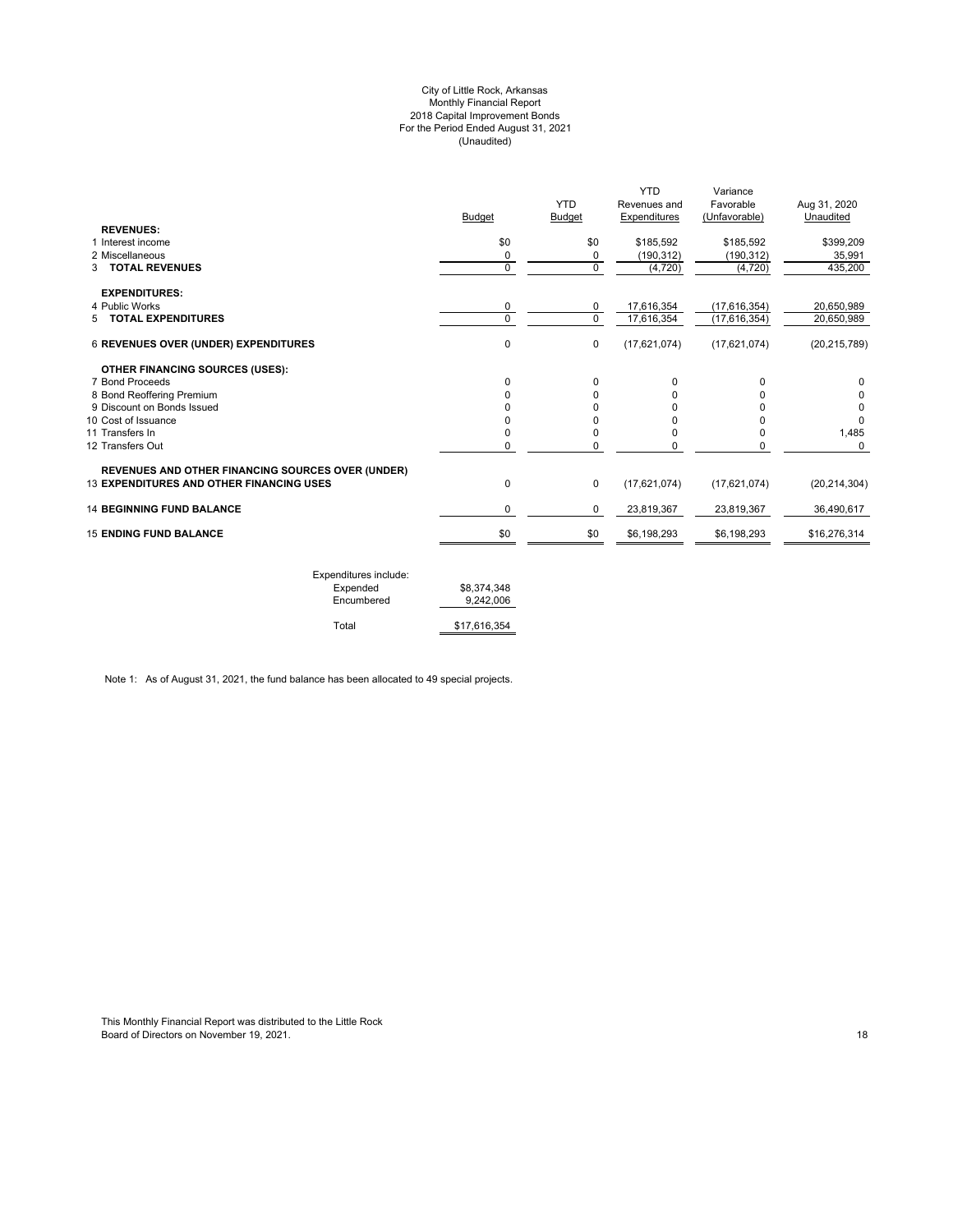# City of Little Rock, Arkansas
## Monthly Financial Report
## 2018 Capital Improvement Bonds
## For the Period Ended August 31, 2021
## (Unaudited)

| | Budget | YTD Budget | YTD Revenues and Expenditures | Variance Favorable (Unfavorable) | Aug 31, 2020 Unaudited |
|---|---|---|---|---|---|
| **REVENUES:** | | | | | |
| 1 Interest income | $0 | $0 | $185,592 | $185,592 | $399,209 |
| 2 Miscellaneous | 0 | 0 | (190,312) | (190,312) | 35,991 |
| 3 **TOTAL REVENUES** | 0 | 0 | (4,720) | (4,720) | 435,200 |
| **EXPENDITURES:** | | | | | |
| 4 Public Works | 0 | 0 | 17,616,354 | (17,616,354) | 20,650,989 |
| 5 **TOTAL EXPENDITURES** | 0 | 0 | 17,616,354 | (17,616,354) | 20,650,989 |
| 6 **REVENUES OVER (UNDER) EXPENDITURES** | 0 | 0 | (17,621,074) | (17,621,074) | (20,215,789) |
| **OTHER FINANCING SOURCES (USES):** | | | | | |
| 7 Bond Proceeds | 0 | 0 | 0 | 0 | 0 |
| 8 Bond Reoffering Premium | 0 | 0 | 0 | 0 | 0 |
| 9 Discount on Bonds Issued | 0 | 0 | 0 | 0 | 0 |
| 10 Cost of Issuance | 0 | 0 | 0 | 0 | 0 |
| 11 Transfers In | 0 | 0 | 0 | 0 | 1,485 |
| 12 Transfers Out | 0 | 0 | 0 | 0 | 0 |
| **REVENUES AND OTHER FINANCING SOURCES OVER (UNDER)** 13 **EXPENDITURES AND OTHER FINANCING USES** | 0 | 0 | (17,621,074) | (17,621,074) | (20,214,304) |
| 14 **BEGINNING FUND BALANCE** | 0 | 0 | 23,819,367 | 23,819,367 | 36,490,617 |
| 15 **ENDING FUND BALANCE** | $0 | $0 | $6,198,293 | $6,198,293 | $16,276,314 |

| Expenditures include: | |
|---|---|
| Expended | $8,374,348 |
| Encumbered | 9,242,006 |
| Total | $17,616,354 |

Note 1: As of August 31, 2021, the fund balance has been allocated to 49 special projects.

This Monthly Financial Report was distributed to the Little Rock Board of Directors on November 19, 2021.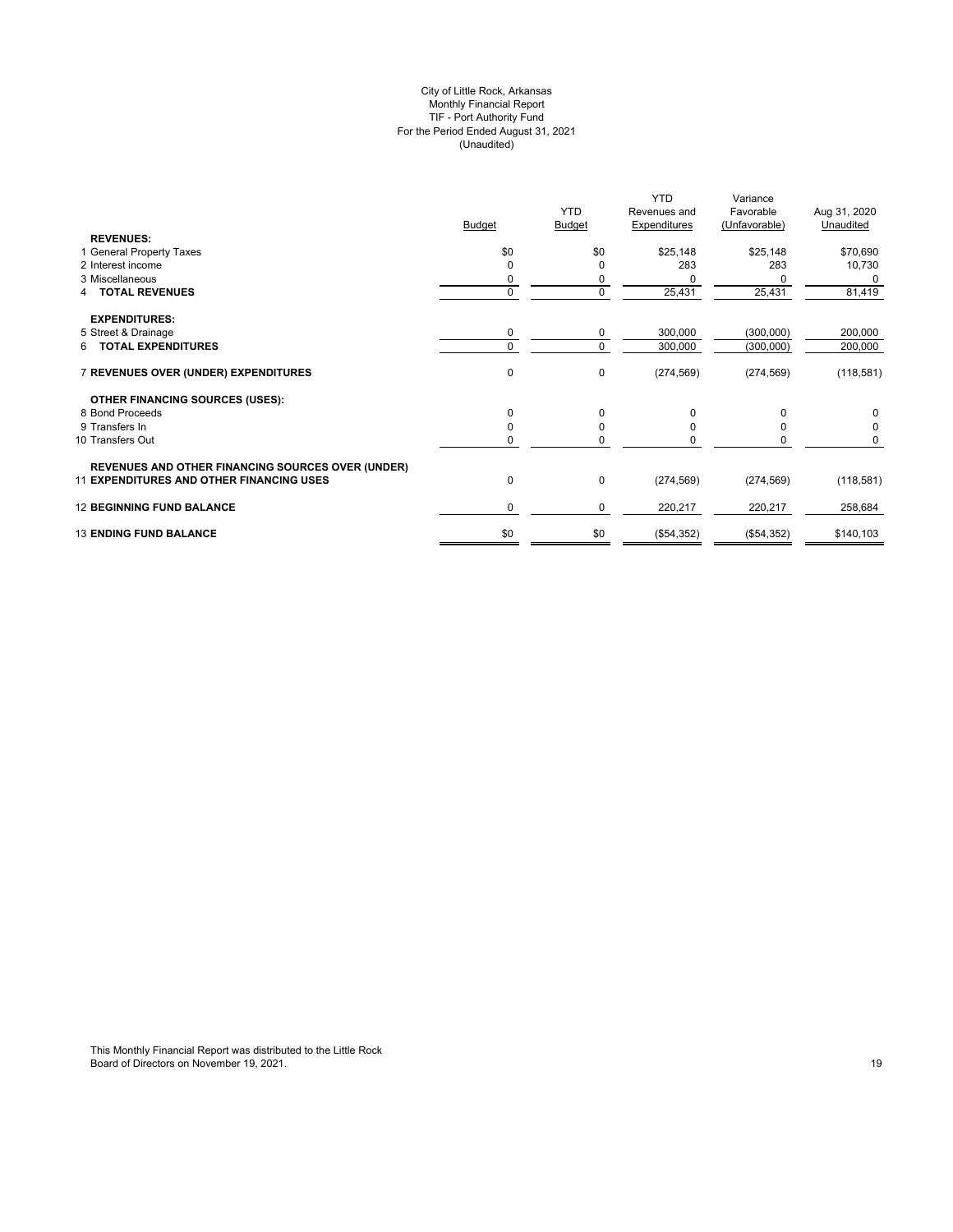City of Little Rock, Arkansas
Monthly Financial Report
TIF - Port Authority Fund
For the Period Ended August 31, 2021
(Unaudited)

| | Budget | YTD Budget | YTD Revenues and Expenditures | Variance Favorable (Unfavorable) | Aug 31, 2020 Unaudited |
|---|---|---|---|---|---|
| **REVENUES:** | | | | | |
| 1 General Property Taxes | $0 | $0 | $25,148 | $25,148 | $70,690 |
| 2 Interest income | 0 | 0 | 283 | 283 | 10,730 |
| 3 Miscellaneous | 0 | 0 | 0 | 0 | 0 |
| 4 **TOTAL REVENUES** | 0 | 0 | 25,431 | 25,431 | 81,419 |
| **EXPENDITURES:** | | | | | |
| 5 Street & Drainage | 0 | 0 | 300,000 | (300,000) | 200,000 |
| 6 **TOTAL EXPENDITURES** | 0 | 0 | 300,000 | (300,000) | 200,000 |
| 7 **REVENUES OVER (UNDER) EXPENDITURES** | 0 | 0 | (274,569) | (274,569) | (118,581) |
| **OTHER FINANCING SOURCES (USES):** | | | | | |
| 8 Bond Proceeds | 0 | 0 | 0 | 0 | 0 |
| 9 Transfers In | 0 | 0 | 0 | 0 | 0 |
| 10 Transfers Out | 0 | 0 | 0 | 0 | 0 |
| **REVENUES AND OTHER FINANCING SOURCES OVER (UNDER)** | | | | | |
| 11 **EXPENDITURES AND OTHER FINANCING USES** | 0 | 0 | (274,569) | (274,569) | (118,581) |
| 12 **BEGINNING FUND BALANCE** | 0 | 0 | 220,217 | 220,217 | 258,684 |
| 13 **ENDING FUND BALANCE** | $0 | $0 | ($54,352) | ($54,352) | $140,103 |

This Monthly Financial Report was distributed to the Little Rock Board of Directors on November 19, 2021.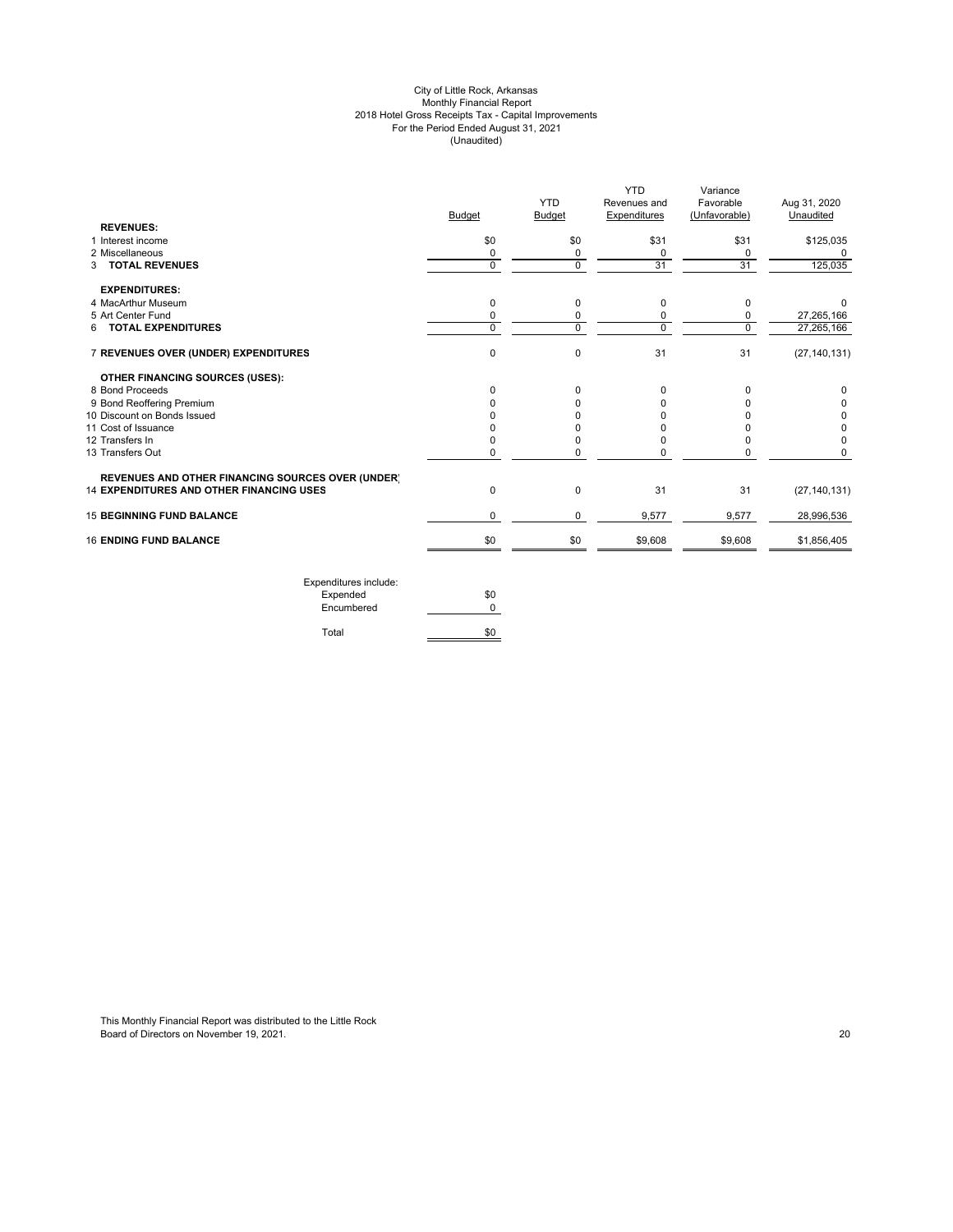# City of Little Rock, Arkansas
## Monthly Financial Report
## 2018 Hotel Gross Receipts Tax - Capital Improvements
## For the Period Ended August 31, 2021
## (Unaudited)

| | Budget | YTD Budget | YTD Revenues and Expenditures | Variance Favorable (Unfavorable) | Aug 31, 2020 Unaudited |
|---|---|---|---|---|---|
| **REVENUES:** | | | | | |
| 1 Interest income | $0 | $0 | $31 | $31 | $125,035 |
| 2 Miscellaneous | 0 | 0 | 0 | 0 | 0 |
| 3 **TOTAL REVENUES** | 0 | 0 | 31 | 31 | 125,035 |
| **EXPENDITURES:** | | | | | |
| 4 MacArthur Museum | 0 | 0 | 0 | 0 | 0 |
| 5 Art Center Fund | 0 | 0 | 0 | 0 | 27,265,166 |
| 6 **TOTAL EXPENDITURES** | 0 | 0 | 0 | 0 | 27,265,166 |
| 7 **REVENUES OVER (UNDER) EXPENDITURES** | 0 | 0 | 31 | 31 | (27,140,131) |
| **OTHER FINANCING SOURCES (USES):** | | | | | |
| 8 Bond Proceeds | 0 | 0 | 0 | 0 | 0 |
| 9 Bond Reoffering Premium | 0 | 0 | 0 | 0 | 0 |
| 10 Discount on Bonds Issued | 0 | 0 | 0 | 0 | 0 |
| 11 Cost of Issuance | 0 | 0 | 0 | 0 | 0 |
| 12 Transfers In | 0 | 0 | 0 | 0 | 0 |
| 13 Transfers Out | 0 | 0 | 0 | 0 | 0 |
| **REVENUES AND OTHER FINANCING SOURCES OVER (UNDER)** 14 **EXPENDITURES AND OTHER FINANCING USES** | 0 | 0 | 31 | 31 | (27,140,131) |
| 15 **BEGINNING FUND BALANCE** | 0 | 0 | 9,577 | 9,577 | 28,996,536 |
| 16 **ENDING FUND BALANCE** | $0 | $0 | $9,608 | $9,608 | $1,856,405 |

| Expenditures include: | |
|---|---|
| Expended | $0 |
| Encumbered | 0 |
| Total | $0 |

This Monthly Financial Report was distributed to the Little Rock Board of Directors on November 19, 2021.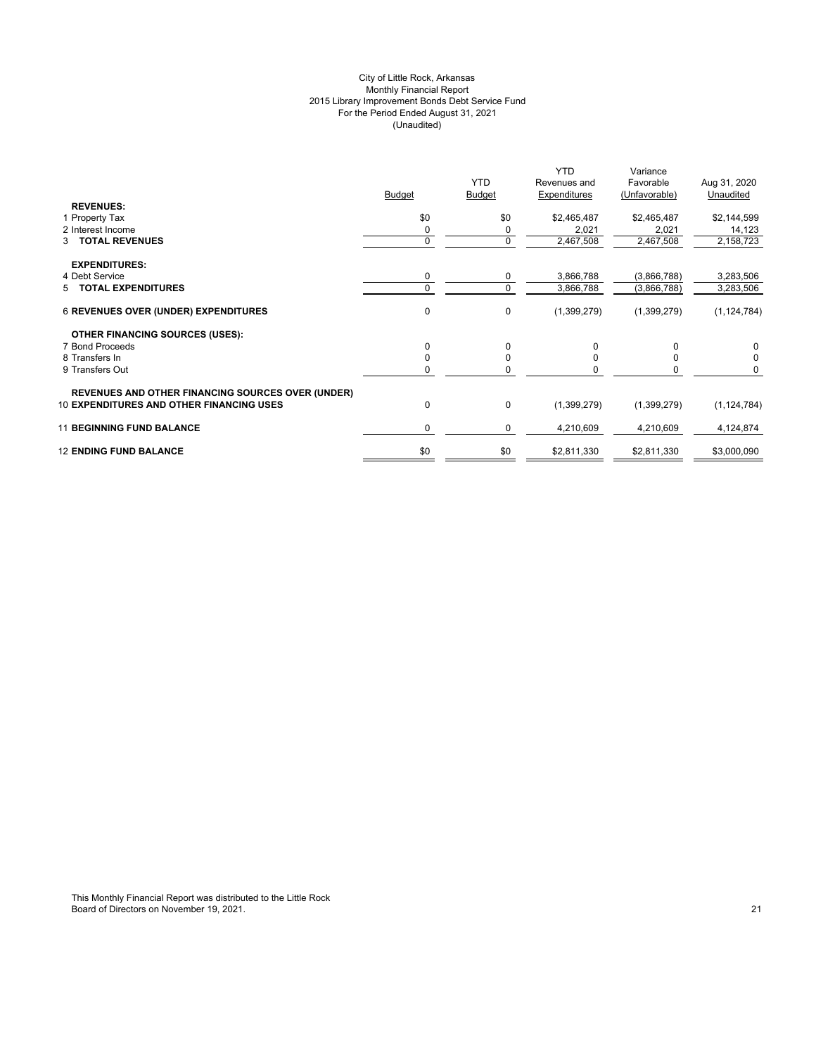# City of Little Rock, Arkansas
## Monthly Financial Report
## 2015 Library Improvement Bonds Debt Service Fund
## For the Period Ended August 31, 2021
## (Unaudited)

| | Budget | YTD Budget | YTD Revenues and Expenditures | Variance Favorable (Unfavorable) | Aug 31, 2020 Unaudited |
|---|---|---|---|---|---|
| **REVENUES:** | | | | | |
| 1 Property Tax | $0 | $0 | $2,465,487 | $2,465,487 | $2,144,599 |
| 2 Interest Income | 0 | 0 | 2,021 | 2,021 | 14,123 |
| 3 **TOTAL REVENUES** | 0 | 0 | 2,467,508 | 2,467,508 | 2,158,723 |
| **EXPENDITURES:** | | | | | |
| 4 Debt Service | 0 | 0 | 3,866,788 | (3,866,788) | 3,283,506 |
| 5 **TOTAL EXPENDITURES** | 0 | 0 | 3,866,788 | (3,866,788) | 3,283,506 |
| 6 **REVENUES OVER (UNDER) EXPENDITURES** | 0 | 0 | (1,399,279) | (1,399,279) | (1,124,784) |
| **OTHER FINANCING SOURCES (USES):** | | | | | |
| 7 Bond Proceeds | 0 | 0 | 0 | 0 | 0 |
| 8 Transfers In | 0 | 0 | 0 | 0 | 0 |
| 9 Transfers Out | 0 | 0 | 0 | 0 | 0 |
| **REVENUES AND OTHER FINANCING SOURCES OVER (UNDER)** | | | | | |
| 10 **EXPENDITURES AND OTHER FINANCING USES** | 0 | 0 | (1,399,279) | (1,399,279) | (1,124,784) |
| 11 **BEGINNING FUND BALANCE** | 0 | 0 | 4,210,609 | 4,210,609 | 4,124,874 |
| 12 **ENDING FUND BALANCE** | $0 | $0 | $2,811,330 | $2,811,330 | $3,000,090 |

This Monthly Financial Report was distributed to the Little Rock Board of Directors on November 19, 2021.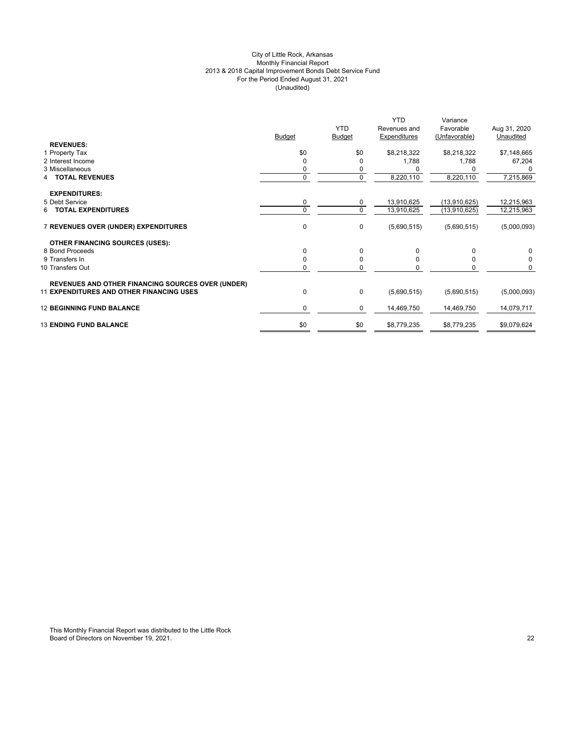City of Little Rock, Arkansas
Monthly Financial Report
2013 & 2018 Capital Improvement Bonds Debt Service Fund
For the Period Ended August 31, 2021
(Unaudited)

| | Budget | YTD Budget | YTD Revenues and Expenditures | Variance Favorable (Unfavorable) | Aug 31, 2020 Unaudited |
|---|---|---|---|---|---|
| **REVENUES:** | | | | | |
| 1 Property Tax | $0 | $0 | $8,218,322 | $8,218,322 | $7,148,665 |
| 2 Interest Income | 0 | 0 | 1,788 | 1,788 | 67,204 |
| 3 Miscellaneous | 0 | 0 | 0 | 0 | 0 |
| 4 **TOTAL REVENUES** | 0 | 0 | 8,220,110 | 8,220,110 | 7,215,869 |
| **EXPENDITURES:** | | | | | |
| 5 Debt Service | 0 | 0 | 13,910,625 | (13,910,625) | 12,215,963 |
| 6 **TOTAL EXPENDITURES** | 0 | 0 | 13,910,625 | (13,910,625) | 12,215,963 |
| 7 **REVENUES OVER (UNDER) EXPENDITURES** | 0 | 0 | (5,690,515) | (5,690,515) | (5,000,093) |
| **OTHER FINANCING SOURCES (USES):** | | | | | |
| 8 Bond Proceeds | 0 | 0 | 0 | 0 | 0 |
| 9 Transfers In | 0 | 0 | 0 | 0 | 0 |
| 10 Transfers Out | 0 | 0 | 0 | 0 | 0 |
| **REVENUES AND OTHER FINANCING SOURCES OVER (UNDER)** 11 **EXPENDITURES AND OTHER FINANCING USES** | 0 | 0 | (5,690,515) | (5,690,515) | (5,000,093) |
| 12 **BEGINNING FUND BALANCE** | 0 | 0 | 14,469,750 | 14,469,750 | 14,079,717 |
| 13 **ENDING FUND BALANCE** | $0 | $0 | $8,779,235 | $8,779,235 | $9,079,624 |

This Monthly Financial Report was distributed to the Little Rock Board of Directors on November 19, 2021.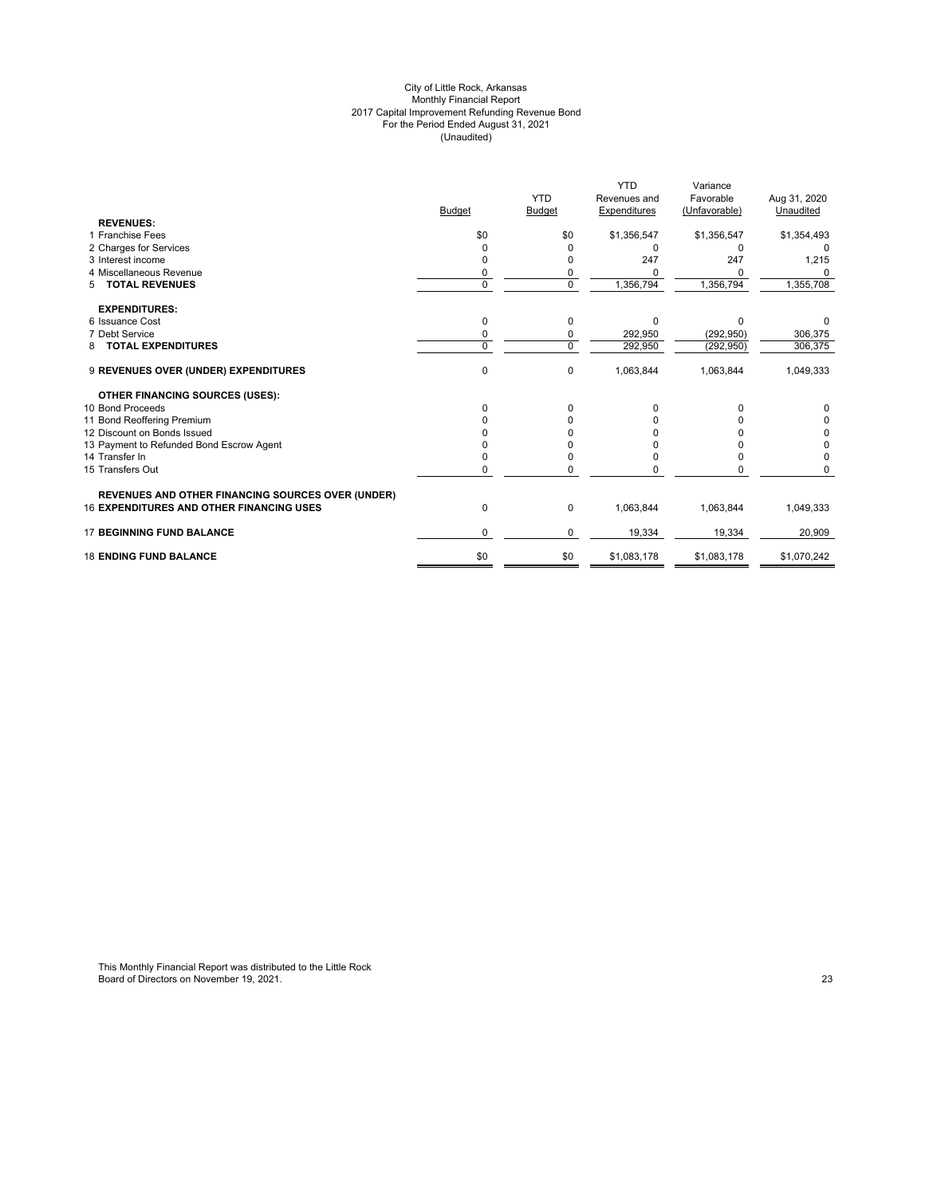City of Little Rock, Arkansas
Monthly Financial Report
2017 Capital Improvement Refunding Revenue Bond
For the Period Ended August 31, 2021
(Unaudited)

| | Budget | YTD Budget | YTD Revenues and Expenditures | Variance Favorable (Unfavorable) | Aug 31, 2020 Unaudited |
|---|---|---|---|---|---|
| **REVENUES:** | | | | | |
| 1 Franchise Fees | $0 | $0 | $1,356,547 | $1,356,547 | $1,354,493 |
| 2 Charges for Services | 0 | 0 | 0 | 0 | 0 |
| 3 Interest income | 0 | 0 | 247 | 247 | 1,215 |
| 4 Miscellaneous Revenue | 0 | 0 | 0 | 0 | 0 |
| 5 **TOTAL REVENUES** | 0 | 0 | 1,356,794 | 1,356,794 | 1,355,708 |
| **EXPENDITURES:** | | | | | |
| 6 Issuance Cost | 0 | 0 | 0 | 0 | 0 |
| 7 Debt Service | 0 | 0 | 292,950 | (292,950) | 306,375 |
| 8 **TOTAL EXPENDITURES** | 0 | 0 | 292,950 | (292,950) | 306,375 |
| 9 **REVENUES OVER (UNDER) EXPENDITURES** | 0 | 0 | 1,063,844 | 1,063,844 | 1,049,333 |
| **OTHER FINANCING SOURCES (USES):** | | | | | |
| 10 Bond Proceeds | 0 | 0 | 0 | 0 | 0 |
| 11 Bond Reoffering Premium | 0 | 0 | 0 | 0 | 0 |
| 12 Discount on Bonds Issued | 0 | 0 | 0 | 0 | 0 |
| 13 Payment to Refunded Bond Escrow Agent | 0 | 0 | 0 | 0 | 0 |
| 14 Transfer In | 0 | 0 | 0 | 0 | 0 |
| 15 Transfers Out | 0 | 0 | 0 | 0 | 0 |
| **REVENUES AND OTHER FINANCING SOURCES OVER (UNDER)** | | | | | |
| 16 **EXPENDITURES AND OTHER FINANCING USES** | 0 | 0 | 1,063,844 | 1,063,844 | 1,049,333 |
| 17 **BEGINNING FUND BALANCE** | 0 | 0 | 19,334 | 19,334 | 20,909 |
| 18 **ENDING FUND BALANCE** | $0 | $0 | $1,083,178 | $1,083,178 | $1,070,242 |

This Monthly Financial Report was distributed to the Little Rock Board of Directors on November 19, 2021.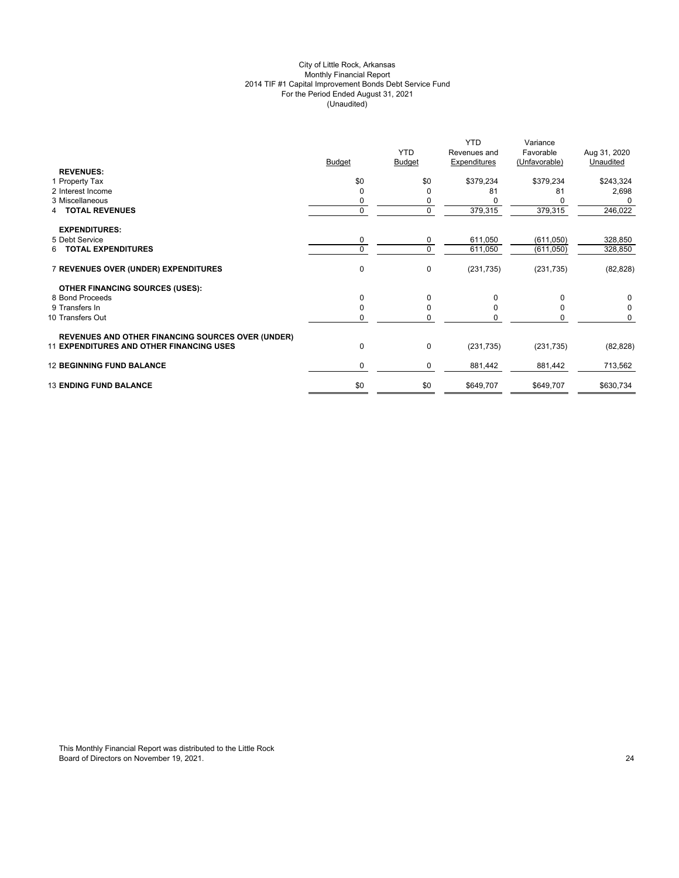City of Little Rock, Arkansas
Monthly Financial Report
2014 TIF #1 Capital Improvement Bonds Debt Service Fund
For the Period Ended August 31, 2021
(Unaudited)

| | Budget | YTD Budget | YTD Revenues and Expenditures | Variance Favorable (Unfavorable) | Aug 31, 2020 Unaudited |
|---|---|---|---|---|---|
| **REVENUES:** | | | | | |
| 1 Property Tax | $0 | $0 | $379,234 | $379,234 | $243,324 |
| 2 Interest Income | 0 | 0 | 81 | 81 | 2,698 |
| 3 Miscellaneous | 0 | 0 | 0 | 0 | 0 |
| 4 **TOTAL REVENUES** | 0 | 0 | 379,315 | 379,315 | 246,022 |
| **EXPENDITURES:** | | | | | |
| 5 Debt Service | 0 | 0 | 611,050 | (611,050) | 328,850 |
| 6 **TOTAL EXPENDITURES** | 0 | 0 | 611,050 | (611,050) | 328,850 |
| 7 **REVENUES OVER (UNDER) EXPENDITURES** | 0 | 0 | (231,735) | (231,735) | (82,828) |
| **OTHER FINANCING SOURCES (USES):** | | | | | |
| 8 Bond Proceeds | 0 | 0 | 0 | 0 | 0 |
| 9 Transfers In | 0 | 0 | 0 | 0 | 0 |
| 10 Transfers Out | 0 | 0 | 0 | 0 | 0 |
| 11 **REVENUES AND OTHER FINANCING SOURCES OVER (UNDER) EXPENDITURES AND OTHER FINANCING USES** | 0 | 0 | (231,735) | (231,735) | (82,828) |
| 12 **BEGINNING FUND BALANCE** | 0 | 0 | 881,442 | 881,442 | 713,562 |
| 13 **ENDING FUND BALANCE** | $0 | $0 | $649,707 | $649,707 | $630,734 |

This Monthly Financial Report was distributed to the Little Rock Board of Directors on November 19, 2021.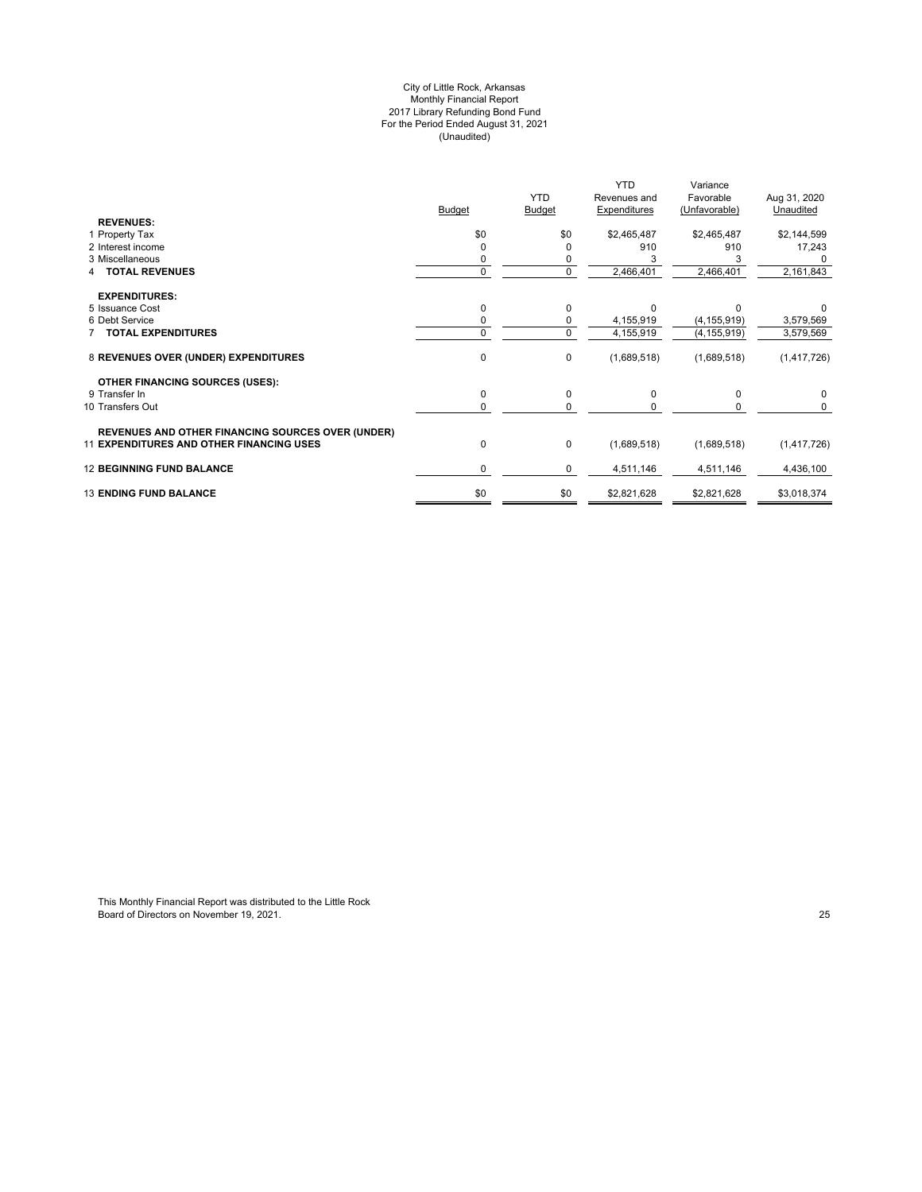City of Little Rock, Arkansas
Monthly Financial Report
2017 Library Refunding Bond Fund
For the Period Ended August 31, 2021
(Unaudited)

| | Budget | YTD Budget | YTD Revenues and Expenditures | Variance Favorable (Unfavorable) | Aug 31, 2020 Unaudited |
|---|---|---|---|---|---|
| **REVENUES:** | | | | | |
| 1 Property Tax | $0 | $0 | $2,465,487 | $2,465,487 | $2,144,599 |
| 2 Interest income | 0 | 0 | 910 | 910 | 17,243 |
| 3 Miscellaneous | 0 | 0 | 3 | 3 | 0 |
| 4 **TOTAL REVENUES** | 0 | 0 | 2,466,401 | 2,466,401 | 2,161,843 |
| **EXPENDITURES:** | | | | | |
| 5 Issuance Cost | 0 | 0 | 0 | 0 | 0 |
| 6 Debt Service | 0 | 0 | 4,155,919 | (4,155,919) | 3,579,569 |
| 7 **TOTAL EXPENDITURES** | 0 | 0 | 4,155,919 | (4,155,919) | 3,579,569 |
| 8 **REVENUES OVER (UNDER) EXPENDITURES** | 0 | 0 | (1,689,518) | (1,689,518) | (1,417,726) |
| **OTHER FINANCING SOURCES (USES):** | | | | | |
| 9 Transfer In | 0 | 0 | 0 | 0 | 0 |
| 10 Transfers Out | 0 | 0 | 0 | 0 | 0 |
| 11 **REVENUES AND OTHER FINANCING SOURCES OVER (UNDER) EXPENDITURES AND OTHER FINANCING USES** | 0 | 0 | (1,689,518) | (1,689,518) | (1,417,726) |
| 12 **BEGINNING FUND BALANCE** | 0 | 0 | 4,511,146 | 4,511,146 | 4,436,100 |
| 13 **ENDING FUND BALANCE** | $0 | $0 | $2,821,628 | $2,821,628 | $3,018,374 |

This Monthly Financial Report was distributed to the Little Rock Board of Directors on November 19, 2021.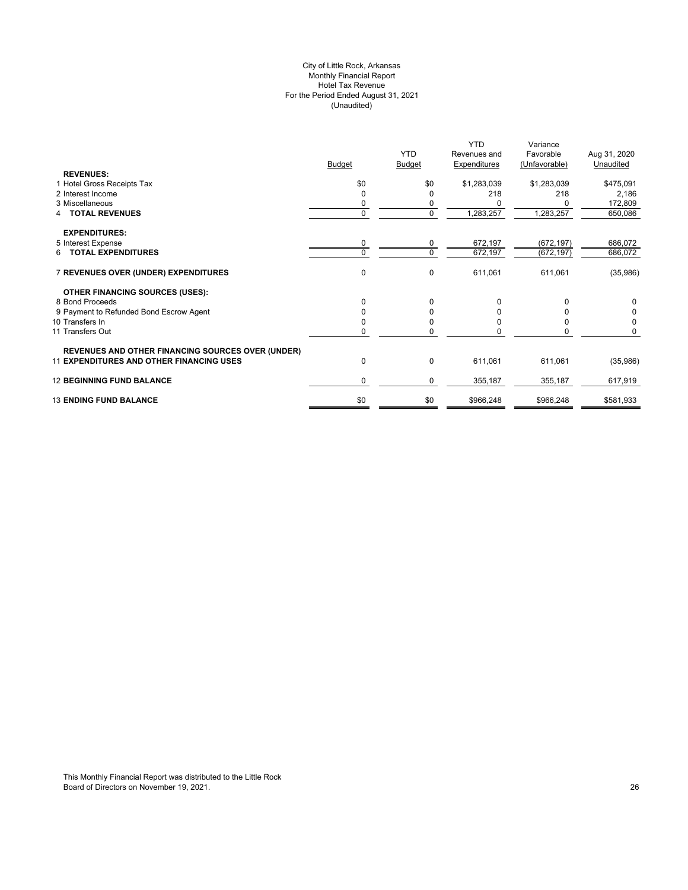City of Little Rock, Arkansas
Monthly Financial Report
Hotel Tax Revenue
For the Period Ended August 31, 2021
(Unaudited)

| | Budget | YTD Budget | YTD Revenues and Expenditures | Variance Favorable (Unfavorable) | Aug 31, 2020 Unaudited |
|---|---|---|---|---|---|
| **REVENUES:** | | | | | |
| 1 Hotel Gross Receipts Tax | $0 | $0 | $1,283,039 | $1,283,039 | $475,091 |
| 2 Interest Income | 0 | 0 | 218 | 218 | 2,186 |
| 3 Miscellaneous | 0 | 0 | 0 | 0 | 172,809 |
| 4 **TOTAL REVENUES** | 0 | 0 | 1,283,257 | 1,283,257 | 650,086 |
| **EXPENDITURES:** | | | | | |
| 5 Interest Expense | 0 | 0 | 672,197 | (672,197) | 686,072 |
| 6 **TOTAL EXPENDITURES** | 0 | 0 | 672,197 | (672,197) | 686,072 |
| 7 **REVENUES OVER (UNDER) EXPENDITURES** | 0 | 0 | 611,061 | 611,061 | (35,986) |
| **OTHER FINANCING SOURCES (USES):** | | | | | |
| 8 Bond Proceeds | 0 | 0 | 0 | 0 | 0 |
| 9 Payment to Refunded Bond Escrow Agent | 0 | 0 | 0 | 0 | 0 |
| 10 Transfers In | 0 | 0 | 0 | 0 | 0 |
| 11 Transfers Out | 0 | 0 | 0 | 0 | 0 |
| **REVENUES AND OTHER FINANCING SOURCES OVER (UNDER)** | | | | | |
| 11 **EXPENDITURES AND OTHER FINANCING USES** | 0 | 0 | 611,061 | 611,061 | (35,986) |
| 12 **BEGINNING FUND BALANCE** | 0 | 0 | 355,187 | 355,187 | 617,919 |
| 13 **ENDING FUND BALANCE** | $0 | $0 | $966,248 | $966,248 | $581,933 |

This Monthly Financial Report was distributed to the Little Rock Board of Directors on November 19, 2021.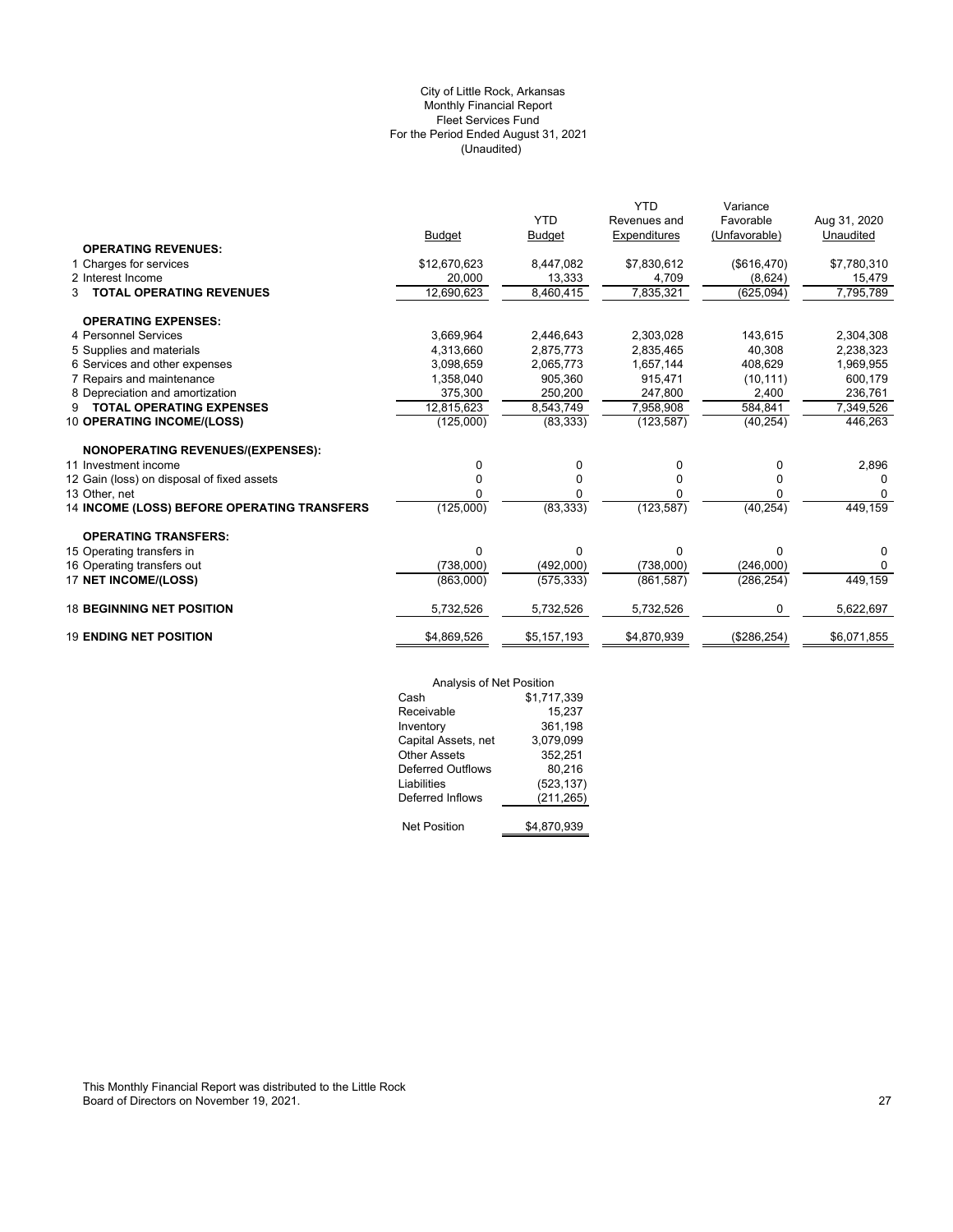City of Little Rock, Arkansas
Monthly Financial Report
Fleet Services Fund
For the Period Ended August 31, 2021
(Unaudited)

| | Budget | YTD Budget | YTD Revenues and Expenditures | Variance Favorable (Unfavorable) | Aug 31, 2020 Unaudited |
|---|---|---|---|---|---|
| **OPERATING REVENUES:** | | | | | |
| 1 Charges for services | $12,670,623 | 8,447,082 | $7,830,612 | ($616,470) | $7,780,310 |
| 2 Interest Income | 20,000 | 13,333 | 4,709 | (8,624) | 15,479 |
| 3 **TOTAL OPERATING REVENUES** | 12,690,623 | 8,460,415 | 7,835,321 | (625,094) | 7,795,789 |
| **OPERATING EXPENSES:** | | | | | |
| 4 Personnel Services | 3,669,964 | 2,446,643 | 2,303,028 | 143,615 | 2,304,308 |
| 5 Supplies and materials | 4,313,660 | 2,875,773 | 2,835,465 | 40,308 | 2,238,323 |
| 6 Services and other expenses | 3,098,659 | 2,065,773 | 1,657,144 | 408,629 | 1,969,955 |
| 7 Repairs and maintenance | 1,358,040 | 905,360 | 915,471 | (10,111) | 600,179 |
| 8 Depreciation and amortization | 375,300 | 250,200 | 247,800 | 2,400 | 236,761 |
| 9 **TOTAL OPERATING EXPENSES** | 12,815,623 | 8,543,749 | 7,958,908 | 584,841 | 7,349,526 |
| 10 **OPERATING INCOME/(LOSS)** | (125,000) | (83,333) | (123,587) | (40,254) | 446,263 |
| **NONOPERATING REVENUES/(EXPENSES):** | | | | | |
| 11 Investment income | 0 | 0 | 0 | 0 | 2,896 |
| 12 Gain (loss) on disposal of fixed assets | 0 | 0 | 0 | 0 | 0 |
| 13 Other, net | 0 | 0 | 0 | 0 | 0 |
| 14 **INCOME (LOSS) BEFORE OPERATING TRANSFERS** | (125,000) | (83,333) | (123,587) | (40,254) | 449,159 |
| **OPERATING TRANSFERS:** | | | | | |
| 15 Operating transfers in | 0 | 0 | 0 | 0 | 0 |
| 16 Operating transfers out | (738,000) | (492,000) | (738,000) | (246,000) | 0 |
| 17 **NET INCOME/(LOSS)** | (863,000) | (575,333) | (861,587) | (286,254) | 449,159 |
| 18 **BEGINNING NET POSITION** | 5,732,526 | 5,732,526 | 5,732,526 | 0 | 5,622,697 |
| 19 **ENDING NET POSITION** | $4,869,526 | $5,157,193 | $4,870,939 | ($286,254) | $6,071,855 |

| Analysis of Net Position | |
|---|---|
| Cash | $1,717,339 |
| Receivable | 15,237 |
| Inventory | 361,198 |
| Capital Assets, net | 3,079,099 |
| Other Assets | 352,251 |
| Deferred Outflows | 80,216 |
| Liabilities | (523,137) |
| Deferred Inflows | (211,265) |
| Net Position | $4,870,939 |

This Monthly Financial Report was distributed to the Little Rock Board of Directors on November 19, 2021.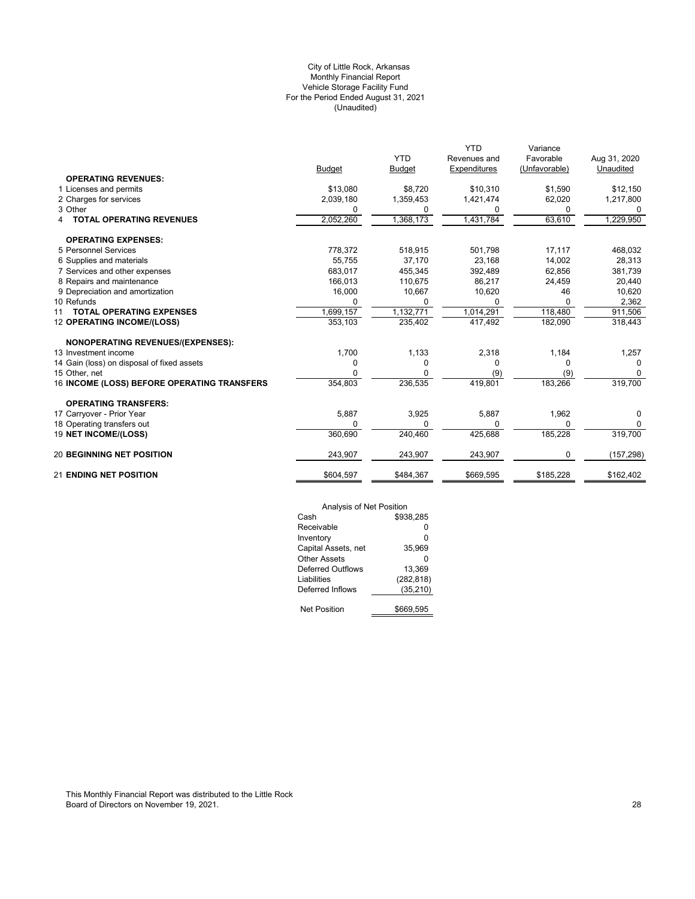City of Little Rock, Arkansas
Monthly Financial Report
Vehicle Storage Facility Fund
For the Period Ended August 31, 2021
(Unaudited)

| | Budget | YTD Budget | YTD Revenues and Expenditures | Variance Favorable (Unfavorable) | Aug 31, 2020 Unaudited |
|---|---|---|---|---|---|
| **OPERATING REVENUES:** | | | | | |
| 1 Licenses and permits | $13,080 | $8,720 | $10,310 | $1,590 | $12,150 |
| 2 Charges for services | 2,039,180 | 1,359,453 | 1,421,474 | 62,020 | 1,217,800 |
| 3 Other | 0 | 0 | 0 | 0 | 0 |
| 4 **TOTAL OPERATING REVENUES** | 2,052,260 | 1,368,173 | 1,431,784 | 63,610 | 1,229,950 |
| **OPERATING EXPENSES:** | | | | | |
| 5 Personnel Services | 778,372 | 518,915 | 501,798 | 17,117 | 468,032 |
| 6 Supplies and materials | 55,755 | 37,170 | 23,168 | 14,002 | 28,313 |
| 7 Services and other expenses | 683,017 | 455,345 | 392,489 | 62,856 | 381,739 |
| 8 Repairs and maintenance | 166,013 | 110,675 | 86,217 | 24,459 | 20,440 |
| 9 Depreciation and amortization | 16,000 | 10,667 | 10,620 | 46 | 10,620 |
| 10 Refunds | 0 | 0 | 0 | 0 | 2,362 |
| 11 **TOTAL OPERATING EXPENSES** | 1,699,157 | 1,132,771 | 1,014,291 | 118,480 | 911,506 |
| 12 **OPERATING INCOME/(LOSS)** | 353,103 | 235,402 | 417,492 | 182,090 | 318,443 |
| **NONOPERATING REVENUES/(EXPENSES):** | | | | | |
| 13 Investment income | 1,700 | 1,133 | 2,318 | 1,184 | 1,257 |
| 14 Gain (loss) on disposal of fixed assets | 0 | 0 | 0 | 0 | 0 |
| 15 Other, net | 0 | 0 | (9) | (9) | 0 |
| 16 **INCOME (LOSS) BEFORE OPERATING TRANSFERS** | 354,803 | 236,535 | 419,801 | 183,266 | 319,700 |
| **OPERATING TRANSFERS:** | | | | | |
| 17 Carryover - Prior Year | 5,887 | 3,925 | 5,887 | 1,962 | 0 |
| 18 Operating transfers out | 0 | 0 | 0 | 0 | 0 |
| 19 **NET INCOME/(LOSS)** | 360,690 | 240,460 | 425,688 | 185,228 | 319,700 |
| 20 **BEGINNING NET POSITION** | 243,907 | 243,907 | 243,907 | 0 | (157,298) |
| 21 **ENDING NET POSITION** | $604,597 | $484,367 | $669,595 | $185,228 | $162,402 |

| Analysis of Net Position | |
|---|---|
| Cash | $938,285 |
| Receivable | 0 |
| Inventory | 0 |
| Capital Assets, net | 35,969 |
| Other Assets | 0 |
| Deferred Outflows | 13,369 |
| Liabilities | (282,818) |
| Deferred Inflows | (35,210) |
| Net Position | $669,595 |

This Monthly Financial Report was distributed to the Little Rock Board of Directors on November 19, 2021.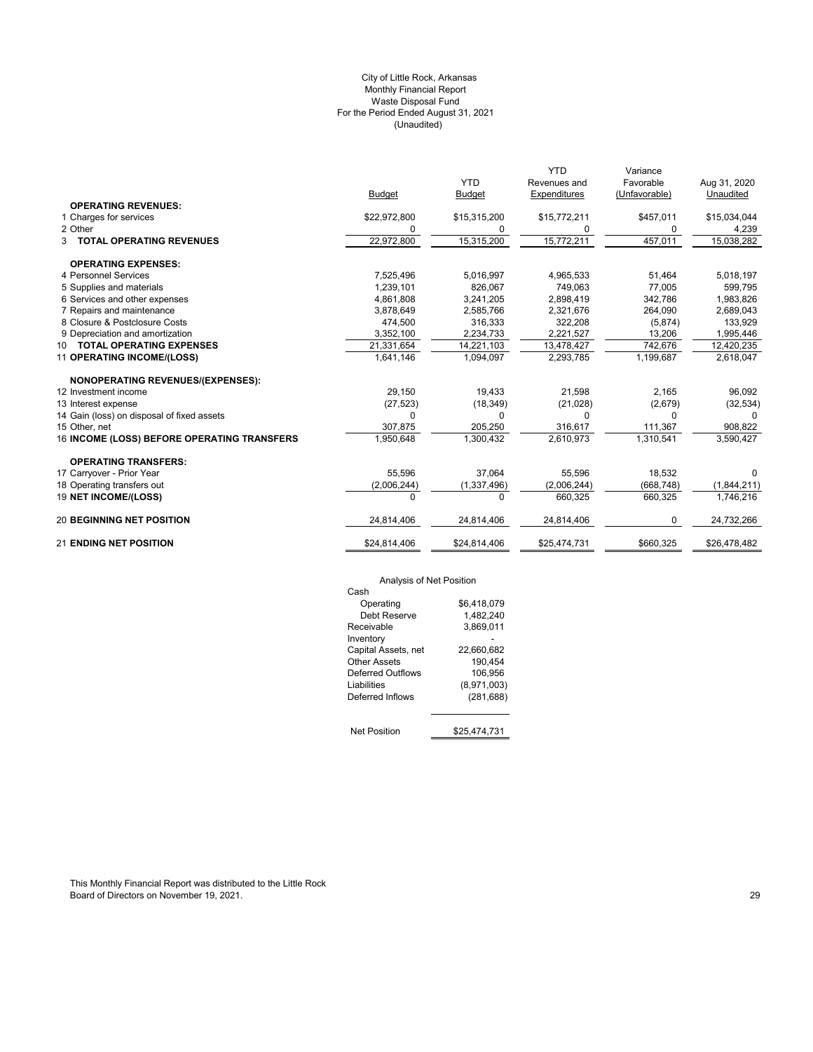City of Little Rock, Arkansas
Monthly Financial Report
Waste Disposal Fund
For the Period Ended August 31, 2021
(Unaudited)

| | Budget | YTD Budget | YTD Revenues and Expenditures | Variance Favorable (Unfavorable) | Aug 31, 2020 Unaudited |
|---|---|---|---|---|---|
| **OPERATING REVENUES:** | | | | | |
| 1 Charges for services | $22,972,800 | $15,315,200 | $15,772,211 | $457,011 | $15,034,044 |
| 2 Other | 0 | 0 | 0 | 0 | 4,239 |
| 3 **TOTAL OPERATING REVENUES** | 22,972,800 | 15,315,200 | 15,772,211 | 457,011 | 15,038,282 |
| **OPERATING EXPENSES:** | | | | | |
| 4 Personnel Services | 7,525,496 | 5,016,997 | 4,965,533 | 51,464 | 5,018,197 |
| 5 Supplies and materials | 1,239,101 | 826,067 | 749,063 | 77,005 | 599,795 |
| 6 Services and other expenses | 4,861,808 | 3,241,205 | 2,898,419 | 342,786 | 1,983,826 |
| 7 Repairs and maintenance | 3,878,649 | 2,585,766 | 2,321,676 | 264,090 | 2,689,043 |
| 8 Closure & Postclosure Costs | 474,500 | 316,333 | 322,208 | (5,874) | 133,929 |
| 9 Depreciation and amortization | 3,352,100 | 2,234,733 | 2,221,527 | 13,206 | 1,995,446 |
| 10 **TOTAL OPERATING EXPENSES** | 21,331,654 | 14,221,103 | 13,478,427 | 742,676 | 12,420,235 |
| 11 **OPERATING INCOME/(LOSS)** | 1,641,146 | 1,094,097 | 2,293,785 | 1,199,687 | 2,618,047 |
| **NONOPERATING REVENUES/(EXPENSES):** | | | | | |
| 12 Investment income | 29,150 | 19,433 | 21,598 | 2,165 | 96,092 |
| 13 Interest expense | (27,523) | (18,349) | (21,028) | (2,679) | (32,534) |
| 14 Gain (loss) on disposal of fixed assets | 0 | 0 | 0 | 0 | 0 |
| 15 Other, net | 307,875 | 205,250 | 316,617 | 111,367 | 908,822 |
| 16 **INCOME (LOSS) BEFORE OPERATING TRANSFERS** | 1,950,648 | 1,300,432 | 2,610,973 | 1,310,541 | 3,590,427 |
| **OPERATING TRANSFERS:** | | | | | |
| 17 Carryover - Prior Year | 55,596 | 37,064 | 55,596 | 18,532 | 0 |
| 18 Operating transfers out | (2,006,244) | (1,337,496) | (2,006,244) | (668,748) | (1,844,211) |
| 19 **NET INCOME/(LOSS)** | 0 | 0 | 660,325 | 660,325 | 1,746,216 |
| 20 **BEGINNING NET POSITION** | 24,814,406 | 24,814,406 | 24,814,406 | 0 | 24,732,266 |
| 21 **ENDING NET POSITION** | $24,814,406 | $24,814,406 | $25,474,731 | $660,325 | $26,478,482 |

Analysis of Net Position

| | |
|---|---|
| Cash | |
| Operating | $6,418,079 |
| Debt Reserve | 1,482,240 |
| Receivable | 3,869,011 |
| Inventory | - |
| Capital Assets, net | 22,660,682 |
| Other Assets | 190,454 |
| Deferred Outflows | 106,956 |
| Liabilities | (8,971,003) |
| Deferred Inflows | (281,688) |
| Net Position | $25,474,731 |

This Monthly Financial Report was distributed to the Little Rock Board of Directors on November 19, 2021.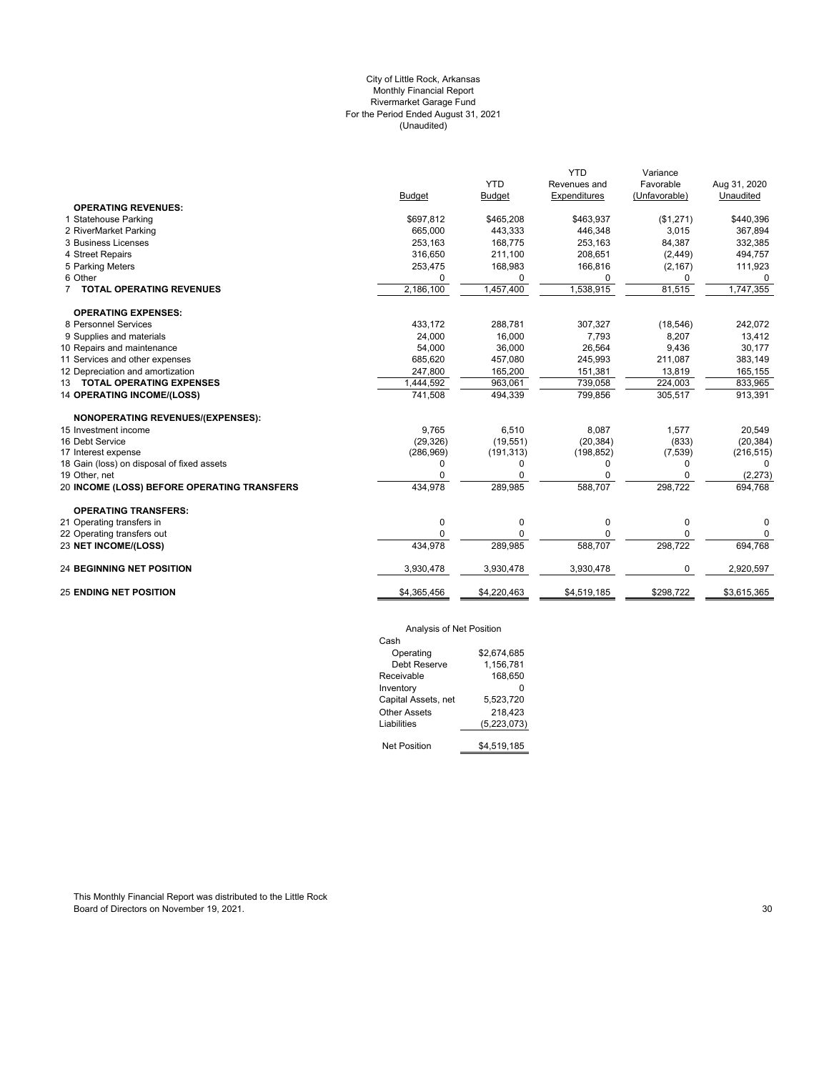City of Little Rock, Arkansas
Monthly Financial Report
Rivermarket Garage Fund
For the Period Ended August 31, 2021
(Unaudited)

| | Budget | YTD Budget | YTD Revenues and Expenditures | Variance Favorable (Unfavorable) | Aug 31, 2020 Unaudited |
|---|---|---|---|---|---|
| **OPERATING REVENUES:** | | | | | |
| 1 Statehouse Parking | $697,812 | $465,208 | $463,937 | ($1,271) | $440,396 |
| 2 RiverMarket Parking | 665,000 | 443,333 | 446,348 | 3,015 | 367,894 |
| 3 Business Licenses | 253,163 | 168,775 | 253,163 | 84,387 | 332,385 |
| 4 Street Repairs | 316,650 | 211,100 | 208,651 | (2,449) | 494,757 |
| 5 Parking Meters | 253,475 | 168,983 | 166,816 | (2,167) | 111,923 |
| 6 Other | 0 | 0 | 0 | 0 | 0 |
| 7 **TOTAL OPERATING REVENUES** | 2,186,100 | 1,457,400 | 1,538,915 | 81,515 | 1,747,355 |
| **OPERATING EXPENSES:** | | | | | |
| 8 Personnel Services | 433,172 | 288,781 | 307,327 | (18,546) | 242,072 |
| 9 Supplies and materials | 24,000 | 16,000 | 7,793 | 8,207 | 13,412 |
| 10 Repairs and maintenance | 54,000 | 36,000 | 26,564 | 9,436 | 30,177 |
| 11 Services and other expenses | 685,620 | 457,080 | 245,993 | 211,087 | 383,149 |
| 12 Depreciation and amortization | 247,800 | 165,200 | 151,381 | 13,819 | 165,155 |
| 13 **TOTAL OPERATING EXPENSES** | 1,444,592 | 963,061 | 739,058 | 224,003 | 833,965 |
| 14 **OPERATING INCOME/(LOSS)** | 741,508 | 494,339 | 799,856 | 305,517 | 913,391 |
| **NONOPERATING REVENUES/(EXPENSES):** | | | | | |
| 15 Investment income | 9,765 | 6,510 | 8,087 | 1,577 | 20,549 |
| 16 Debt Service | (29,326) | (19,551) | (20,384) | (833) | (20,384) |
| 17 Interest expense | (286,969) | (191,313) | (198,852) | (7,539) | (216,515) |
| 18 Gain (loss) on disposal of fixed assets | 0 | 0 | 0 | 0 | 0 |
| 19 Other, net | 0 | 0 | 0 | 0 | (2,273) |
| 20 **INCOME (LOSS) BEFORE OPERATING TRANSFERS** | 434,978 | 289,985 | 588,707 | 298,722 | 694,768 |
| **OPERATING TRANSFERS:** | | | | | |
| 21 Operating transfers in | 0 | 0 | 0 | 0 | 0 |
| 22 Operating transfers out | 0 | 0 | 0 | 0 | 0 |
| 23 **NET INCOME/(LOSS)** | 434,978 | 289,985 | 588,707 | 298,722 | 694,768 |
| 24 **BEGINNING NET POSITION** | 3,930,478 | 3,930,478 | 3,930,478 | 0 | 2,920,597 |
| 25 **ENDING NET POSITION** | $4,365,456 | $4,220,463 | $4,519,185 | $298,722 | $3,615,365 |

Analysis of Net Position

| | |
|---|---|
| Cash | |
| Operating | $2,674,685 |
| Debt Reserve | 1,156,781 |
| Receivable | 168,650 |
| Inventory | 0 |
| Capital Assets, net | 5,523,720 |
| Other Assets | 218,423 |
| Liabilities | (5,223,073) |
| Net Position | $4,519,185 |

This Monthly Financial Report was distributed to the Little Rock Board of Directors on November 19, 2021.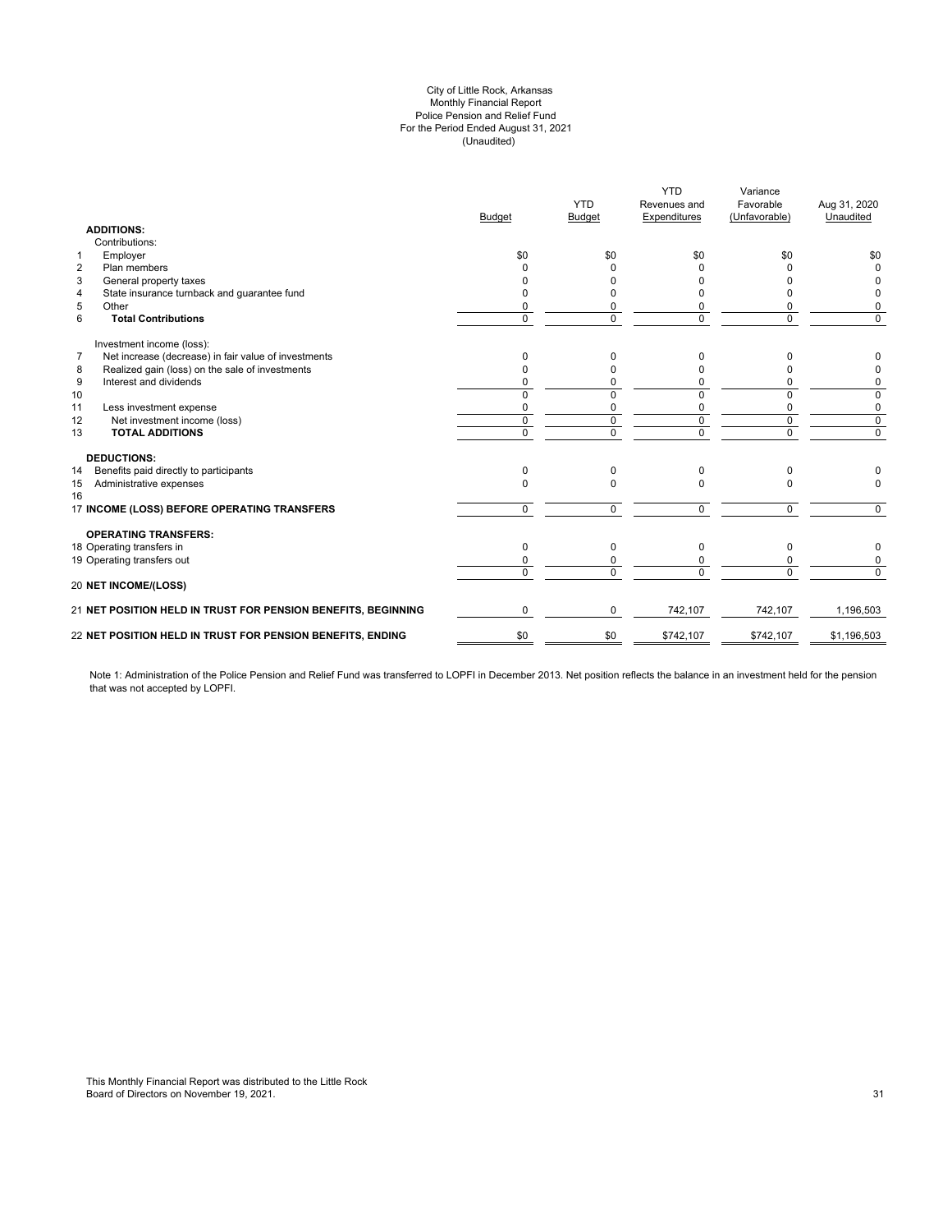City of Little Rock, Arkansas
Monthly Financial Report
Police Pension and Relief Fund
For the Period Ended August 31, 2021
(Unaudited)

| | | Budget | YTD Budget | YTD Revenues and Expenditures | Variance Favorable (Unfavorable) | Aug 31, 2020 Unaudited |
|---|---|---|---|---|---|---|
| | **ADDITIONS:** | | | | | |
| | Contributions: | | | | | |
| 1 | Employer | $0 | $0 | $0 | $0 | $0 |
| 2 | Plan members | 0 | 0 | 0 | 0 | 0 |
| 3 | General property taxes | 0 | 0 | 0 | 0 | 0 |
| 4 | State insurance turnback and guarantee fund | 0 | 0 | 0 | 0 | 0 |
| 5 | Other | 0 | 0 | 0 | 0 | 0 |
| 6 | **Total Contributions** | 0 | 0 | 0 | 0 | 0 |
| | Investment income (loss): | | | | | |
| 7 | Net increase (decrease) in fair value of investments | 0 | 0 | 0 | 0 | 0 |
| 8 | Realized gain (loss) on the sale of investments | 0 | 0 | 0 | 0 | 0 |
| 9 | Interest and dividends | 0 | 0 | 0 | 0 | 0 |
| 10 | | 0 | 0 | 0 | 0 | 0 |
| 11 | Less investment expense | 0 | 0 | 0 | 0 | 0 |
| 12 | Net investment income (loss) | 0 | 0 | 0 | 0 | 0 |
| 13 | **TOTAL ADDITIONS** | 0 | 0 | 0 | 0 | 0 |
| | **DEDUCTIONS:** | | | | | |
| 14 | Benefits paid directly to participants | 0 | 0 | 0 | 0 | 0 |
| 15 | Administrative expenses | 0 | 0 | 0 | 0 | 0 |
| 16 | | | | | | |
| 17 | **INCOME (LOSS) BEFORE OPERATING TRANSFERS** | 0 | 0 | 0 | 0 | 0 |
| | **OPERATING TRANSFERS:** | | | | | |
| 18 | Operating transfers in | 0 | 0 | 0 | 0 | 0 |
| 19 | Operating transfers out | 0 | 0 | 0 | 0 | 0 |
| | | 0 | 0 | 0 | 0 | 0 |
| 20 | **NET INCOME/(LOSS)** | | | | | |
| 21 | **NET POSITION HELD IN TRUST FOR PENSION BENEFITS, BEGINNING** | 0 | 0 | 742,107 | 742,107 | 1,196,503 |
| 22 | **NET POSITION HELD IN TRUST FOR PENSION BENEFITS, ENDING** | $0 | $0 | $742,107 | $742,107 | $1,196,503 |

Note 1: Administration of the Police Pension and Relief Fund was transferred to LOPFI in December 2013. Net position reflects the balance in an investment held for the pension that was not accepted by LOPFI.

This Monthly Financial Report was distributed to the Little Rock Board of Directors on November 19, 2021.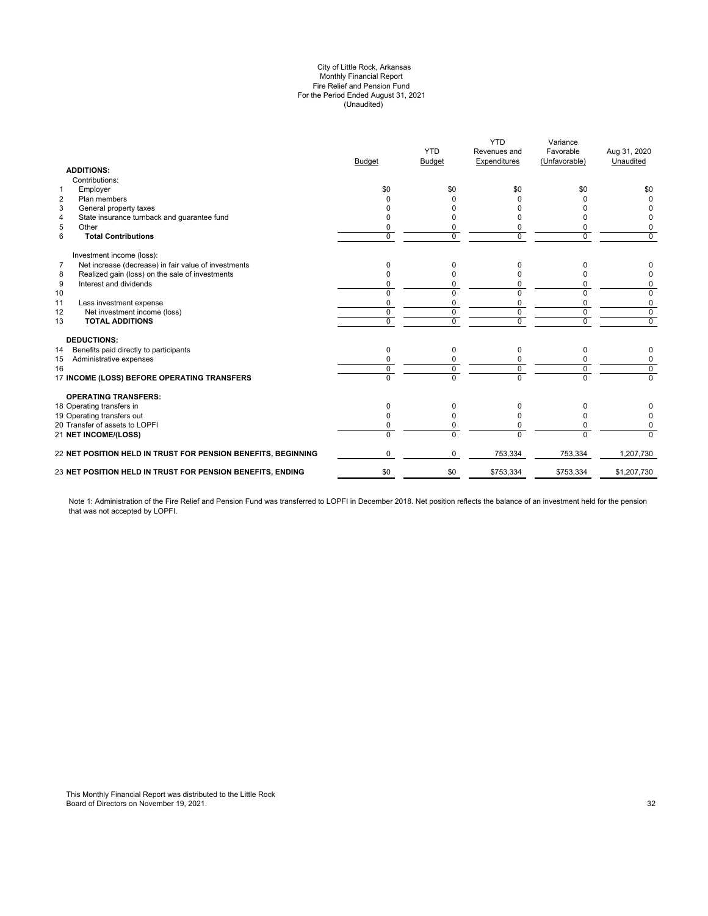# City of Little Rock, Arkansas
## Monthly Financial Report
## Fire Relief and Pension Fund
## For the Period Ended August 31, 2021
## (Unaudited)

| | | Budget | YTD Budget | YTD Revenues and Expenditures | Variance Favorable (Unfavorable) | Aug 31, 2020 Unaudited |
|---|---|---|---|---|---|---|
| | **ADDITIONS:** | | | | | |
| | Contributions: | | | | | |
| 1 | Employer | $0 | $0 | $0 | $0 | $0 |
| 2 | Plan members | 0 | 0 | 0 | 0 | 0 |
| 3 | General property taxes | 0 | 0 | 0 | 0 | 0 |
| 4 | State insurance turnback and guarantee fund | 0 | 0 | 0 | 0 | 0 |
| 5 | Other | 0 | 0 | 0 | 0 | 0 |
| 6 | **Total Contributions** | 0 | 0 | 0 | 0 | 0 |
| | Investment income (loss): | | | | | |
| 7 | Net increase (decrease) in fair value of investments | 0 | 0 | 0 | 0 | 0 |
| 8 | Realized gain (loss) on the sale of investments | 0 | 0 | 0 | 0 | 0 |
| 9 | Interest and dividends | 0 | 0 | 0 | 0 | 0 |
| 10 | | 0 | 0 | 0 | 0 | 0 |
| 11 | Less investment expense | 0 | 0 | 0 | 0 | 0 |
| 12 | Net investment income (loss) | 0 | 0 | 0 | 0 | 0 |
| 13 | **TOTAL ADDITIONS** | 0 | 0 | 0 | 0 | 0 |
| | **DEDUCTIONS:** | | | | | |
| 14 | Benefits paid directly to participants | 0 | 0 | 0 | 0 | 0 |
| 15 | Administrative expenses | 0 | 0 | 0 | 0 | 0 |
| 16 | | 0 | 0 | 0 | 0 | 0 |
| 17 | **INCOME (LOSS) BEFORE OPERATING TRANSFERS** | 0 | 0 | 0 | 0 | 0 |
| | **OPERATING TRANSFERS:** | | | | | |
| 18 | Operating transfers in | 0 | 0 | 0 | 0 | 0 |
| 19 | Operating transfers out | 0 | 0 | 0 | 0 | 0 |
| 20 | Transfer of assets to LOPFI | 0 | 0 | 0 | 0 | 0 |
| 21 | **NET INCOME/(LOSS)** | 0 | 0 | 0 | 0 | 0 |
| 22 | **NET POSITION HELD IN TRUST FOR PENSION BENEFITS, BEGINNING** | 0 | 0 | 753,334 | 753,334 | 1,207,730 |
| 23 | **NET POSITION HELD IN TRUST FOR PENSION BENEFITS, ENDING** | $0 | $0 | $753,334 | $753,334 | $1,207,730 |

Note 1: Administration of the Fire Relief and Pension Fund was transferred to LOPFI in December 2018. Net position reflects the balance of an investment held for the pension that was not accepted by LOPFI.

This Monthly Financial Report was distributed to the Little Rock Board of Directors on November 19, 2021.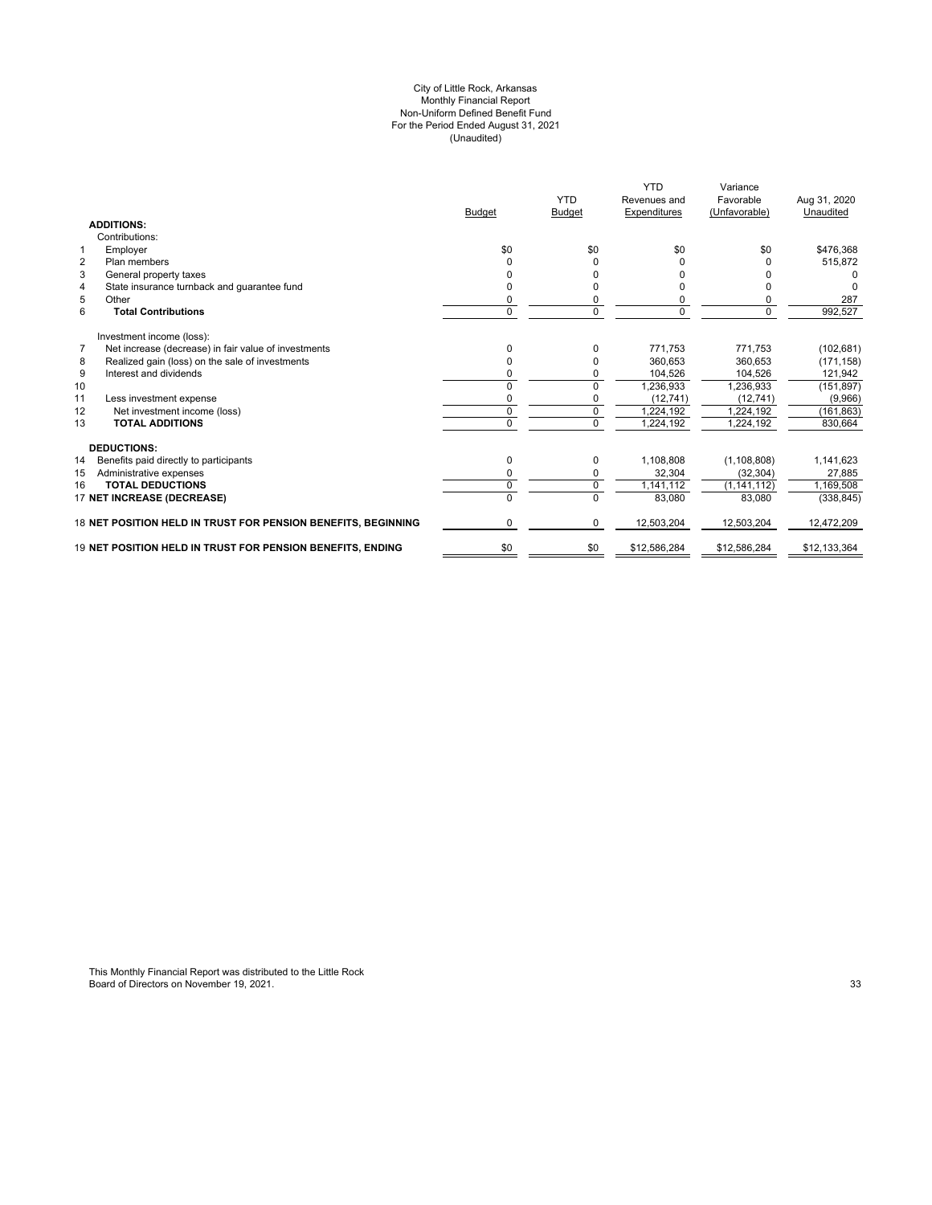# City of Little Rock, Arkansas
## Monthly Financial Report
## Non-Uniform Defined Benefit Fund
## For the Period Ended August 31, 2021
## (Unaudited)

| | | Budget | YTD Budget | YTD Revenues and Expenditures | Variance Favorable (Unfavorable) | Aug 31, 2020 Unaudited |
|---|---|---|---|---|---|---|
| | **ADDITIONS:** | | | | | |
| | Contributions: | | | | | |
| 1 | Employer | $0 | $0 | $0 | $0 | $476,368 |
| 2 | Plan members | 0 | 0 | 0 | 0 | 515,872 |
| 3 | General property taxes | 0 | 0 | 0 | 0 | 0 |
| 4 | State insurance turnback and guarantee fund | 0 | 0 | 0 | 0 | 0 |
| 5 | Other | 0 | 0 | 0 | 0 | 287 |
| 6 | **Total Contributions** | 0 | 0 | 0 | 0 | 992,527 |
| | Investment income (loss): | | | | | |
| 7 | Net increase (decrease) in fair value of investments | 0 | 0 | 771,753 | 771,753 | (102,681) |
| 8 | Realized gain (loss) on the sale of investments | 0 | 0 | 360,653 | 360,653 | (171,158) |
| 9 | Interest and dividends | 0 | 0 | 104,526 | 104,526 | 121,942 |
| 10 | | 0 | 0 | 1,236,933 | 1,236,933 | (151,897) |
| 11 | Less investment expense | 0 | 0 | (12,741) | (12,741) | (9,966) |
| 12 | Net investment income (loss) | 0 | 0 | 1,224,192 | 1,224,192 | (161,863) |
| 13 | **TOTAL ADDITIONS** | 0 | 0 | 1,224,192 | 1,224,192 | 830,664 |
| | **DEDUCTIONS:** | | | | | |
| 14 | Benefits paid directly to participants | 0 | 0 | 1,108,808 | (1,108,808) | 1,141,623 |
| 15 | Administrative expenses | 0 | 0 | 32,304 | (32,304) | 27,885 |
| 16 | **TOTAL DEDUCTIONS** | 0 | 0 | 1,141,112 | (1,141,112) | 1,169,508 |
| 17 | **NET INCREASE (DECREASE)** | 0 | 0 | 83,080 | 83,080 | (338,845) |
| 18 | **NET POSITION HELD IN TRUST FOR PENSION BENEFITS, BEGINNING** | 0 | 0 | 12,503,204 | 12,503,204 | 12,472,209 |
| 19 | **NET POSITION HELD IN TRUST FOR PENSION BENEFITS, ENDING** | $0 | $0 | $12,586,284 | $12,586,284 | $12,133,364 |

This Monthly Financial Report was distributed to the Little Rock Board of Directors on November 19, 2021.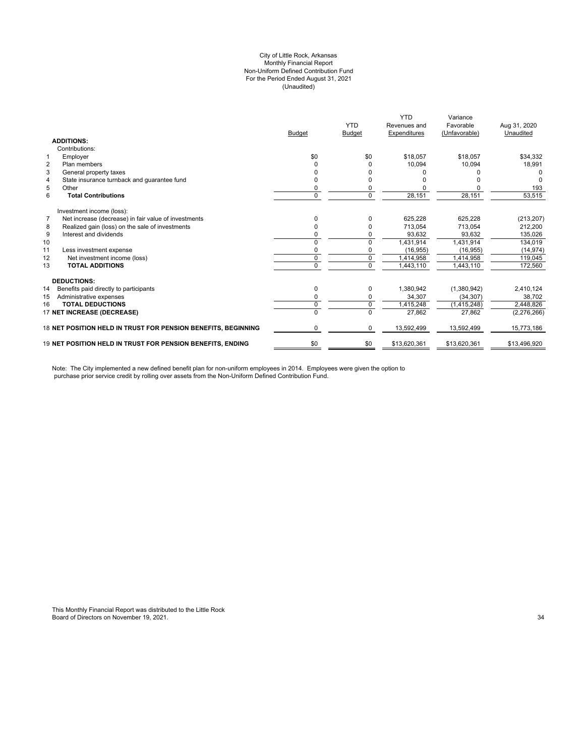City of Little Rock, Arkansas
Monthly Financial Report
Non-Uniform Defined Contribution Fund
For the Period Ended August 31, 2021
(Unaudited)

| | | Budget | YTD Budget | YTD Revenues and Expenditures | Variance Favorable (Unfavorable) | Aug 31, 2020 Unaudited |
|---|---|---|---|---|---|---|
| | **ADDITIONS:** | | | | | |
| | Contributions: | | | | | |
| 1 | Employer | $0 | $0 | $18,057 | $18,057 | $34,332 |
| 2 | Plan members | 0 | 0 | 10,094 | 10,094 | 18,991 |
| 3 | General property taxes | 0 | 0 | 0 | 0 | 0 |
| 4 | State insurance turnback and guarantee fund | 0 | 0 | 0 | 0 | 0 |
| 5 | Other | 0 | 0 | 0 | 0 | 193 |
| 6 | **Total Contributions** | 0 | 0 | 28,151 | 28,151 | 53,515 |
| | Investment income (loss): | | | | | |
| 7 | Net increase (decrease) in fair value of investments | 0 | 0 | 625,228 | 625,228 | (213,207) |
| 8 | Realized gain (loss) on the sale of investments | 0 | 0 | 713,054 | 713,054 | 212,200 |
| 9 | Interest and dividends | 0 | 0 | 93,632 | 93,632 | 135,026 |
| 10 | | 0 | 0 | 1,431,914 | 1,431,914 | 134,019 |
| 11 | Less investment expense | 0 | 0 | (16,955) | (16,955) | (14,974) |
| 12 | Net investment income (loss) | 0 | 0 | 1,414,958 | 1,414,958 | 119,045 |
| 13 | **TOTAL ADDITIONS** | 0 | 0 | 1,443,110 | 1,443,110 | 172,560 |
| | **DEDUCTIONS:** | | | | | |
| 14 | Benefits paid directly to participants | 0 | 0 | 1,380,942 | (1,380,942) | 2,410,124 |
| 15 | Administrative expenses | 0 | 0 | 34,307 | (34,307) | 38,702 |
| 16 | **TOTAL DEDUCTIONS** | 0 | 0 | 1,415,248 | (1,415,248) | 2,448,826 |
| 17 | **NET INCREASE (DECREASE)** | 0 | 0 | 27,862 | 27,862 | (2,276,266) |
| 18 | **NET POSITION HELD IN TRUST FOR PENSION BENEFITS, BEGINNING** | 0 | 0 | 13,592,499 | 13,592,499 | 15,773,186 |
| 19 | **NET POSITION HELD IN TRUST FOR PENSION BENEFITS, ENDING** | $0 | $0 | $13,620,361 | $13,620,361 | $13,496,920 |

Note: The City implemented a new defined benefit plan for non-uniform employees in 2014. Employees were given the option to purchase prior service credit by rolling over assets from the Non-Uniform Defined Contribution Fund.

This Monthly Financial Report was distributed to the Little Rock Board of Directors on November 19, 2021.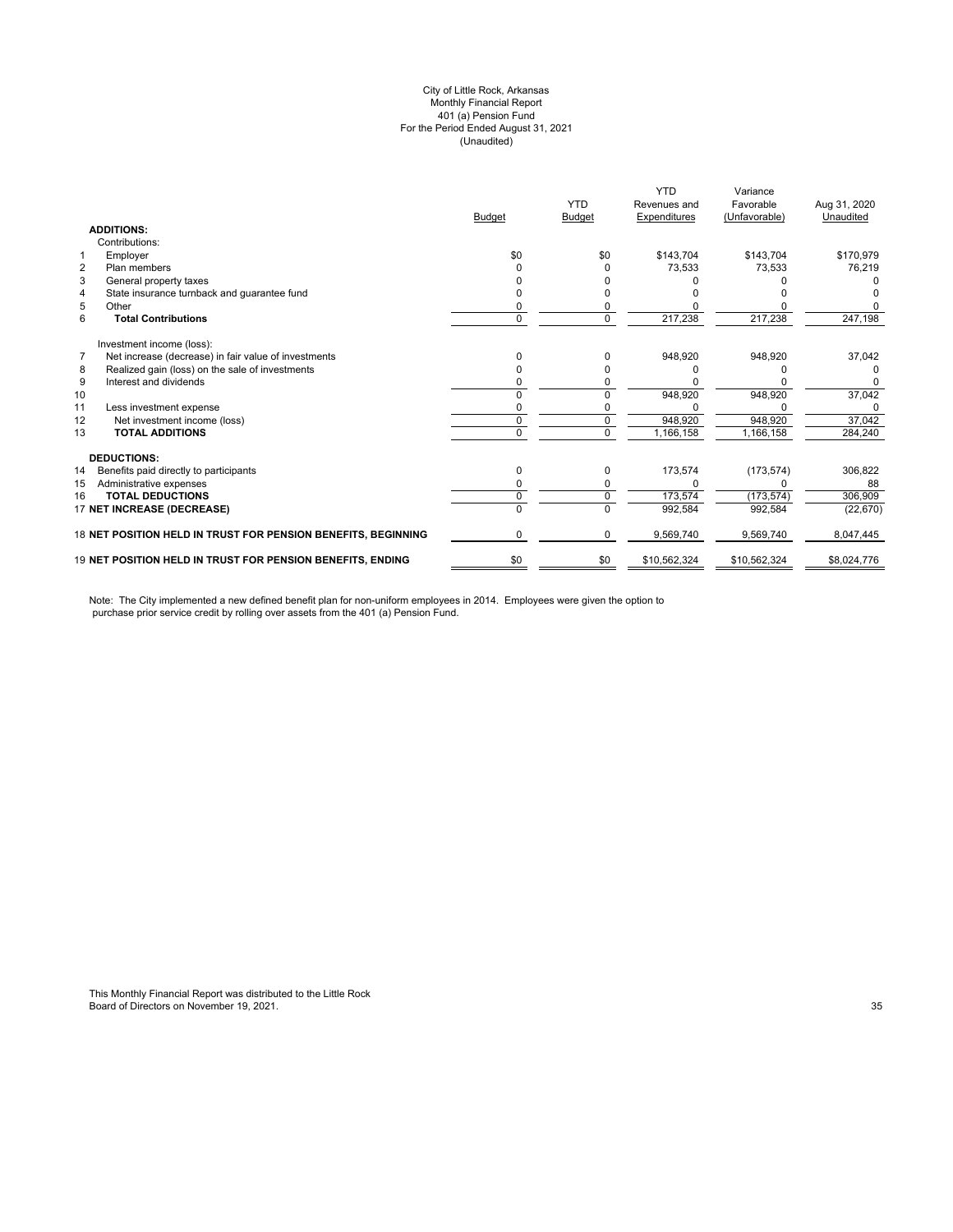City of Little Rock, Arkansas
Monthly Financial Report
401 (a) Pension Fund
For the Period Ended August 31, 2021
(Unaudited)

| | | Budget | YTD Budget | YTD Revenues and Expenditures | Variance Favorable (Unfavorable) | Aug 31, 2020 Unaudited |
|---|---|---|---|---|---|---|
| | **ADDITIONS:** | | | | | |
| | Contributions: | | | | | |
| 1 | Employer | $0 | $0 | $143,704 | $143,704 | $170,979 |
| 2 | Plan members | 0 | 0 | 73,533 | 73,533 | 76,219 |
| 3 | General property taxes | 0 | 0 | 0 | 0 | 0 |
| 4 | State insurance turnback and guarantee fund | 0 | 0 | 0 | 0 | 0 |
| 5 | Other | 0 | 0 | 0 | 0 | 0 |
| 6 | **Total Contributions** | 0 | 0 | 217,238 | 217,238 | 247,198 |
| | Investment income (loss): | | | | | |
| 7 | Net increase (decrease) in fair value of investments | 0 | 0 | 948,920 | 948,920 | 37,042 |
| 8 | Realized gain (loss) on the sale of investments | 0 | 0 | 0 | 0 | 0 |
| 9 | Interest and dividends | 0 | 0 | 0 | 0 | 0 |
| 10 | | 0 | 0 | 948,920 | 948,920 | 37,042 |
| 11 | Less investment expense | 0 | 0 | 0 | 0 | 0 |
| 12 | Net investment income (loss) | 0 | 0 | 948,920 | 948,920 | 37,042 |
| 13 | **TOTAL ADDITIONS** | 0 | 0 | 1,166,158 | 1,166,158 | 284,240 |
| | **DEDUCTIONS:** | | | | | |
| 14 | Benefits paid directly to participants | 0 | 0 | 173,574 | (173,574) | 306,822 |
| 15 | Administrative expenses | 0 | 0 | 0 | 0 | 88 |
| 16 | **TOTAL DEDUCTIONS** | 0 | 0 | 173,574 | (173,574) | 306,909 |
| 17 | **NET INCREASE (DECREASE)** | 0 | 0 | 992,584 | 992,584 | (22,670) |
| 18 | **NET POSITION HELD IN TRUST FOR PENSION BENEFITS, BEGINNING** | 0 | 0 | 9,569,740 | 9,569,740 | 8,047,445 |
| 19 | **NET POSITION HELD IN TRUST FOR PENSION BENEFITS, ENDING** | $0 | $0 | $10,562,324 | $10,562,324 | $8,024,776 |

Note: The City implemented a new defined benefit plan for non-uniform employees in 2014. Employees were given the option to purchase prior service credit by rolling over assets from the 401 (a) Pension Fund.

This Monthly Financial Report was distributed to the Little Rock Board of Directors on November 19, 2021.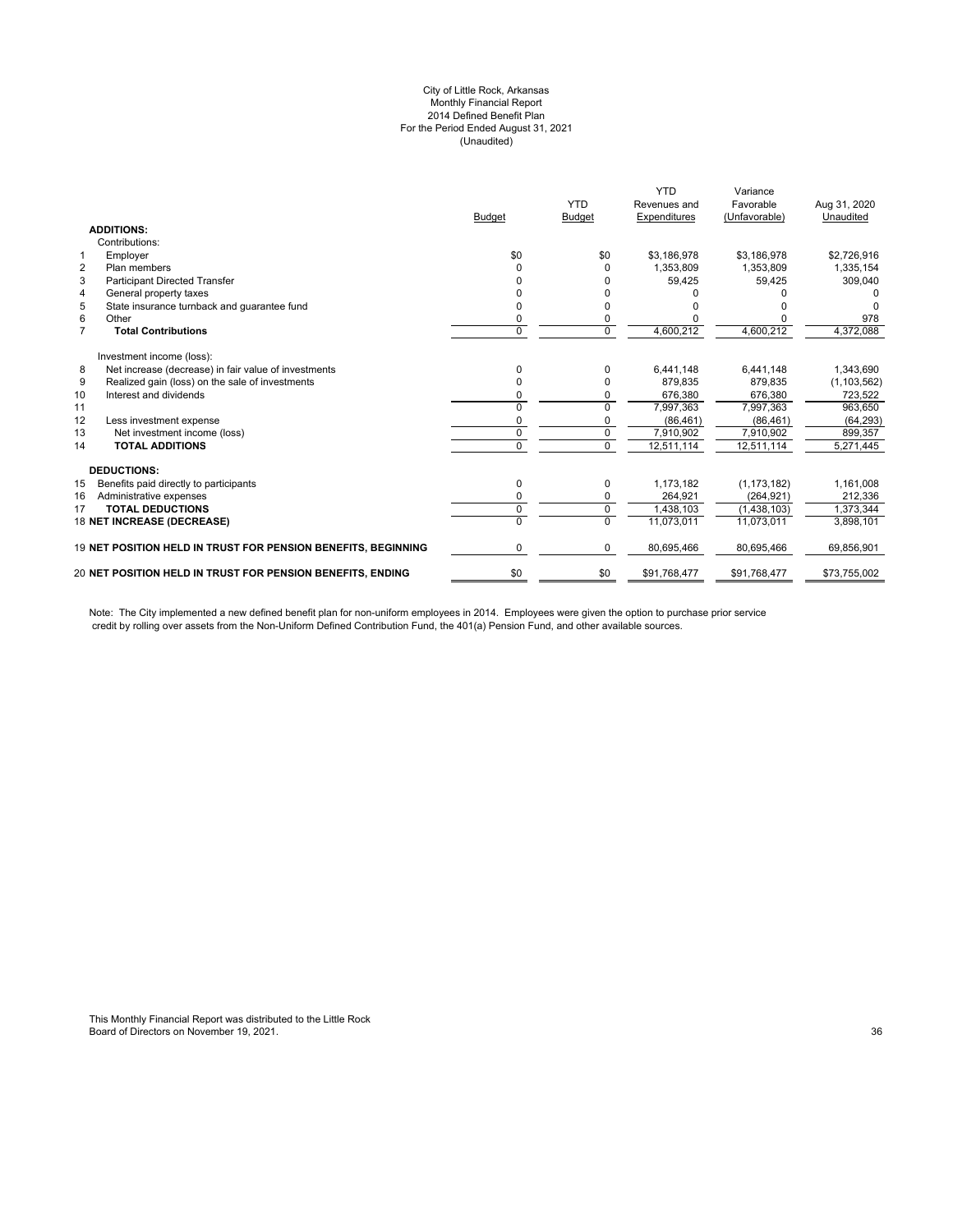# City of Little Rock, Arkansas
## Monthly Financial Report
## 2014 Defined Benefit Plan
## For the Period Ended August 31, 2021
## (Unaudited)

| | | Budget | YTD Budget | YTD Revenues and Expenditures | Variance Favorable (Unfavorable) | Aug 31, 2020 Unaudited |
|---|---|---|---|---|---|---|
| | **ADDITIONS:** | | | | | |
| | Contributions: | | | | | |
| 1 | Employer | $0 | $0 | $3,186,978 | $3,186,978 | $2,726,916 |
| 2 | Plan members | 0 | 0 | 1,353,809 | 1,353,809 | 1,335,154 |
| 3 | Participant Directed Transfer | 0 | 0 | 59,425 | 59,425 | 309,040 |
| 4 | General property taxes | 0 | 0 | 0 | 0 | 0 |
| 5 | State insurance turnback and guarantee fund | 0 | 0 | 0 | 0 | 0 |
| 6 | Other | 0 | 0 | 0 | 0 | 978 |
| 7 | **Total Contributions** | 0 | 0 | 4,600,212 | 4,600,212 | 4,372,088 |
| | Investment income (loss): | | | | | |
| 8 | Net increase (decrease) in fair value of investments | 0 | 0 | 6,441,148 | 6,441,148 | 1,343,690 |
| 9 | Realized gain (loss) on the sale of investments | 0 | 0 | 879,835 | 879,835 | (1,103,562) |
| 10 | Interest and dividends | 0 | 0 | 676,380 | 676,380 | 723,522 |
| 11 | | 0 | 0 | 7,997,363 | 7,997,363 | 963,650 |
| 12 | Less investment expense | 0 | 0 | (86,461) | (86,461) | (64,293) |
| 13 | Net investment income (loss) | 0 | 0 | 7,910,902 | 7,910,902 | 899,357 |
| 14 | **TOTAL ADDITIONS** | 0 | 0 | 12,511,114 | 12,511,114 | 5,271,445 |
| | **DEDUCTIONS:** | | | | | |
| 15 | Benefits paid directly to participants | 0 | 0 | 1,173,182 | (1,173,182) | 1,161,008 |
| 16 | Administrative expenses | 0 | 0 | 264,921 | (264,921) | 212,336 |
| 17 | **TOTAL DEDUCTIONS** | 0 | 0 | 1,438,103 | (1,438,103) | 1,373,344 |
| 18 | **NET INCREASE (DECREASE)** | 0 | 0 | 11,073,011 | 11,073,011 | 3,898,101 |
| 19 | **NET POSITION HELD IN TRUST FOR PENSION BENEFITS, BEGINNING** | 0 | 0 | 80,695,466 | 80,695,466 | 69,856,901 |
| 20 | **NET POSITION HELD IN TRUST FOR PENSION BENEFITS, ENDING** | $0 | $0 | $91,768,477 | $91,768,477 | $73,755,002 |

Note: The City implemented a new defined benefit plan for non-uniform employees in 2014. Employees were given the option to purchase prior service credit by rolling over assets from the Non-Uniform Defined Contribution Fund, the 401(a) Pension Fund, and other available sources.

This Monthly Financial Report was distributed to the Little Rock Board of Directors on November 19, 2021.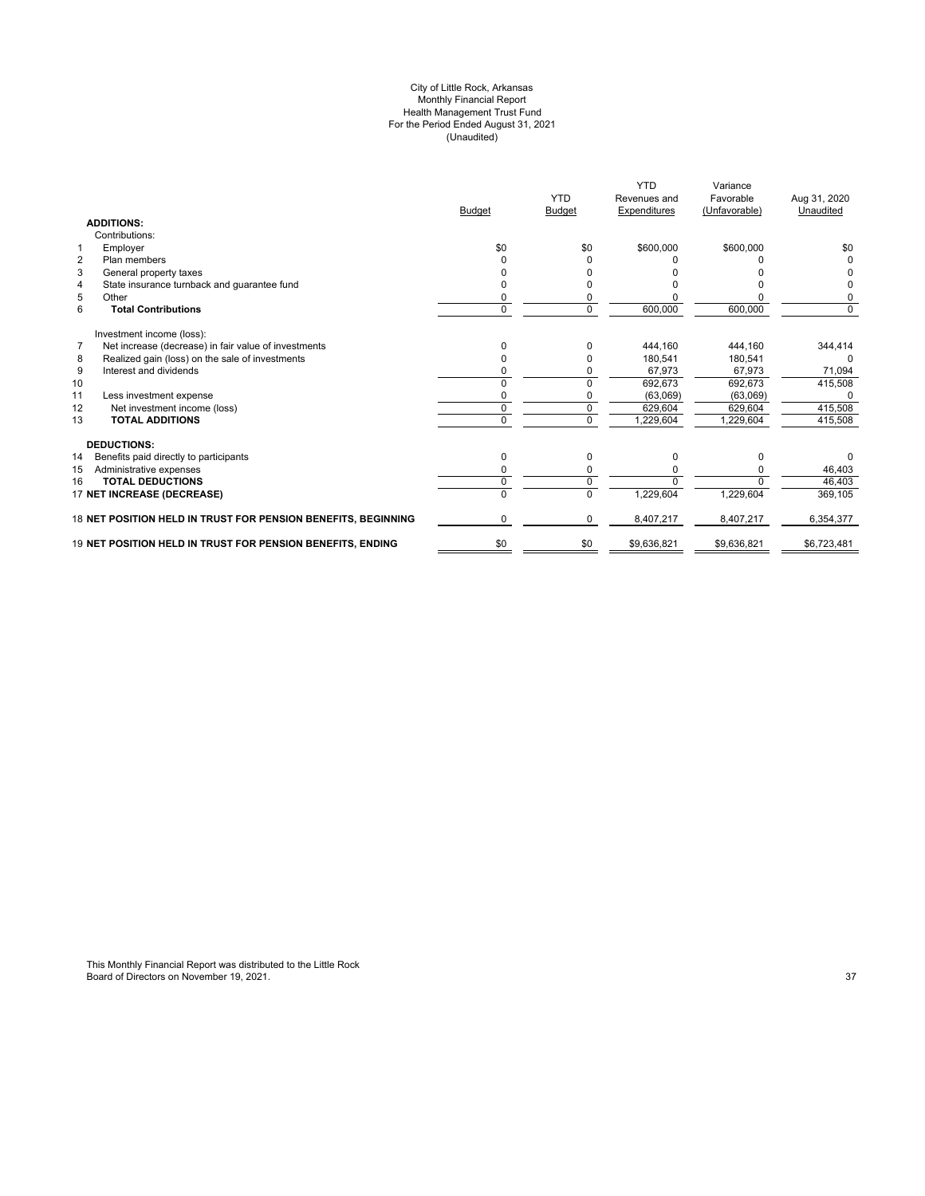City of Little Rock, Arkansas
Monthly Financial Report
Health Management Trust Fund
For the Period Ended August 31, 2021
(Unaudited)

| | | Budget | YTD Budget | YTD Revenues and Expenditures | Variance Favorable (Unfavorable) | Aug 31, 2020 Unaudited |
|---|---|---|---|---|---|---|
| | **ADDITIONS:** | | | | | |
| | Contributions: | | | | | |
| 1 | Employer | $0 | $0 | $600,000 | $600,000 | $0 |
| 2 | Plan members | 0 | 0 | 0 | 0 | 0 |
| 3 | General property taxes | 0 | 0 | 0 | 0 | 0 |
| 4 | State insurance turnback and guarantee fund | 0 | 0 | 0 | 0 | 0 |
| 5 | Other | 0 | 0 | 0 | 0 | 0 |
| 6 | **Total Contributions** | 0 | 0 | 600,000 | 600,000 | 0 |
| | Investment income (loss): | | | | | |
| 7 | Net increase (decrease) in fair value of investments | 0 | 0 | 444,160 | 444,160 | 344,414 |
| 8 | Realized gain (loss) on the sale of investments | 0 | 0 | 180,541 | 180,541 | 0 |
| 9 | Interest and dividends | 0 | 0 | 67,973 | 67,973 | 71,094 |
| 10 | | 0 | 0 | 692,673 | 692,673 | 415,508 |
| 11 | Less investment expense | 0 | 0 | (63,069) | (63,069) | 0 |
| 12 | Net investment income (loss) | 0 | 0 | 629,604 | 629,604 | 415,508 |
| 13 | **TOTAL ADDITIONS** | 0 | 0 | 1,229,604 | 1,229,604 | 415,508 |
| | **DEDUCTIONS:** | | | | | |
| 14 | Benefits paid directly to participants | 0 | 0 | 0 | 0 | 0 |
| 15 | Administrative expenses | 0 | 0 | 0 | 0 | 46,403 |
| 16 | **TOTAL DEDUCTIONS** | 0 | 0 | 0 | 0 | 46,403 |
| 17 | **NET INCREASE (DECREASE)** | 0 | 0 | 1,229,604 | 1,229,604 | 369,105 |
| 18 | **NET POSITION HELD IN TRUST FOR PENSION BENEFITS, BEGINNING** | 0 | 0 | 8,407,217 | 8,407,217 | 6,354,377 |
| 19 | **NET POSITION HELD IN TRUST FOR PENSION BENEFITS, ENDING** | $0 | $0 | $9,636,821 | $9,636,821 | $6,723,481 |

This Monthly Financial Report was distributed to the Little Rock Board of Directors on November 19, 2021.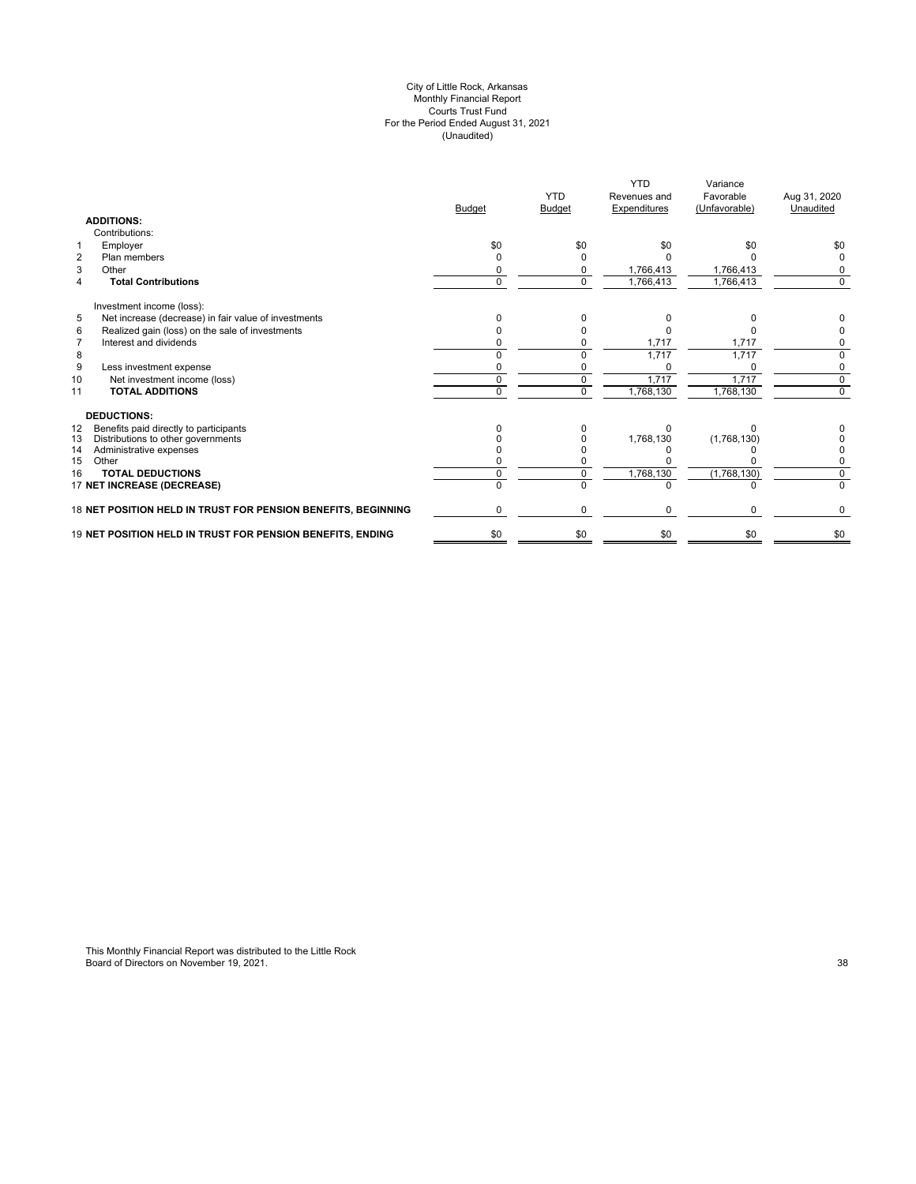City of Little Rock, Arkansas
Monthly Financial Report
Courts Trust Fund
For the Period Ended August 31, 2021
(Unaudited)

| | | Budget | YTD Budget | YTD Revenues and Expenditures | Variance Favorable (Unfavorable) | Aug 31, 2020 Unaudited |
|---|---|---|---|---|---|---|
| | **ADDITIONS:** | | | | | |
| | Contributions: | | | | | |
| 1 | Employer | $0 | $0 | $0 | $0 | $0 |
| 2 | Plan members | 0 | 0 | 0 | 0 | 0 |
| 3 | Other | 0 | 0 | 1,766,413 | 1,766,413 | 0 |
| 4 | **Total Contributions** | 0 | 0 | 1,766,413 | 1,766,413 | 0 |
| | Investment income (loss): | | | | | |
| 5 | Net increase (decrease) in fair value of investments | 0 | 0 | 0 | 0 | 0 |
| 6 | Realized gain (loss) on the sale of investments | 0 | 0 | 0 | 0 | 0 |
| 7 | Interest and dividends | 0 | 0 | 1,717 | 1,717 | 0 |
| 8 | | 0 | 0 | 1,717 | 1,717 | 0 |
| 9 | Less investment expense | 0 | 0 | 0 | 0 | 0 |
| 10 | Net investment income (loss) | 0 | 0 | 1,717 | 1,717 | 0 |
| 11 | **TOTAL ADDITIONS** | 0 | 0 | 1,768,130 | 1,768,130 | 0 |
| | **DEDUCTIONS:** | | | | | |
| 12 | Benefits paid directly to participants | 0 | 0 | 0 | 0 | 0 |
| 13 | Distributions to other governments | 0 | 0 | 1,768,130 | (1,768,130) | 0 |
| 14 | Administrative expenses | 0 | 0 | 0 | 0 | 0 |
| 15 | Other | 0 | 0 | 0 | 0 | 0 |
| 16 | **TOTAL DEDUCTIONS** | 0 | 0 | 1,768,130 | (1,768,130) | 0 |
| 17 | **NET INCREASE (DECREASE)** | 0 | 0 | 0 | 0 | 0 |
| 18 | **NET POSITION HELD IN TRUST FOR PENSION BENEFITS, BEGINNING** | 0 | 0 | 0 | 0 | 0 |
| 19 | **NET POSITION HELD IN TRUST FOR PENSION BENEFITS, ENDING** | $0 | $0 | $0 | $0 | $0 |

This Monthly Financial Report was distributed to the Little Rock Board of Directors on November 19, 2021.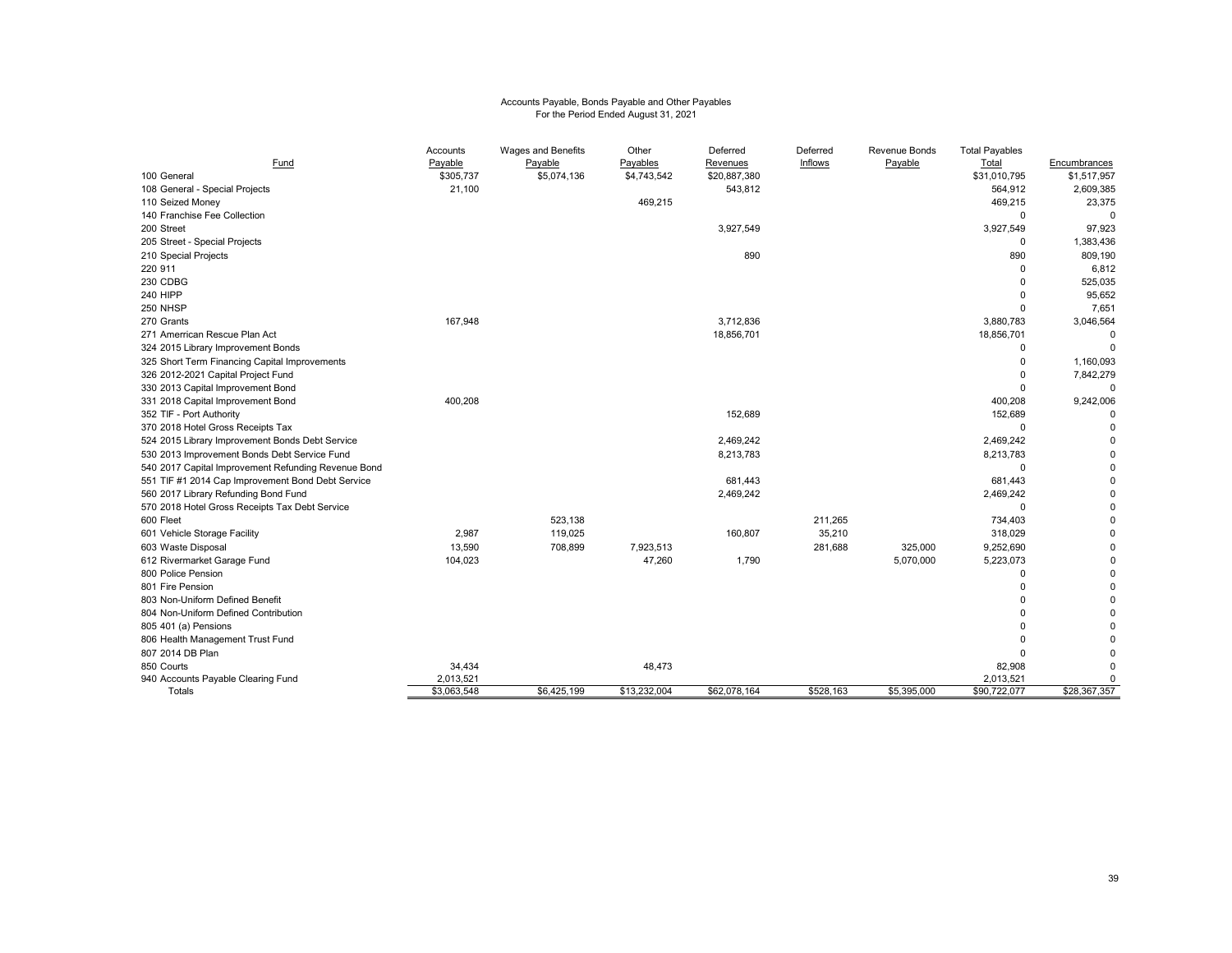# Accounts Payable, Bonds Payable and Other Payables

For the Period Ended August 31, 2021

| Fund | Accounts Payable | Wages and Benefits Payable | Other Payables | Deferred Revenues | Deferred Inflows | Revenue Bonds Payable | Total Payables Total | Encumbrances |
|---|---|---|---|---|---|---|---|---|
| 100 General | $305,737 | $5,074,136 | $4,743,542 | $20,887,380 | | | $31,010,795 | $1,517,957 |
| 108 General - Special Projects | 21,100 | | | 543,812 | | | 564,912 | 2,609,385 |
| 110 Seized Money | | | 469,215 | | | | 469,215 | 23,375 |
| 140 Franchise Fee Collection | | | | | | | 0 | 0 |
| 200 Street | | | | 3,927,549 | | | 3,927,549 | 97,923 |
| 205 Street - Special Projects | | | | | | | 0 | 1,383,436 |
| 210 Special Projects | | | | 890 | | | 890 | 809,190 |
| 220 911 | | | | | | | 0 | 6,812 |
| 230 CDBG | | | | | | | 0 | 525,035 |
| 240 HIPP | | | | | | | 0 | 95,652 |
| 250 NHSP | | | | | | | 0 | 7,651 |
| 270 Grants | 167,948 | | | 3,712,836 | | | 3,880,783 | 3,046,564 |
| 271 Amerrican Rescue Plan Act | | | | 18,856,701 | | | 18,856,701 | 0 |
| 324 2015 Library Improvement Bonds | | | | | | | 0 | 0 |
| 325 Short Term Financing Capital Improvements | | | | | | | 0 | 1,160,093 |
| 326 2012-2021 Capital Project Fund | | | | | | | 0 | 7,842,279 |
| 330 2013 Capital Improvement Bond | | | | | | | 0 | 0 |
| 331 2018 Capital Improvement Bond | 400,208 | | | | | | 400,208 | 9,242,006 |
| 352 TIF - Port Authority | | | | 152,689 | | | 152,689 | 0 |
| 370 2018 Hotel Gross Receipts Tax | | | | | | | 0 | 0 |
| 524 2015 Library Improvement Bonds Debt Service | | | | 2,469,242 | | | 2,469,242 | 0 |
| 530 2013 Improvement Bonds Debt Service Fund | | | | 8,213,783 | | | 8,213,783 | 0 |
| 540 2017 Capital Improvement Refunding Revenue Bond | | | | | | | 0 | 0 |
| 551 TIF #1 2014 Cap Improvement Bond Debt Service | | | | 681,443 | | | 681,443 | 0 |
| 560 2017 Library Refunding Bond Fund | | | | 2,469,242 | | | 2,469,242 | 0 |
| 570 2018 Hotel Gross Receipts Tax Debt Service | | | | | | | 0 | 0 |
| 600 Fleet | | 523,138 | | | 211,265 | | 734,403 | 0 |
| 601 Vehicle Storage Facility | 2,987 | 119,025 | | 160,807 | 35,210 | | 318,029 | 0 |
| 603 Waste Disposal | 13,590 | 708,899 | 7,923,513 | | 281,688 | 325,000 | 9,252,690 | 0 |
| 612 Rivermarket Garage Fund | 104,023 | | 47,260 | 1,790 | | 5,070,000 | 5,223,073 | 0 |
| 800 Police Pension | | | | | | | 0 | 0 |
| 801 Fire Pension | | | | | | | 0 | 0 |
| 803 Non-Uniform Defined Benefit | | | | | | | 0 | 0 |
| 804 Non-Uniform Defined Contribution | | | | | | | 0 | 0 |
| 805 401 (a) Pensions | | | | | | | 0 | 0 |
| 806 Health Management Trust Fund | | | | | | | 0 | 0 |
| 807 2014 DB Plan | | | | | | | 0 | 0 |
| 850 Courts | 34,434 | | 48,473 | | | | 82,908 | 0 |
| 940 Accounts Payable Clearing Fund | 2,013,521 | | | | | | 2,013,521 | 0 |
| Totals | $3,063,548 | $6,425,199 | $13,232,004 | $62,078,164 | $528,163 | $5,395,000 | $90,722,077 | $28,367,357 |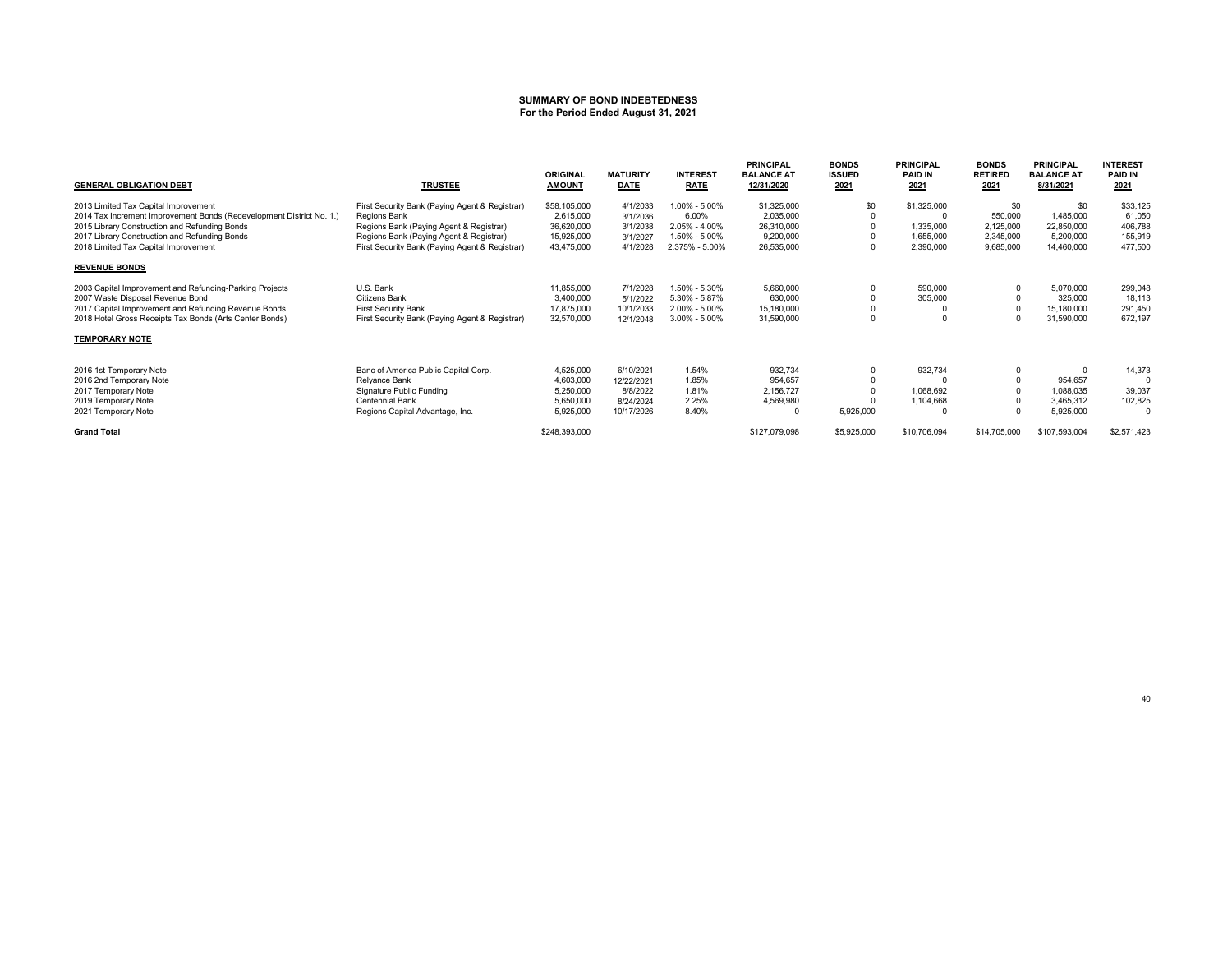# SUMMARY OF BOND INDEBTEDNESS
## For the Period Ended August 31, 2021

| GENERAL OBLIGATION DEBT | TRUSTEE | ORIGINAL AMOUNT | MATURITY DATE | INTEREST RATE | PRINCIPAL BALANCE AT 12/31/2020 | BONDS ISSUED 2021 | PRINCIPAL PAID IN 2021 | BONDS RETIRED 2021 | PRINCIPAL BALANCE AT 8/31/2021 | INTEREST PAID IN 2021 |
|---|---|---|---|---|---|---|---|---|---|---|
| 2013 Limited Tax Capital Improvement | First Security Bank (Paying Agent & Registrar) | $58,105,000 | 4/1/2033 | 1.00% - 5.00% | $1,325,000 | $0 | $1,325,000 | $0 | $0 | $33,125 |
| 2014 Tax Increment Improvement Bonds (Redevelopment District No. 1.) | Regions Bank | 2,615,000 | 3/1/2036 | 6.00% | 2,035,000 | 0 | 0 | 550,000 | 1,485,000 | 61,050 |
| 2015 Library Construction and Refunding Bonds | Regions Bank (Paying Agent & Registrar) | 36,620,000 | 3/1/2038 | 2.05% - 4.00% | 26,310,000 | 0 | 1,335,000 | 2,125,000 | 22,850,000 | 406,788 |
| 2017 Library Construction and Refunding Bonds | Regions Bank (Paying Agent & Registrar) | 15,925,000 | 3/1/2027 | 1.50% - 5.00% | 9,200,000 | 0 | 1,655,000 | 2,345,000 | 5,200,000 | 155,919 |
| 2018 Limited Tax Capital Improvement | First Security Bank (Paying Agent & Registrar) | 43,475,000 | 4/1/2028 | 2.375% - 5.00% | 26,535,000 | 0 | 2,390,000 | 9,685,000 | 14,460,000 | 477,500 |
| **REVENUE BONDS** | | | | | | | | | | |
| 2003 Capital Improvement and Refunding-Parking Projects | U.S. Bank | 11,855,000 | 7/1/2028 | 1.50% - 5.30% | 5,660,000 | 0 | 590,000 | 0 | 5,070,000 | 299,048 |
| 2007 Waste Disposal Revenue Bond | Citizens Bank | 3,400,000 | 5/1/2022 | 5.30% - 5.87% | 630,000 | 0 | 305,000 | 0 | 325,000 | 18,113 |
| 2017 Capital Improvement and Refunding Revenue Bonds | First Security Bank | 17,875,000 | 10/1/2033 | 2.00% - 5.00% | 15,180,000 | 0 | 0 | 0 | 15,180,000 | 291,450 |
| 2018 Hotel Gross Receipts Tax Bonds (Arts Center Bonds) | First Security Bank (Paying Agent & Registrar) | 32,570,000 | 12/1/2048 | 3.00% - 5.00% | 31,590,000 | 0 | 0 | 0 | 31,590,000 | 672,197 |
| **TEMPORARY NOTE** | | | | | | | | | | |
| 2016 1st Temporary Note | Banc of America Public Capital Corp. | 4,525,000 | 6/10/2021 | 1.54% | 932,734 | 0 | 932,734 | 0 | 0 | 14,373 |
| 2016 2nd Temporary Note | Relyance Bank | 4,603,000 | 12/22/2021 | 1.85% | 954,657 | 0 | 0 | 0 | 954,657 | 0 |
| 2017 Temporary Note | Signature Public Funding | 5,250,000 | 8/8/2022 | 1.81% | 2,156,727 | 0 | 1,068,692 | 0 | 1,088,035 | 39,037 |
| 2019 Temporary Note | Centennial Bank | 5,650,000 | 8/24/2024 | 2.25% | 4,569,980 | 0 | 1,104,668 | 0 | 3,465,312 | 102,825 |
| 2021 Temporary Note | Regions Capital Advantage, Inc. | 5,925,000 | 10/17/2026 | 8.40% | 0 | 5,925,000 | 0 | 0 | 5,925,000 | 0 |
| **Grand Total** | | $248,393,000 | | | $127,079,098 | $5,925,000 | $10,706,094 | $14,705,000 | $107,593,004 | $2,571,423 |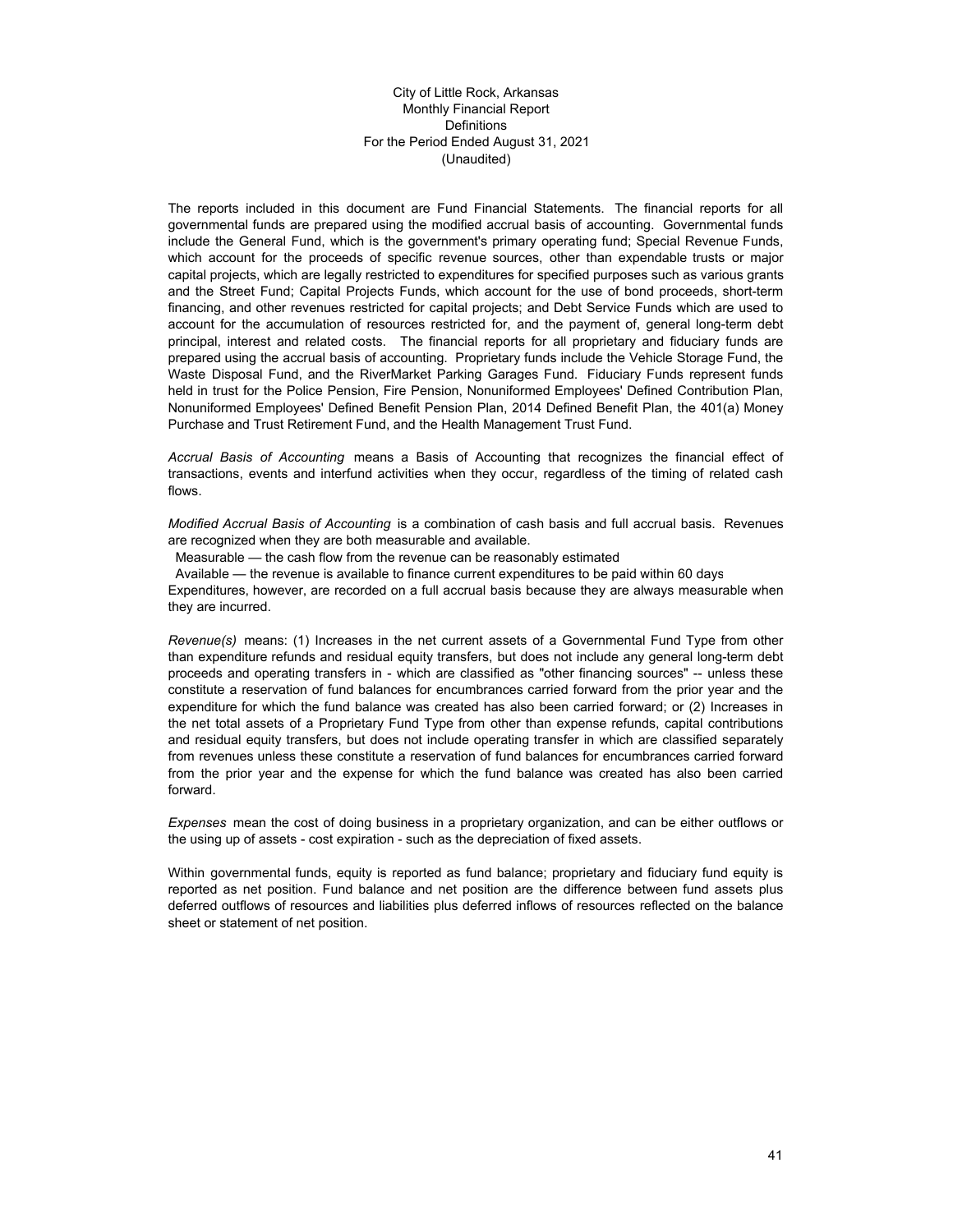City of Little Rock, Arkansas
Monthly Financial Report
Definitions
For the Period Ended August 31, 2021
(Unaudited)

The reports included in this document are Fund Financial Statements. The financial reports for all governmental funds are prepared using the modified accrual basis of accounting. Governmental funds include the General Fund, which is the government's primary operating fund; Special Revenue Funds, which account for the proceeds of specific revenue sources, other than expendable trusts or major capital projects, which are legally restricted to expenditures for specified purposes such as various grants and the Street Fund; Capital Projects Funds, which account for the use of bond proceeds, short-term financing, and other revenues restricted for capital projects; and Debt Service Funds which are used to account for the accumulation of resources restricted for, and the payment of, general long-term debt principal, interest and related costs. The financial reports for all proprietary and fiduciary funds are prepared using the accrual basis of accounting. Proprietary funds include the Vehicle Storage Fund, the Waste Disposal Fund, and the RiverMarket Parking Garages Fund. Fiduciary Funds represent funds held in trust for the Police Pension, Fire Pension, Nonuniformed Employees' Defined Contribution Plan, Nonuniformed Employees' Defined Benefit Pension Plan, 2014 Defined Benefit Plan, the 401(a) Money Purchase and Trust Retirement Fund, and the Health Management Trust Fund.

*Accrual Basis of Accounting* means a Basis of Accounting that recognizes the financial effect of transactions, events and interfund activities when they occur, regardless of the timing of related cash flows.

*Modified Accrual Basis of Accounting* is a combination of cash basis and full accrual basis. Revenues are recognized when they are both measurable and available.
  Measurable — the cash flow from the revenue can be reasonably estimated
  Available — the revenue is available to finance current expenditures to be paid within 60 days
Expenditures, however, are recorded on a full accrual basis because they are always measurable when they are incurred.

*Revenue(s)* means: (1) Increases in the net current assets of a Governmental Fund Type from other than expenditure refunds and residual equity transfers, but does not include any general long-term debt proceeds and operating transfers in - which are classified as "other financing sources" -- unless these constitute a reservation of fund balances for encumbrances carried forward from the prior year and the expenditure for which the fund balance was created has also been carried forward; or (2) Increases in the net total assets of a Proprietary Fund Type from other than expense refunds, capital contributions and residual equity transfers, but does not include operating transfer in which are classified separately from revenues unless these constitute a reservation of fund balances for encumbrances carried forward from the prior year and the expense for which the fund balance was created has also been carried forward.

*Expenses* mean the cost of doing business in a proprietary organization, and can be either outflows or the using up of assets - cost expiration - such as the depreciation of fixed assets.

Within governmental funds, equity is reported as fund balance; proprietary and fiduciary fund equity is reported as net position. Fund balance and net position are the difference between fund assets plus deferred outflows of resources and liabilities plus deferred inflows of resources reflected on the balance sheet or statement of net position.